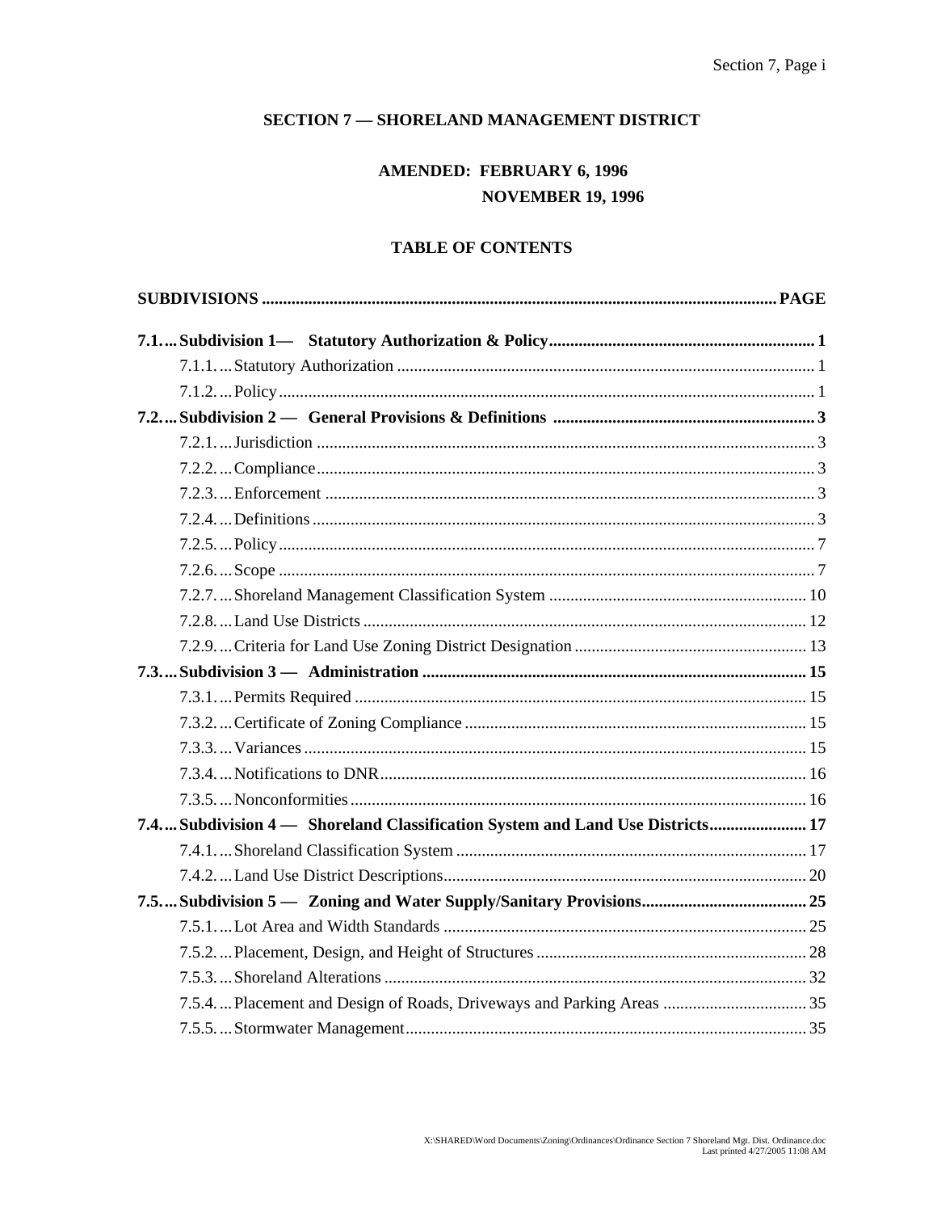# SECTION 7 — SHORELAND MANAGEMENT DISTRICT

**AMENDED: FEBRUARY 6, 1996**
**NOVEMBER 19, 1996**

## TABLE OF CONTENTS

| SUBDIVISIONS | PAGE |
|---|---|
| **7.1. Subdivision 1— Statutory Authorization & Policy** | **1** |
| 7.1.1. Statutory Authorization | 1 |
| 7.1.2. Policy | 1 |
| **7.2. Subdivision 2 — General Provisions & Definitions** | **3** |
| 7.2.1. Jurisdiction | 3 |
| 7.2.2. Compliance | 3 |
| 7.2.3. Enforcement | 3 |
| 7.2.4. Definitions | 3 |
| 7.2.5. Policy | 7 |
| 7.2.6. Scope | 7 |
| 7.2.7. Shoreland Management Classification System | 10 |
| 7.2.8. Land Use Districts | 12 |
| 7.2.9. Criteria for Land Use Zoning District Designation | 13 |
| **7.3. Subdivision 3 — Administration** | **15** |
| 7.3.1. Permits Required | 15 |
| 7.3.2. Certificate of Zoning Compliance | 15 |
| 7.3.3. Variances | 15 |
| 7.3.4. Notifications to DNR | 16 |
| 7.3.5. Nonconformities | 16 |
| **7.4. Subdivision 4 — Shoreland Classification System and Land Use Districts** | **17** |
| 7.4.1. Shoreland Classification System | 17 |
| 7.4.2. Land Use District Descriptions | 20 |
| **7.5. Subdivision 5 — Zoning and Water Supply/Sanitary Provisions** | **25** |
| 7.5.1. Lot Area and Width Standards | 25 |
| 7.5.2. Placement, Design, and Height of Structures | 28 |
| 7.5.3. Shoreland Alterations | 32 |
| 7.5.4. Placement and Design of Roads, Driveways and Parking Areas | 35 |
| 7.5.5. Stormwater Management | 35 |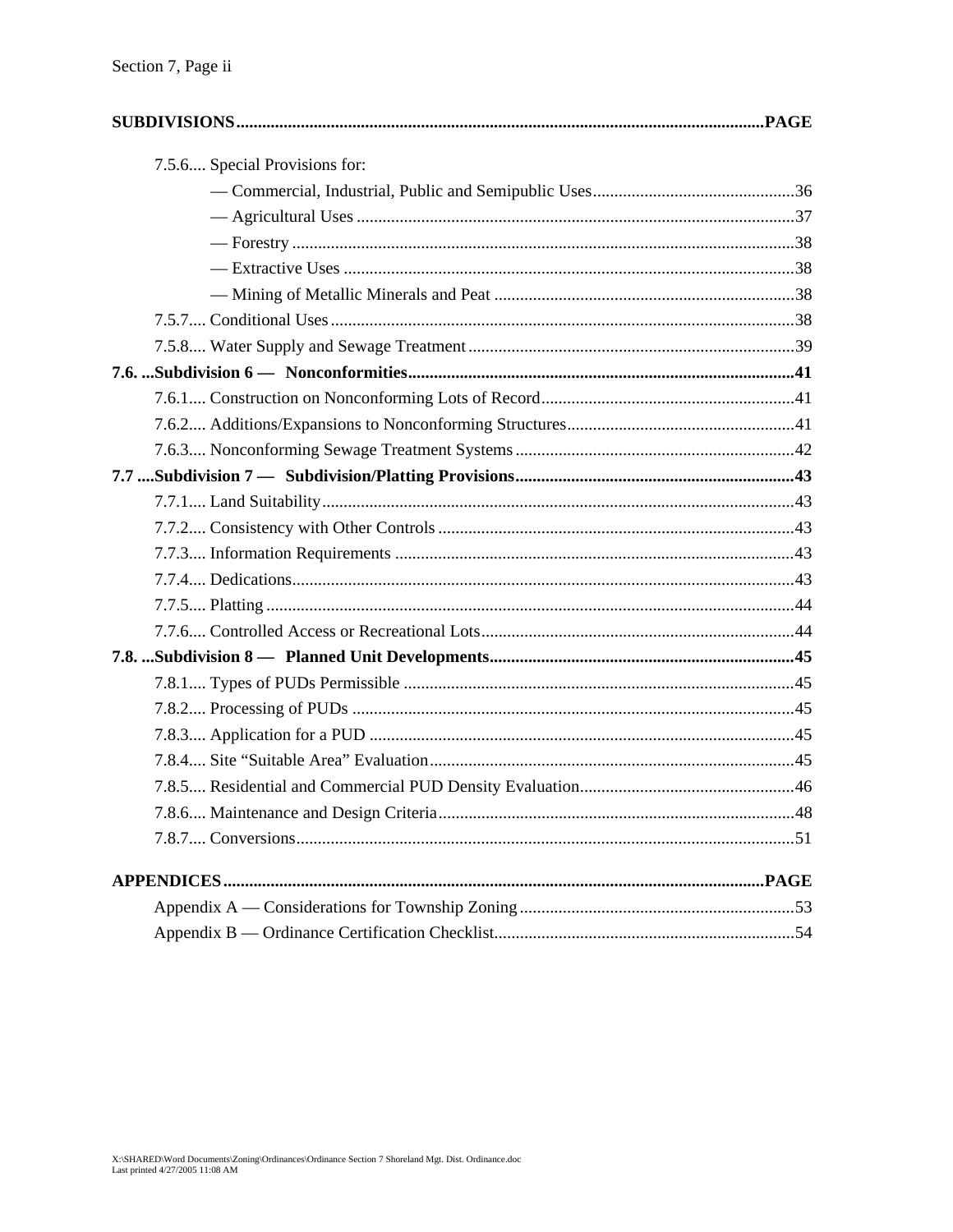**SUBDIVISIONS..........................................................................................................................PAGE**

7.5.6.... Special Provisions for:

— Commercial, Industrial, Public and Semipublic Uses...............................................36

— Agricultural Uses .....................................................................................................37

— Forestry ....................................................................................................................38

— Extractive Uses ........................................................................................................38

— Mining of Metallic Minerals and Peat ......................................................................38

7.5.7.... Conditional Uses ...........................................................................................................38

7.5.8.... Water Supply and Sewage Treatment ...........................................................................39

**7.6. ...Subdivision 6 — Nonconformities..........................................................................................41**

7.6.1.... Construction on Nonconforming Lots of Record...........................................................41

7.6.2.... Additions/Expansions to Nonconforming Structures.....................................................41

7.6.3.... Nonconforming Sewage Treatment Systems ................................................................42

**7.7 ....Subdivision 7 — Subdivision/Platting Provisions.................................................................43**

7.7.1.... Land Suitability.............................................................................................................43

7.7.2.... Consistency with Other Controls ..................................................................................43

7.7.3.... Information Requirements ............................................................................................43

7.7.4.... Dedications....................................................................................................................43

7.7.5.... Platting ..........................................................................................................................44

7.7.6.... Controlled Access or Recreational Lots........................................................................44

**7.8. ...Subdivision 8 — Planned Unit Developments......................................................................45**

7.8.1.... Types of PUDs Permissible ..........................................................................................45

7.8.2.... Processing of PUDs ......................................................................................................45

7.8.3.... Application for a PUD ..................................................................................................45

7.8.4.... Site “Suitable Area” Evaluation....................................................................................45

7.8.5.... Residential and Commercial PUD Density Evaluation..................................................46

7.8.6.... Maintenance and Design Criteria..................................................................................48

7.8.7.... Conversions...................................................................................................................51

**APPENDICES.............................................................................................................................PAGE**

Appendix A — Considerations for Township Zoning ...............................................................53

Appendix B — Ordinance Certification Checklist.....................................................................54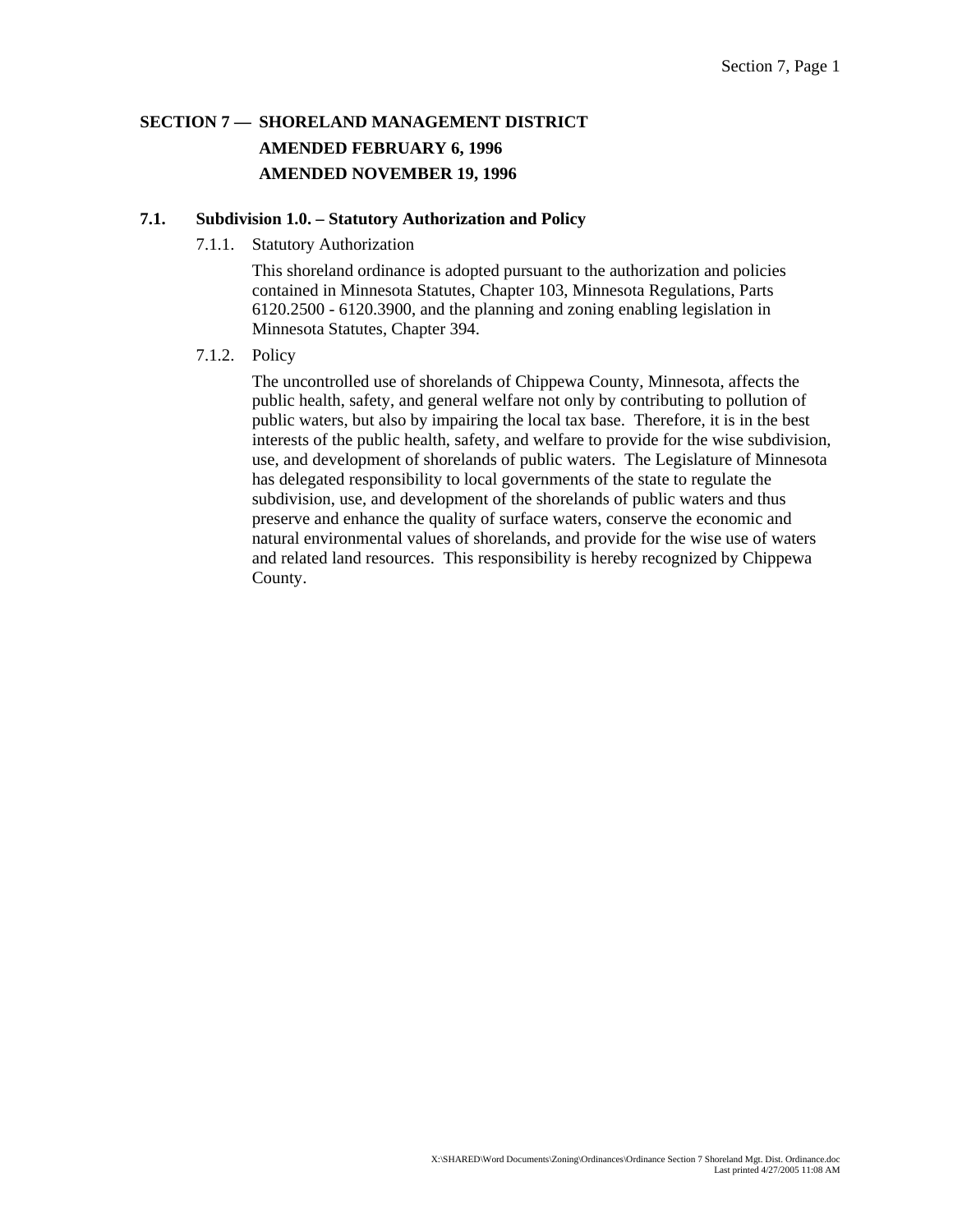# SECTION 7 — SHORELAND MANAGEMENT DISTRICT

**AMENDED FEBRUARY 6, 1996**

**AMENDED NOVEMBER 19, 1996**

## 7.1. Subdivision 1.0. – Statutory Authorization and Policy

### 7.1.1. Statutory Authorization

This shoreland ordinance is adopted pursuant to the authorization and policies contained in Minnesota Statutes, Chapter 103, Minnesota Regulations, Parts 6120.2500 - 6120.3900, and the planning and zoning enabling legislation in Minnesota Statutes, Chapter 394.

### 7.1.2. Policy

The uncontrolled use of shorelands of Chippewa County, Minnesota, affects the public health, safety, and general welfare not only by contributing to pollution of public waters, but also by impairing the local tax base. Therefore, it is in the best interests of the public health, safety, and welfare to provide for the wise subdivision, use, and development of shorelands of public waters. The Legislature of Minnesota has delegated responsibility to local governments of the state to regulate the subdivision, use, and development of the shorelands of public waters and thus preserve and enhance the quality of surface waters, conserve the economic and natural environmental values of shorelands, and provide for the wise use of waters and related land resources. This responsibility is hereby recognized by Chippewa County.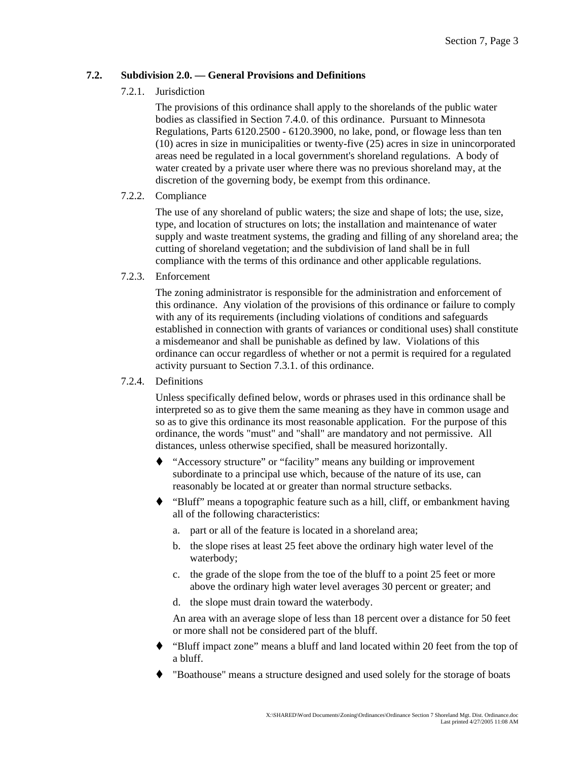## 7.2. Subdivision 2.0. — General Provisions and Definitions

### 7.2.1. Jurisdiction

The provisions of this ordinance shall apply to the shorelands of the public water bodies as classified in Section 7.4.0. of this ordinance. Pursuant to Minnesota Regulations, Parts 6120.2500 - 6120.3900, no lake, pond, or flowage less than ten (10) acres in size in municipalities or twenty-five (25) acres in size in unincorporated areas need be regulated in a local government's shoreland regulations. A body of water created by a private user where there was no previous shoreland may, at the discretion of the governing body, be exempt from this ordinance.

### 7.2.2. Compliance

The use of any shoreland of public waters; the size and shape of lots; the use, size, type, and location of structures on lots; the installation and maintenance of water supply and waste treatment systems, the grading and filling of any shoreland area; the cutting of shoreland vegetation; and the subdivision of land shall be in full compliance with the terms of this ordinance and other applicable regulations.

### 7.2.3. Enforcement

The zoning administrator is responsible for the administration and enforcement of this ordinance. Any violation of the provisions of this ordinance or failure to comply with any of its requirements (including violations of conditions and safeguards established in connection with grants of variances or conditional uses) shall constitute a misdemeanor and shall be punishable as defined by law. Violations of this ordinance can occur regardless of whether or not a permit is required for a regulated activity pursuant to Section 7.3.1. of this ordinance.

### 7.2.4. Definitions

Unless specifically defined below, words or phrases used in this ordinance shall be interpreted so as to give them the same meaning as they have in common usage and so as to give this ordinance its most reasonable application. For the purpose of this ordinance, the words "must" and "shall" are mandatory and not permissive. All distances, unless otherwise specified, shall be measured horizontally.

- "Accessory structure" or "facility" means any building or improvement subordinate to a principal use which, because of the nature of its use, can reasonably be located at or greater than normal structure setbacks.
- "Bluff" means a topographic feature such as a hill, cliff, or embankment having all of the following characteristics:
  - a. part or all of the feature is located in a shoreland area;
  - b. the slope rises at least 25 feet above the ordinary high water level of the waterbody;
  - c. the grade of the slope from the toe of the bluff to a point 25 feet or more above the ordinary high water level averages 30 percent or greater; and
  - d. the slope must drain toward the waterbody.

  An area with an average slope of less than 18 percent over a distance for 50 feet or more shall not be considered part of the bluff.
- "Bluff impact zone" means a bluff and land located within 20 feet from the top of a bluff.
- "Boathouse" means a structure designed and used solely for the storage of boats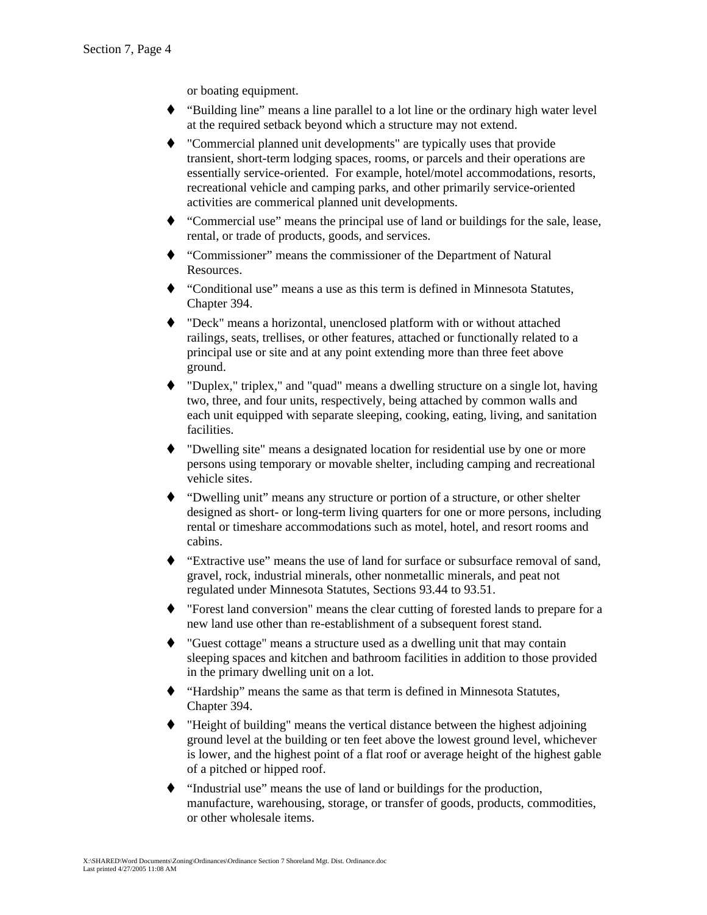or boating equipment.

- “Building line” means a line parallel to a lot line or the ordinary high water level at the required setback beyond which a structure may not extend.
- "Commercial planned unit developments" are typically uses that provide transient, short-term lodging spaces, rooms, or parcels and their operations are essentially service-oriented. For example, hotel/motel accommodations, resorts, recreational vehicle and camping parks, and other primarily service-oriented activities are commerical planned unit developments.
- “Commercial use” means the principal use of land or buildings for the sale, lease, rental, or trade of products, goods, and services.
- “Commissioner” means the commissioner of the Department of Natural Resources.
- “Conditional use” means a use as this term is defined in Minnesota Statutes, Chapter 394.
- "Deck" means a horizontal, unenclosed platform with or without attached railings, seats, trellises, or other features, attached or functionally related to a principal use or site and at any point extending more than three feet above ground.
- "Duplex," triplex," and "quad" means a dwelling structure on a single lot, having two, three, and four units, respectively, being attached by common walls and each unit equipped with separate sleeping, cooking, eating, living, and sanitation facilities.
- "Dwelling site" means a designated location for residential use by one or more persons using temporary or movable shelter, including camping and recreational vehicle sites.
- “Dwelling unit” means any structure or portion of a structure, or other shelter designed as short- or long-term living quarters for one or more persons, including rental or timeshare accommodations such as motel, hotel, and resort rooms and cabins.
- “Extractive use” means the use of land for surface or subsurface removal of sand, gravel, rock, industrial minerals, other nonmetallic minerals, and peat not regulated under Minnesota Statutes, Sections 93.44 to 93.51.
- "Forest land conversion" means the clear cutting of forested lands to prepare for a new land use other than re-establishment of a subsequent forest stand.
- "Guest cottage" means a structure used as a dwelling unit that may contain sleeping spaces and kitchen and bathroom facilities in addition to those provided in the primary dwelling unit on a lot.
- “Hardship” means the same as that term is defined in Minnesota Statutes, Chapter 394.
- "Height of building" means the vertical distance between the highest adjoining ground level at the building or ten feet above the lowest ground level, whichever is lower, and the highest point of a flat roof or average height of the highest gable of a pitched or hipped roof.
- “Industrial use” means the use of land or buildings for the production, manufacture, warehousing, storage, or transfer of goods, products, commodities, or other wholesale items.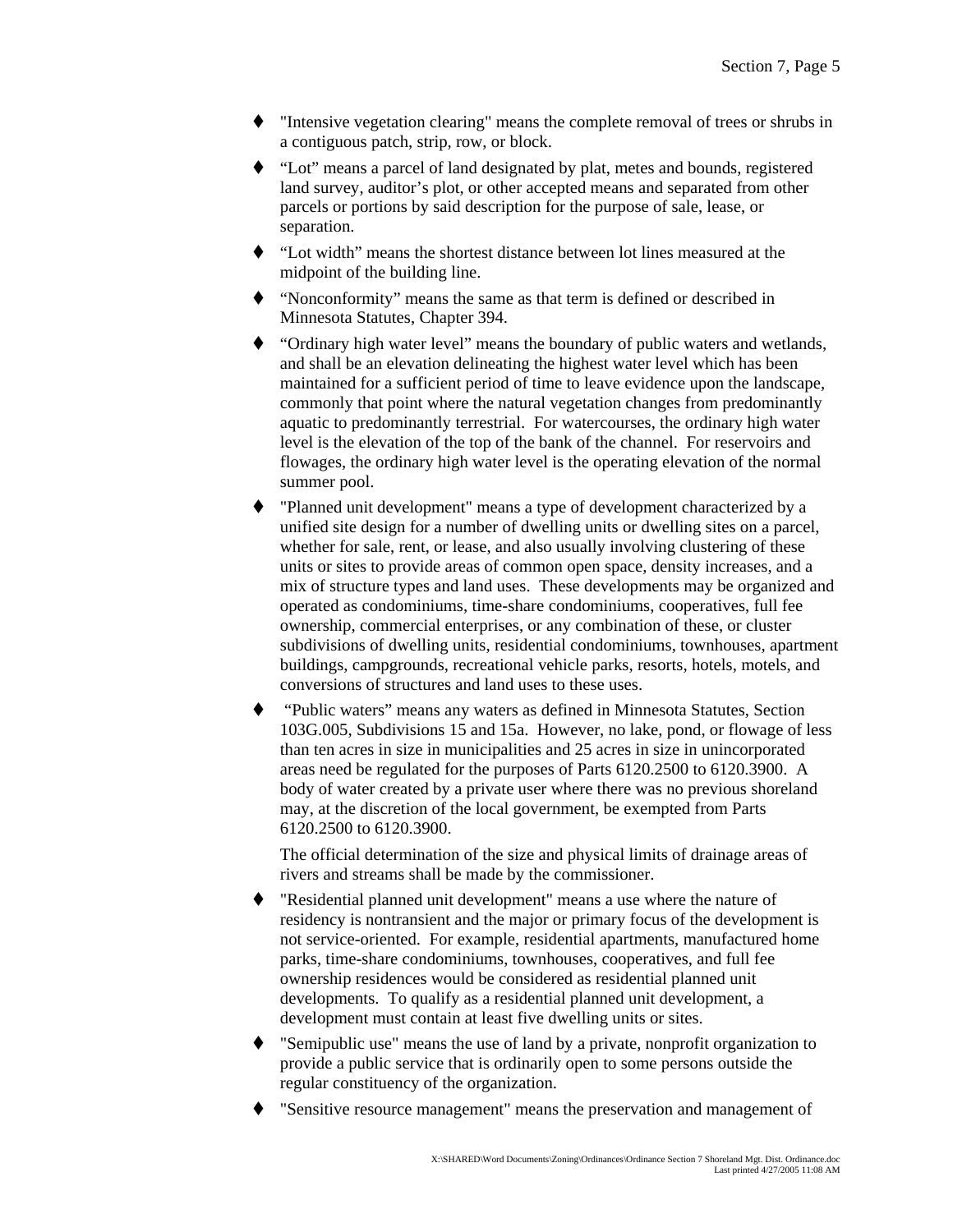- "Intensive vegetation clearing" means the complete removal of trees or shrubs in a contiguous patch, strip, row, or block.
- "Lot" means a parcel of land designated by plat, metes and bounds, registered land survey, auditor's plot, or other accepted means and separated from other parcels or portions by said description for the purpose of sale, lease, or separation.
- "Lot width" means the shortest distance between lot lines measured at the midpoint of the building line.
- "Nonconformity" means the same as that term is defined or described in Minnesota Statutes, Chapter 394.
- "Ordinary high water level" means the boundary of public waters and wetlands, and shall be an elevation delineating the highest water level which has been maintained for a sufficient period of time to leave evidence upon the landscape, commonly that point where the natural vegetation changes from predominantly aquatic to predominantly terrestrial. For watercourses, the ordinary high water level is the elevation of the top of the bank of the channel. For reservoirs and flowages, the ordinary high water level is the operating elevation of the normal summer pool.
- "Planned unit development" means a type of development characterized by a unified site design for a number of dwelling units or dwelling sites on a parcel, whether for sale, rent, or lease, and also usually involving clustering of these units or sites to provide areas of common open space, density increases, and a mix of structure types and land uses. These developments may be organized and operated as condominiums, time-share condominiums, cooperatives, full fee ownership, commercial enterprises, or any combination of these, or cluster subdivisions of dwelling units, residential condominiums, townhouses, apartment buildings, campgrounds, recreational vehicle parks, resorts, hotels, motels, and conversions of structures and land uses to these uses.
- "Public waters" means any waters as defined in Minnesota Statutes, Section 103G.005, Subdivisions 15 and 15a. However, no lake, pond, or flowage of less than ten acres in size in municipalities and 25 acres in size in unincorporated areas need be regulated for the purposes of Parts 6120.2500 to 6120.3900. A body of water created by a private user where there was no previous shoreland may, at the discretion of the local government, be exempted from Parts 6120.2500 to 6120.3900.

  The official determination of the size and physical limits of drainage areas of rivers and streams shall be made by the commissioner.
- "Residential planned unit development" means a use where the nature of residency is nontransient and the major or primary focus of the development is not service-oriented. For example, residential apartments, manufactured home parks, time-share condominiums, townhouses, cooperatives, and full fee ownership residences would be considered as residential planned unit developments. To qualify as a residential planned unit development, a development must contain at least five dwelling units or sites.
- "Semipublic use" means the use of land by a private, nonprofit organization to provide a public service that is ordinarily open to some persons outside the regular constituency of the organization.
- "Sensitive resource management" means the preservation and management of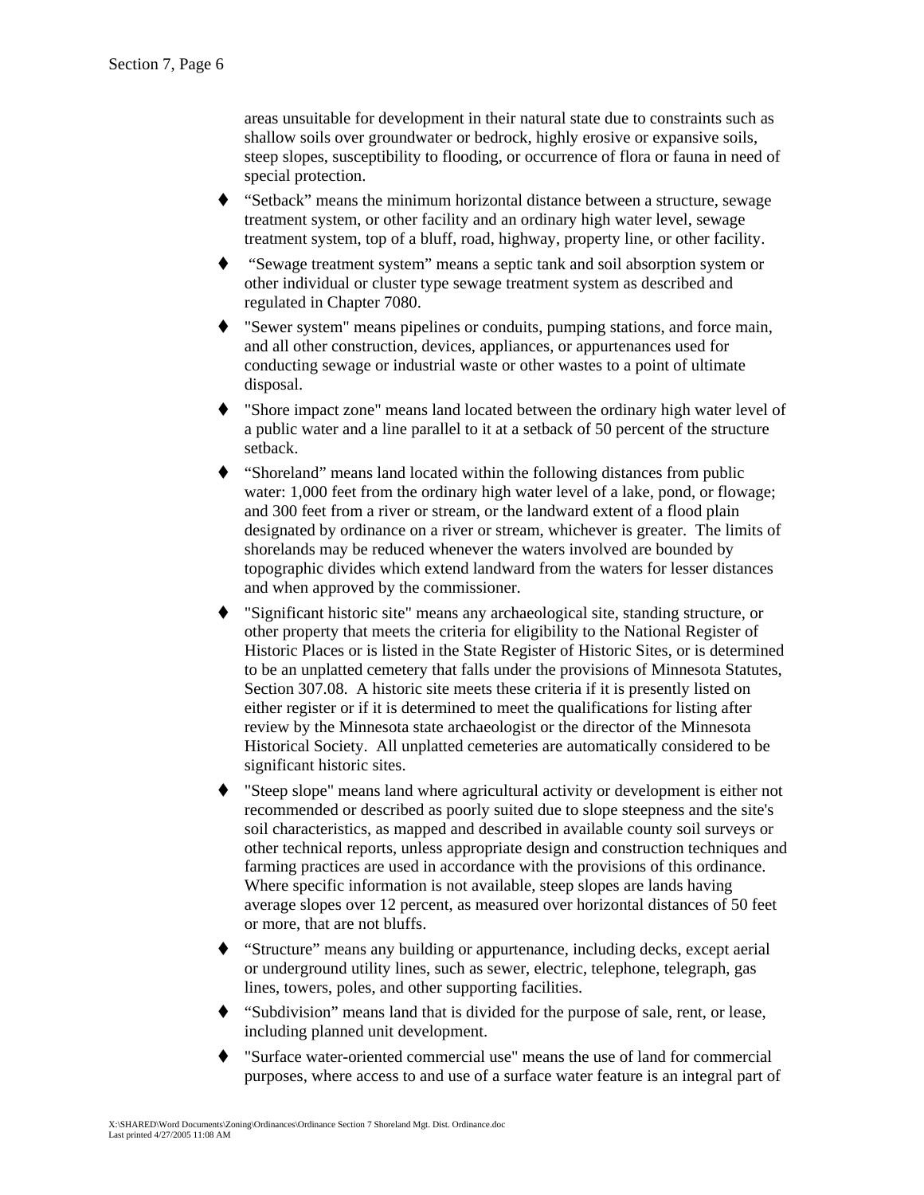areas unsuitable for development in their natural state due to constraints such as shallow soils over groundwater or bedrock, highly erosive or expansive soils, steep slopes, susceptibility to flooding, or occurrence of flora or fauna in need of special protection.

- "Setback" means the minimum horizontal distance between a structure, sewage treatment system, or other facility and an ordinary high water level, sewage treatment system, top of a bluff, road, highway, property line, or other facility.
- "Sewage treatment system" means a septic tank and soil absorption system or other individual or cluster type sewage treatment system as described and regulated in Chapter 7080.
- "Sewer system" means pipelines or conduits, pumping stations, and force main, and all other construction, devices, appliances, or appurtenances used for conducting sewage or industrial waste or other wastes to a point of ultimate disposal.
- "Shore impact zone" means land located between the ordinary high water level of a public water and a line parallel to it at a setback of 50 percent of the structure setback.
- "Shoreland" means land located within the following distances from public water: 1,000 feet from the ordinary high water level of a lake, pond, or flowage; and 300 feet from a river or stream, or the landward extent of a flood plain designated by ordinance on a river or stream, whichever is greater. The limits of shorelands may be reduced whenever the waters involved are bounded by topographic divides which extend landward from the waters for lesser distances and when approved by the commissioner.
- "Significant historic site" means any archaeological site, standing structure, or other property that meets the criteria for eligibility to the National Register of Historic Places or is listed in the State Register of Historic Sites, or is determined to be an unplatted cemetery that falls under the provisions of Minnesota Statutes, Section 307.08. A historic site meets these criteria if it is presently listed on either register or if it is determined to meet the qualifications for listing after review by the Minnesota state archaeologist or the director of the Minnesota Historical Society. All unplatted cemeteries are automatically considered to be significant historic sites.
- "Steep slope" means land where agricultural activity or development is either not recommended or described as poorly suited due to slope steepness and the site's soil characteristics, as mapped and described in available county soil surveys or other technical reports, unless appropriate design and construction techniques and farming practices are used in accordance with the provisions of this ordinance. Where specific information is not available, steep slopes are lands having average slopes over 12 percent, as measured over horizontal distances of 50 feet or more, that are not bluffs.
- "Structure" means any building or appurtenance, including decks, except aerial or underground utility lines, such as sewer, electric, telephone, telegraph, gas lines, towers, poles, and other supporting facilities.
- "Subdivision" means land that is divided for the purpose of sale, rent, or lease, including planned unit development.
- "Surface water-oriented commercial use" means the use of land for commercial purposes, where access to and use of a surface water feature is an integral part of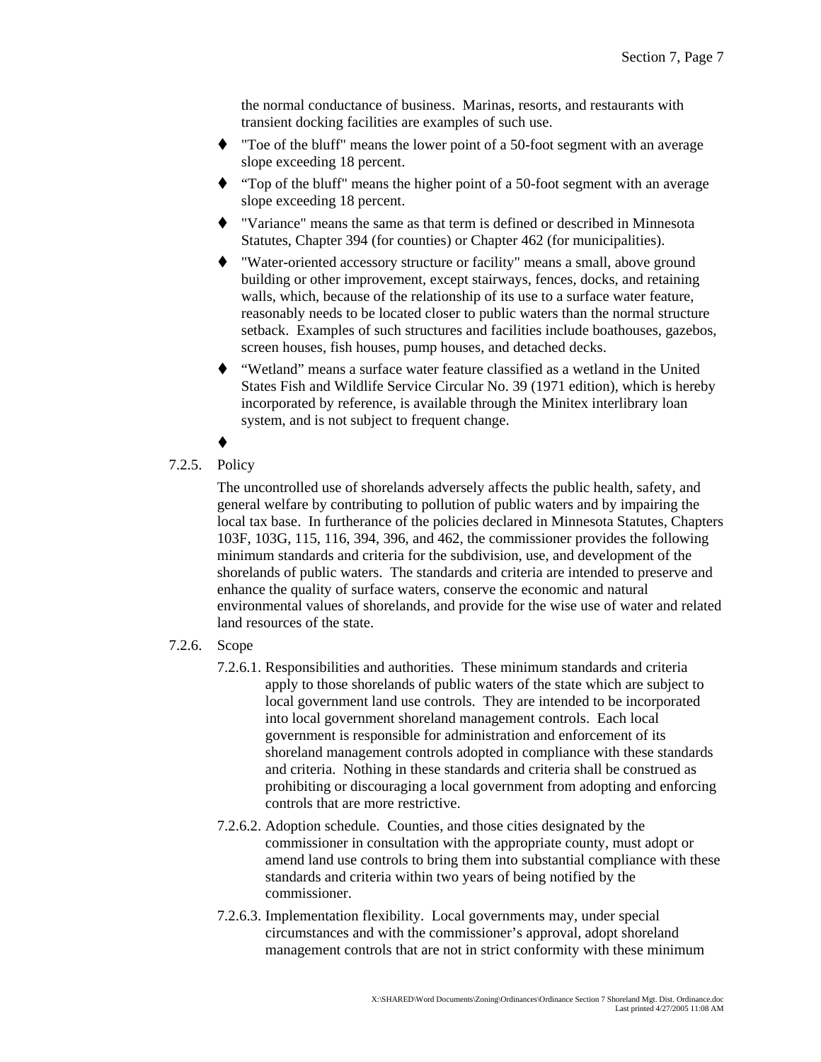the normal conductance of business. Marinas, resorts, and restaurants with transient docking facilities are examples of such use.

- "Toe of the bluff" means the lower point of a 50-foot segment with an average slope exceeding 18 percent.
- "Top of the bluff" means the higher point of a 50-foot segment with an average slope exceeding 18 percent.
- "Variance" means the same as that term is defined or described in Minnesota Statutes, Chapter 394 (for counties) or Chapter 462 (for municipalities).
- "Water-oriented accessory structure or facility" means a small, above ground building or other improvement, except stairways, fences, docks, and retaining walls, which, because of the relationship of its use to a surface water feature, reasonably needs to be located closer to public waters than the normal structure setback. Examples of such structures and facilities include boathouses, gazebos, screen houses, fish houses, pump houses, and detached decks.
- "Wetland" means a surface water feature classified as a wetland in the United States Fish and Wildlife Service Circular No. 39 (1971 edition), which is hereby incorporated by reference, is available through the Minitex interlibrary loan system, and is not subject to frequent change.
- 

7.2.5. Policy

The uncontrolled use of shorelands adversely affects the public health, safety, and general welfare by contributing to pollution of public waters and by impairing the local tax base. In furtherance of the policies declared in Minnesota Statutes, Chapters 103F, 103G, 115, 116, 394, 396, and 462, the commissioner provides the following minimum standards and criteria for the subdivision, use, and development of the shorelands of public waters. The standards and criteria are intended to preserve and enhance the quality of surface waters, conserve the economic and natural environmental values of shorelands, and provide for the wise use of water and related land resources of the state.

7.2.6. Scope

7.2.6.1. Responsibilities and authorities. These minimum standards and criteria apply to those shorelands of public waters of the state which are subject to local government land use controls. They are intended to be incorporated into local government shoreland management controls. Each local government is responsible for administration and enforcement of its shoreland management controls adopted in compliance with these standards and criteria. Nothing in these standards and criteria shall be construed as prohibiting or discouraging a local government from adopting and enforcing controls that are more restrictive.

7.2.6.2. Adoption schedule. Counties, and those cities designated by the commissioner in consultation with the appropriate county, must adopt or amend land use controls to bring them into substantial compliance with these standards and criteria within two years of being notified by the commissioner.

7.2.6.3. Implementation flexibility. Local governments may, under special circumstances and with the commissioner's approval, adopt shoreland management controls that are not in strict conformity with these minimum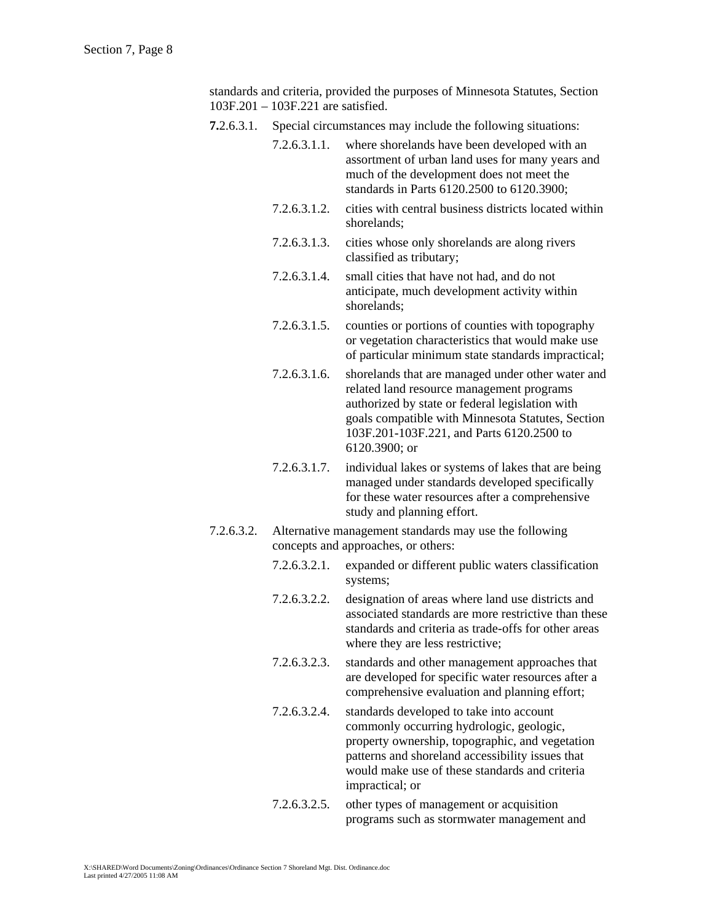standards and criteria, provided the purposes of Minnesota Statutes, Section 103F.201 – 103F.221 are satisfied.

**7.**2.6.3.1. Special circumstances may include the following situations:

7.2.6.3.1.1. where shorelands have been developed with an assortment of urban land uses for many years and much of the development does not meet the standards in Parts 6120.2500 to 6120.3900;

7.2.6.3.1.2. cities with central business districts located within shorelands;

7.2.6.3.1.3. cities whose only shorelands are along rivers classified as tributary;

7.2.6.3.1.4. small cities that have not had, and do not anticipate, much development activity within shorelands;

7.2.6.3.1.5. counties or portions of counties with topography or vegetation characteristics that would make use of particular minimum state standards impractical;

7.2.6.3.1.6. shorelands that are managed under other water and related land resource management programs authorized by state or federal legislation with goals compatible with Minnesota Statutes, Section 103F.201-103F.221, and Parts 6120.2500 to 6120.3900; or

7.2.6.3.1.7. individual lakes or systems of lakes that are being managed under standards developed specifically for these water resources after a comprehensive study and planning effort.

7.2.6.3.2. Alternative management standards may use the following concepts and approaches, or others:

7.2.6.3.2.1. expanded or different public waters classification systems;

7.2.6.3.2.2. designation of areas where land use districts and associated standards are more restrictive than these standards and criteria as trade-offs for other areas where they are less restrictive;

7.2.6.3.2.3. standards and other management approaches that are developed for specific water resources after a comprehensive evaluation and planning effort;

7.2.6.3.2.4. standards developed to take into account commonly occurring hydrologic, geologic, property ownership, topographic, and vegetation patterns and shoreland accessibility issues that would make use of these standards and criteria impractical; or

7.2.6.3.2.5. other types of management or acquisition programs such as stormwater management and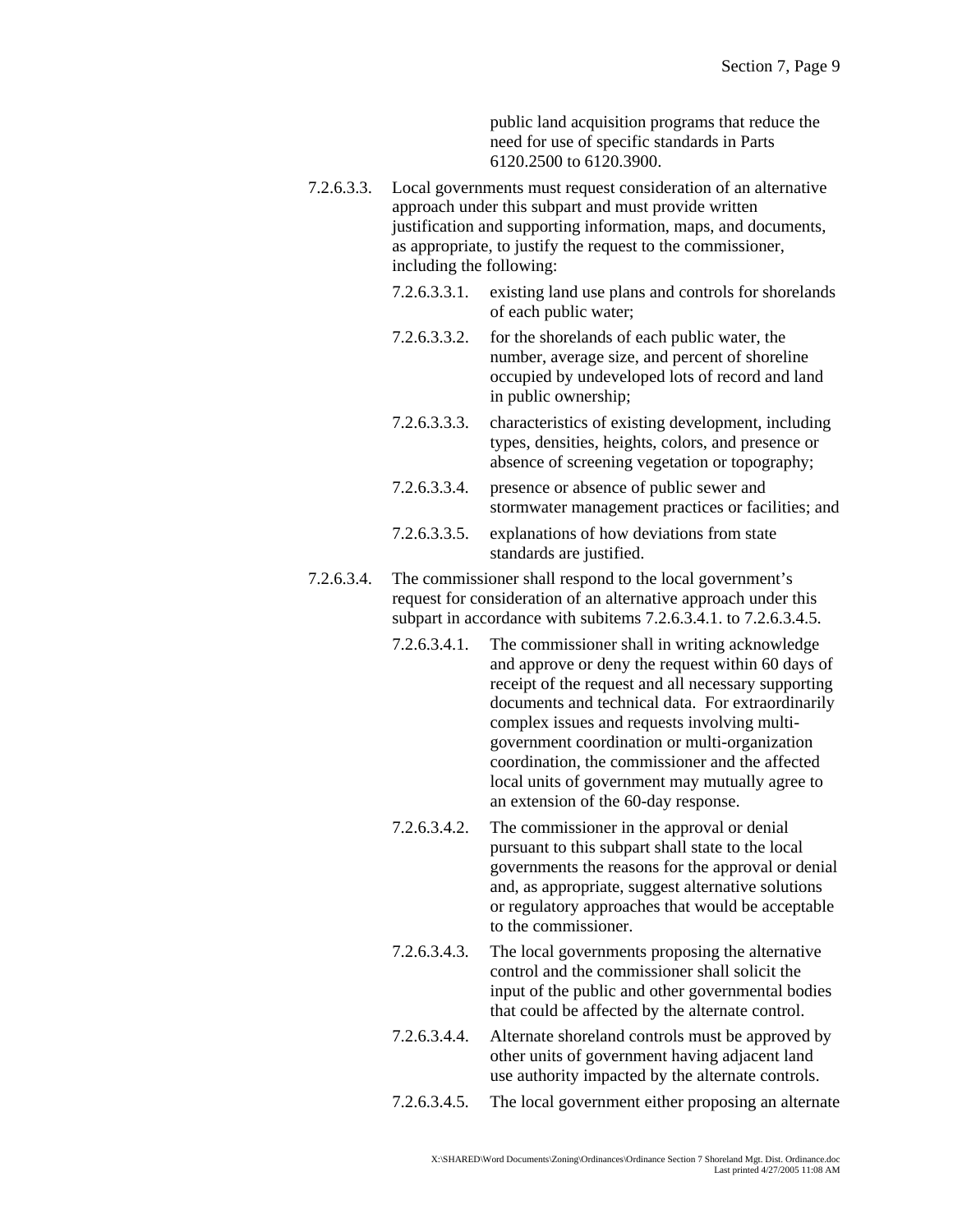public land acquisition programs that reduce the need for use of specific standards in Parts 6120.2500 to 6120.3900.

7.2.6.3.3. Local governments must request consideration of an alternative approach under this subpart and must provide written justification and supporting information, maps, and documents, as appropriate, to justify the request to the commissioner, including the following:

- 7.2.6.3.3.1. existing land use plans and controls for shorelands of each public water;
- 7.2.6.3.3.2. for the shorelands of each public water, the number, average size, and percent of shoreline occupied by undeveloped lots of record and land in public ownership;
- 7.2.6.3.3.3. characteristics of existing development, including types, densities, heights, colors, and presence or absence of screening vegetation or topography;
- 7.2.6.3.3.4. presence or absence of public sewer and stormwater management practices or facilities; and
- 7.2.6.3.3.5. explanations of how deviations from state standards are justified.

7.2.6.3.4. The commissioner shall respond to the local government's request for consideration of an alternative approach under this subpart in accordance with subitems 7.2.6.3.4.1. to 7.2.6.3.4.5.

- 7.2.6.3.4.1. The commissioner shall in writing acknowledge and approve or deny the request within 60 days of receipt of the request and all necessary supporting documents and technical data. For extraordinarily complex issues and requests involving multi-government coordination or multi-organization coordination, the commissioner and the affected local units of government may mutually agree to an extension of the 60-day response.
- 7.2.6.3.4.2. The commissioner in the approval or denial pursuant to this subpart shall state to the local governments the reasons for the approval or denial and, as appropriate, suggest alternative solutions or regulatory approaches that would be acceptable to the commissioner.
- 7.2.6.3.4.3. The local governments proposing the alternative control and the commissioner shall solicit the input of the public and other governmental bodies that could be affected by the alternate control.
- 7.2.6.3.4.4. Alternate shoreland controls must be approved by other units of government having adjacent land use authority impacted by the alternate controls.
- 7.2.6.3.4.5. The local government either proposing an alternate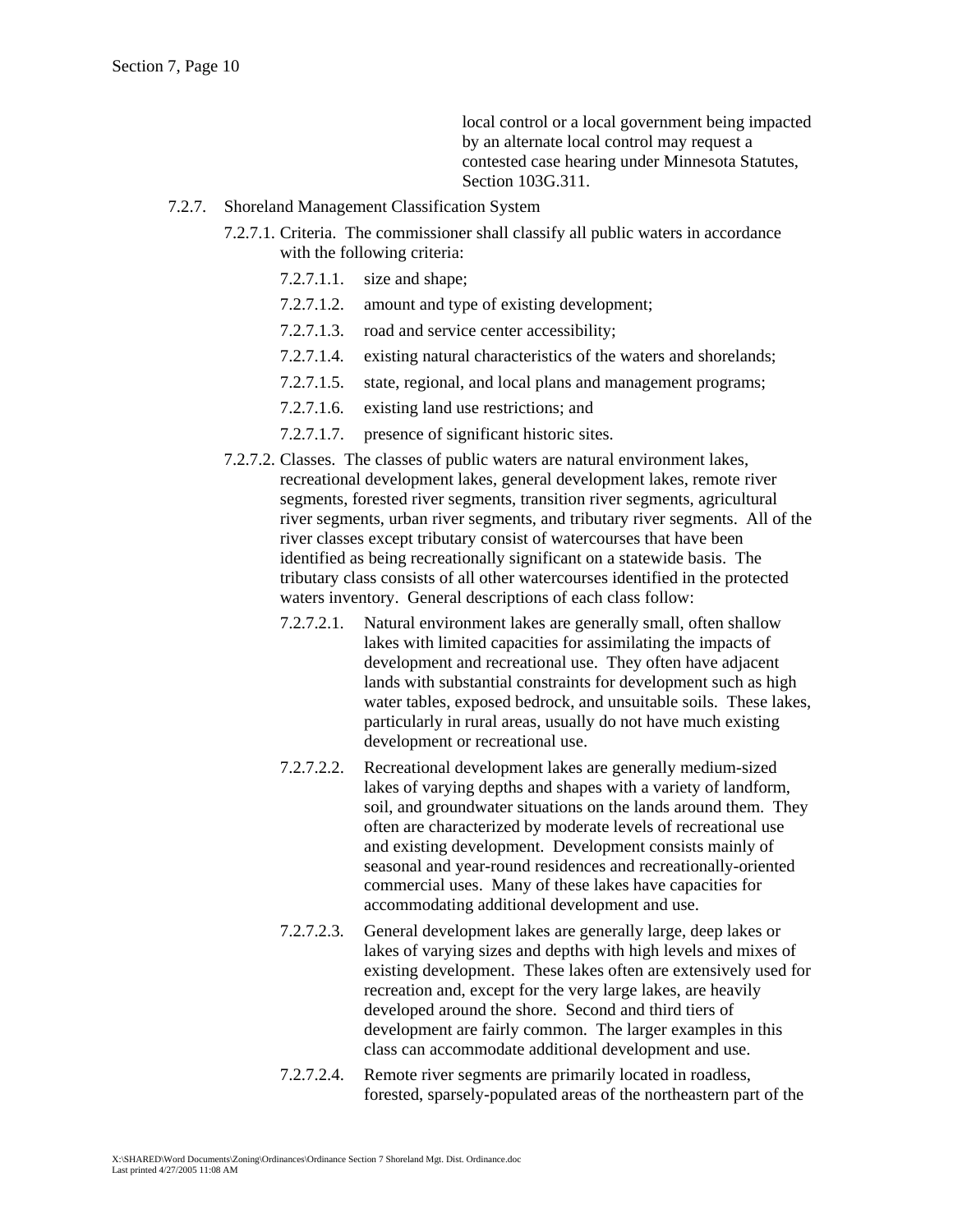local control or a local government being impacted by an alternate local control may request a contested case hearing under Minnesota Statutes, Section 103G.311.

7.2.7. Shoreland Management Classification System

7.2.7.1. Criteria. The commissioner shall classify all public waters in accordance with the following criteria:

7.2.7.1.1. size and shape;

7.2.7.1.2. amount and type of existing development;

7.2.7.1.3. road and service center accessibility;

7.2.7.1.4. existing natural characteristics of the waters and shorelands;

7.2.7.1.5. state, regional, and local plans and management programs;

7.2.7.1.6. existing land use restrictions; and

7.2.7.1.7. presence of significant historic sites.

7.2.7.2. Classes. The classes of public waters are natural environment lakes, recreational development lakes, general development lakes, remote river segments, forested river segments, transition river segments, agricultural river segments, urban river segments, and tributary river segments. All of the river classes except tributary consist of watercourses that have been identified as being recreationally significant on a statewide basis. The tributary class consists of all other watercourses identified in the protected waters inventory. General descriptions of each class follow:

7.2.7.2.1. Natural environment lakes are generally small, often shallow lakes with limited capacities for assimilating the impacts of development and recreational use. They often have adjacent lands with substantial constraints for development such as high water tables, exposed bedrock, and unsuitable soils. These lakes, particularly in rural areas, usually do not have much existing development or recreational use.

7.2.7.2.2. Recreational development lakes are generally medium-sized lakes of varying depths and shapes with a variety of landform, soil, and groundwater situations on the lands around them. They often are characterized by moderate levels of recreational use and existing development. Development consists mainly of seasonal and year-round residences and recreationally-oriented commercial uses. Many of these lakes have capacities for accommodating additional development and use.

7.2.7.2.3. General development lakes are generally large, deep lakes or lakes of varying sizes and depths with high levels and mixes of existing development. These lakes often are extensively used for recreation and, except for the very large lakes, are heavily developed around the shore. Second and third tiers of development are fairly common. The larger examples in this class can accommodate additional development and use.

7.2.7.2.4. Remote river segments are primarily located in roadless, forested, sparsely-populated areas of the northeastern part of the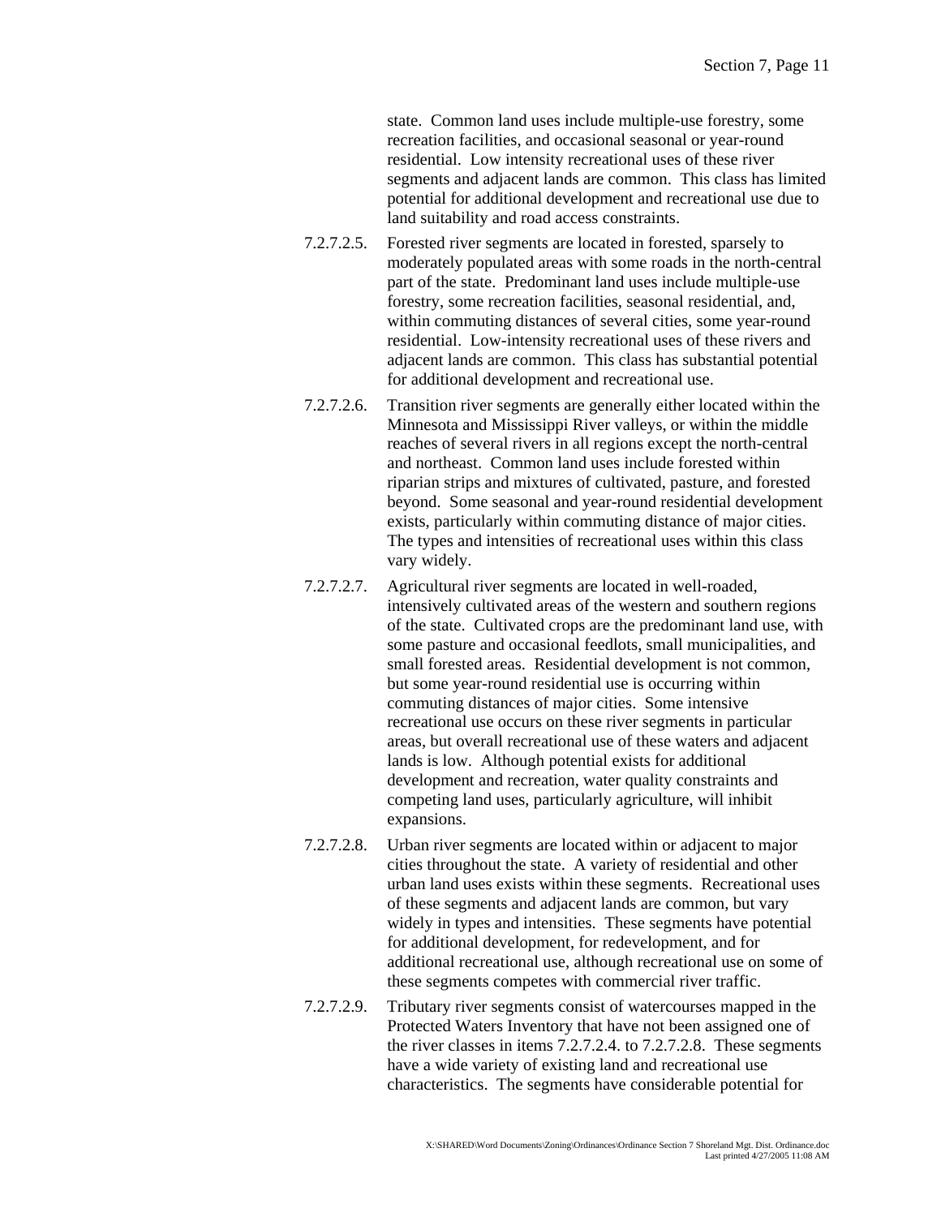state. Common land uses include multiple-use forestry, some recreation facilities, and occasional seasonal or year-round residential. Low intensity recreational uses of these river segments and adjacent lands are common. This class has limited potential for additional development and recreational use due to land suitability and road access constraints.

7.2.7.2.5. Forested river segments are located in forested, sparsely to moderately populated areas with some roads in the north-central part of the state. Predominant land uses include multiple-use forestry, some recreation facilities, seasonal residential, and, within commuting distances of several cities, some year-round residential. Low-intensity recreational uses of these rivers and adjacent lands are common. This class has substantial potential for additional development and recreational use.

7.2.7.2.6. Transition river segments are generally either located within the Minnesota and Mississippi River valleys, or within the middle reaches of several rivers in all regions except the north-central and northeast. Common land uses include forested within riparian strips and mixtures of cultivated, pasture, and forested beyond. Some seasonal and year-round residential development exists, particularly within commuting distance of major cities. The types and intensities of recreational uses within this class vary widely.

7.2.7.2.7. Agricultural river segments are located in well-roaded, intensively cultivated areas of the western and southern regions of the state. Cultivated crops are the predominant land use, with some pasture and occasional feedlots, small municipalities, and small forested areas. Residential development is not common, but some year-round residential use is occurring within commuting distances of major cities. Some intensive recreational use occurs on these river segments in particular areas, but overall recreational use of these waters and adjacent lands is low. Although potential exists for additional development and recreation, water quality constraints and competing land uses, particularly agriculture, will inhibit expansions.

7.2.7.2.8. Urban river segments are located within or adjacent to major cities throughout the state. A variety of residential and other urban land uses exists within these segments. Recreational uses of these segments and adjacent lands are common, but vary widely in types and intensities. These segments have potential for additional development, for redevelopment, and for additional recreational use, although recreational use on some of these segments competes with commercial river traffic.

7.2.7.2.9. Tributary river segments consist of watercourses mapped in the Protected Waters Inventory that have not been assigned one of the river classes in items 7.2.7.2.4. to 7.2.7.2.8. These segments have a wide variety of existing land and recreational use characteristics. The segments have considerable potential for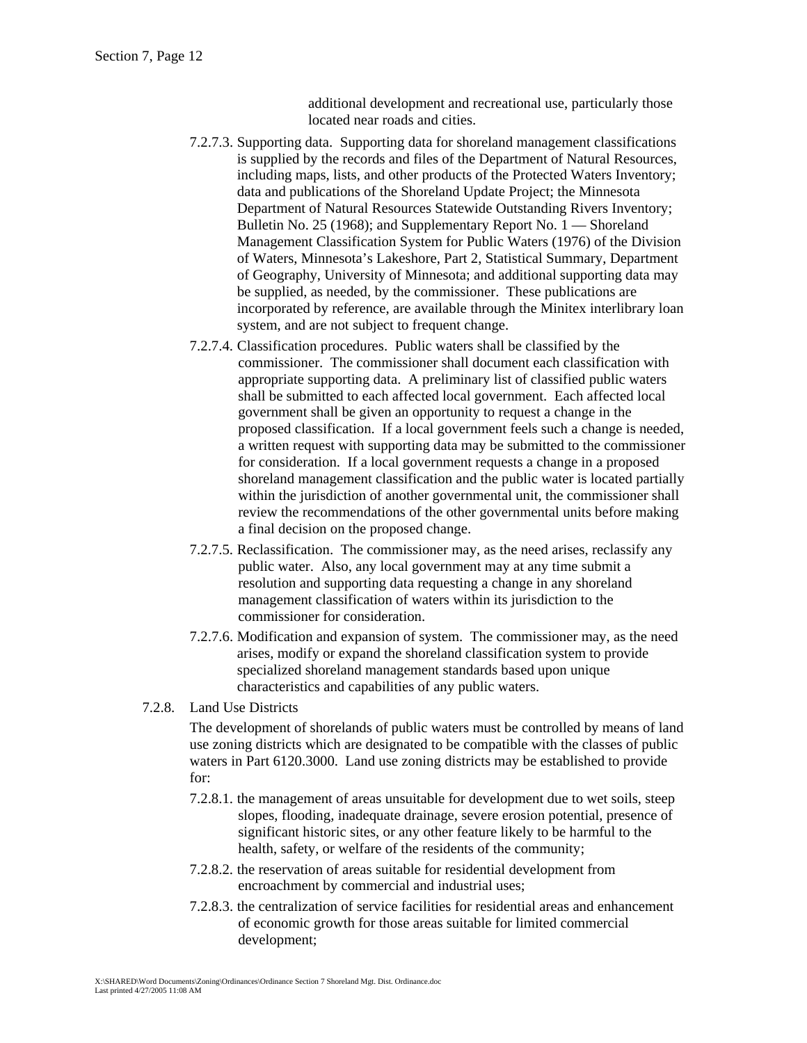additional development and recreational use, particularly those located near roads and cities.

7.2.7.3. Supporting data. Supporting data for shoreland management classifications is supplied by the records and files of the Department of Natural Resources, including maps, lists, and other products of the Protected Waters Inventory; data and publications of the Shoreland Update Project; the Minnesota Department of Natural Resources Statewide Outstanding Rivers Inventory; Bulletin No. 25 (1968); and Supplementary Report No. 1 — Shoreland Management Classification System for Public Waters (1976) of the Division of Waters, Minnesota's Lakeshore, Part 2, Statistical Summary, Department of Geography, University of Minnesota; and additional supporting data may be supplied, as needed, by the commissioner. These publications are incorporated by reference, are available through the Minitex interlibrary loan system, and are not subject to frequent change.

7.2.7.4. Classification procedures. Public waters shall be classified by the commissioner. The commissioner shall document each classification with appropriate supporting data. A preliminary list of classified public waters shall be submitted to each affected local government. Each affected local government shall be given an opportunity to request a change in the proposed classification. If a local government feels such a change is needed, a written request with supporting data may be submitted to the commissioner for consideration. If a local government requests a change in a proposed shoreland management classification and the public water is located partially within the jurisdiction of another governmental unit, the commissioner shall review the recommendations of the other governmental units before making a final decision on the proposed change.

7.2.7.5. Reclassification. The commissioner may, as the need arises, reclassify any public water. Also, any local government may at any time submit a resolution and supporting data requesting a change in any shoreland management classification of waters within its jurisdiction to the commissioner for consideration.

7.2.7.6. Modification and expansion of system. The commissioner may, as the need arises, modify or expand the shoreland classification system to provide specialized shoreland management standards based upon unique characteristics and capabilities of any public waters.

7.2.8. Land Use Districts

The development of shorelands of public waters must be controlled by means of land use zoning districts which are designated to be compatible with the classes of public waters in Part 6120.3000. Land use zoning districts may be established to provide for:

7.2.8.1. the management of areas unsuitable for development due to wet soils, steep slopes, flooding, inadequate drainage, severe erosion potential, presence of significant historic sites, or any other feature likely to be harmful to the health, safety, or welfare of the residents of the community;

7.2.8.2. the reservation of areas suitable for residential development from encroachment by commercial and industrial uses;

7.2.8.3. the centralization of service facilities for residential areas and enhancement of economic growth for those areas suitable for limited commercial development;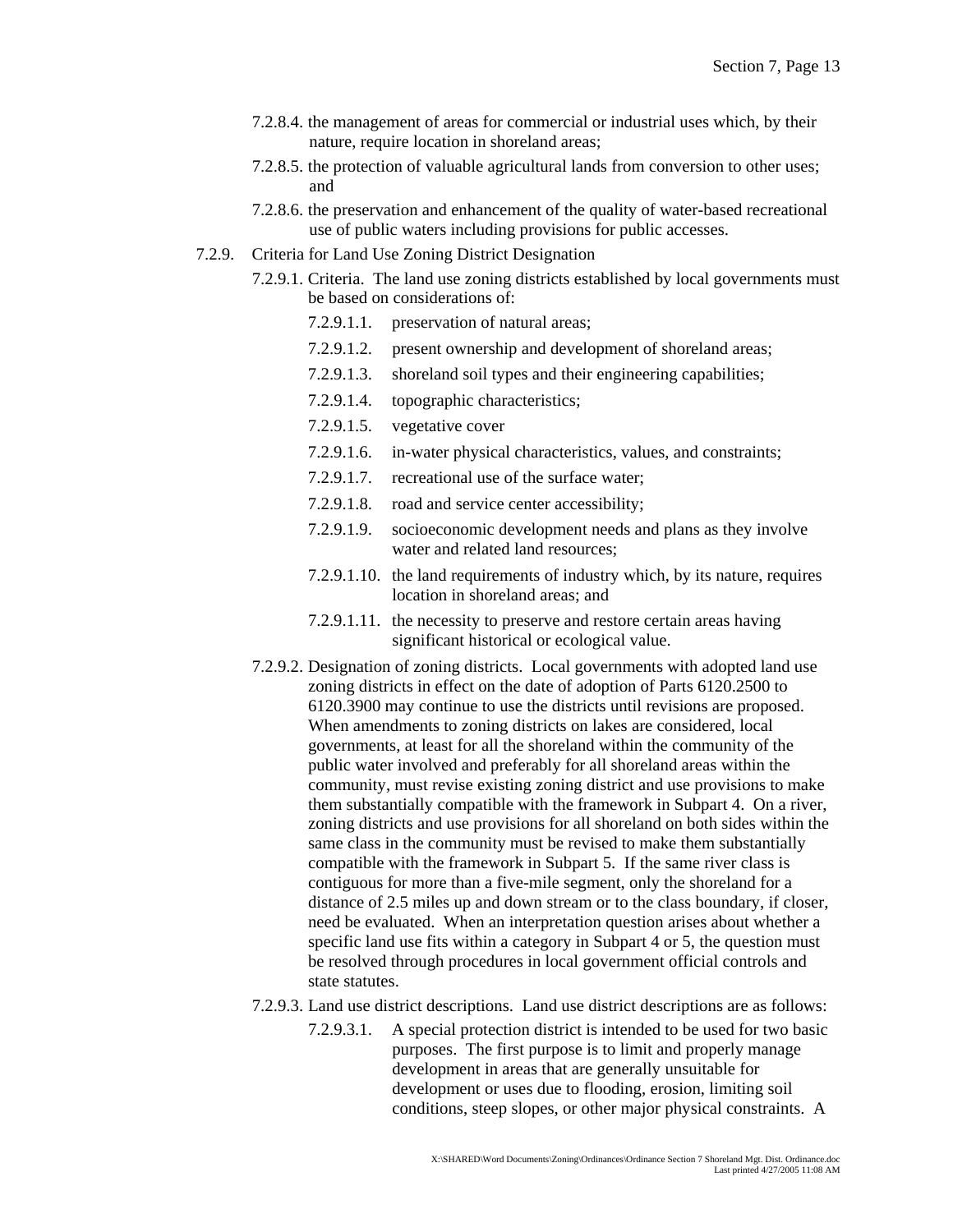- 7.2.8.4. the management of areas for commercial or industrial uses which, by their nature, require location in shoreland areas;
- 7.2.8.5. the protection of valuable agricultural lands from conversion to other uses; and
- 7.2.8.6. the preservation and enhancement of the quality of water-based recreational use of public waters including provisions for public accesses.

7.2.9. Criteria for Land Use Zoning District Designation

- 7.2.9.1. Criteria. The land use zoning districts established by local governments must be based on considerations of:
  - 7.2.9.1.1. preservation of natural areas;
  - 7.2.9.1.2. present ownership and development of shoreland areas;
  - 7.2.9.1.3. shoreland soil types and their engineering capabilities;
  - 7.2.9.1.4. topographic characteristics;
  - 7.2.9.1.5. vegetative cover
  - 7.2.9.1.6. in-water physical characteristics, values, and constraints;
  - 7.2.9.1.7. recreational use of the surface water;
  - 7.2.9.1.8. road and service center accessibility;
  - 7.2.9.1.9. socioeconomic development needs and plans as they involve water and related land resources;
  - 7.2.9.1.10. the land requirements of industry which, by its nature, requires location in shoreland areas; and
  - 7.2.9.1.11. the necessity to preserve and restore certain areas having significant historical or ecological value.
- 7.2.9.2. Designation of zoning districts. Local governments with adopted land use zoning districts in effect on the date of adoption of Parts 6120.2500 to 6120.3900 may continue to use the districts until revisions are proposed. When amendments to zoning districts on lakes are considered, local governments, at least for all the shoreland within the community of the public water involved and preferably for all shoreland areas within the community, must revise existing zoning district and use provisions to make them substantially compatible with the framework in Subpart 4. On a river, zoning districts and use provisions for all shoreland on both sides within the same class in the community must be revised to make them substantially compatible with the framework in Subpart 5. If the same river class is contiguous for more than a five-mile segment, only the shoreland for a distance of 2.5 miles up and down stream or to the class boundary, if closer, need be evaluated. When an interpretation question arises about whether a specific land use fits within a category in Subpart 4 or 5, the question must be resolved through procedures in local government official controls and state statutes.
- 7.2.9.3. Land use district descriptions. Land use district descriptions are as follows:
  - 7.2.9.3.1. A special protection district is intended to be used for two basic purposes. The first purpose is to limit and properly manage development in areas that are generally unsuitable for development or uses due to flooding, erosion, limiting soil conditions, steep slopes, or other major physical constraints. A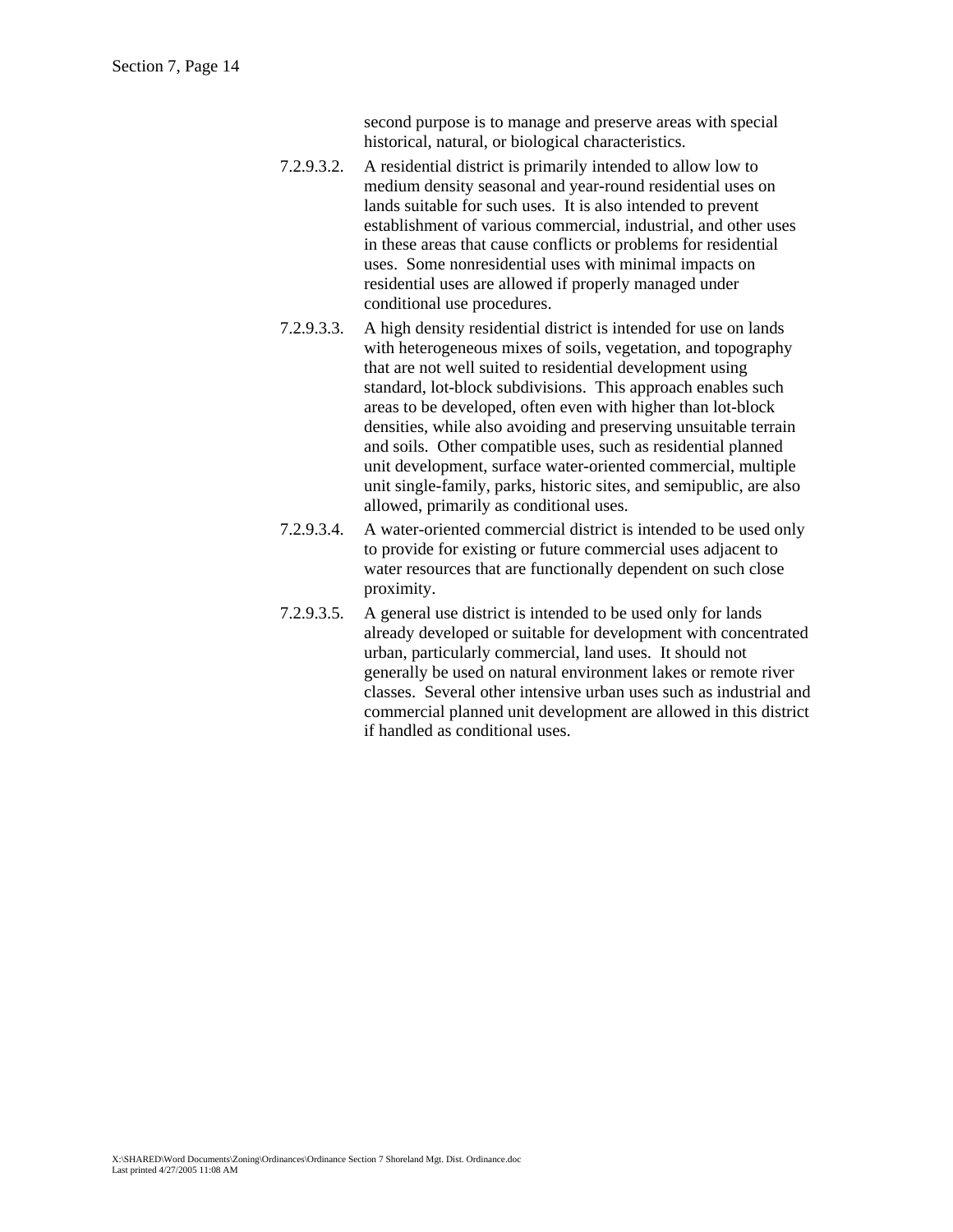second purpose is to manage and preserve areas with special historical, natural, or biological characteristics.

7.2.9.3.2. A residential district is primarily intended to allow low to medium density seasonal and year-round residential uses on lands suitable for such uses. It is also intended to prevent establishment of various commercial, industrial, and other uses in these areas that cause conflicts or problems for residential uses. Some nonresidential uses with minimal impacts on residential uses are allowed if properly managed under conditional use procedures.

7.2.9.3.3. A high density residential district is intended for use on lands with heterogeneous mixes of soils, vegetation, and topography that are not well suited to residential development using standard, lot-block subdivisions. This approach enables such areas to be developed, often even with higher than lot-block densities, while also avoiding and preserving unsuitable terrain and soils. Other compatible uses, such as residential planned unit development, surface water-oriented commercial, multiple unit single-family, parks, historic sites, and semipublic, are also allowed, primarily as conditional uses.

7.2.9.3.4. A water-oriented commercial district is intended to be used only to provide for existing or future commercial uses adjacent to water resources that are functionally dependent on such close proximity.

7.2.9.3.5. A general use district is intended to be used only for lands already developed or suitable for development with concentrated urban, particularly commercial, land uses. It should not generally be used on natural environment lakes or remote river classes. Several other intensive urban uses such as industrial and commercial planned unit development are allowed in this district if handled as conditional uses.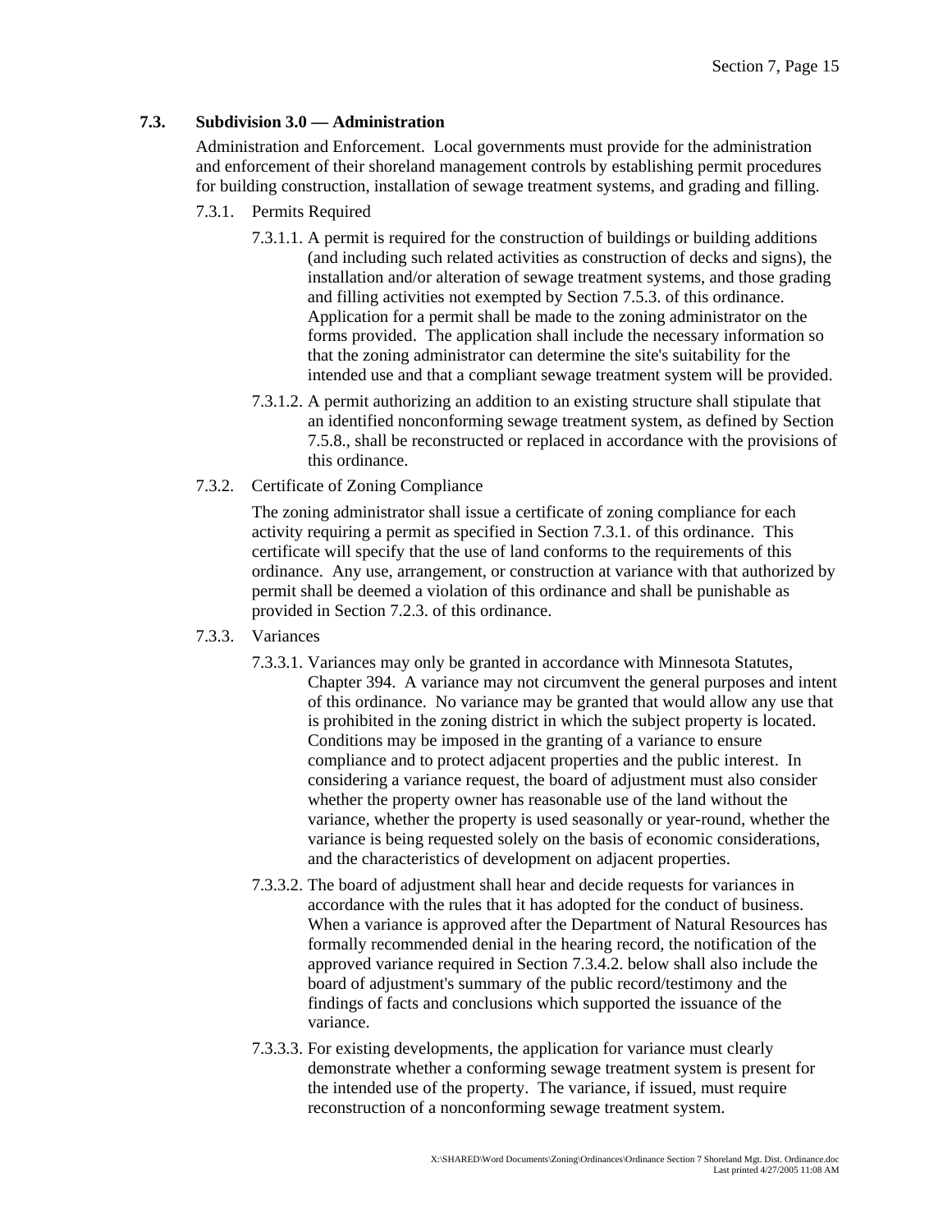## 7.3. Subdivision 3.0 — Administration

Administration and Enforcement. Local governments must provide for the administration and enforcement of their shoreland management controls by establishing permit procedures for building construction, installation of sewage treatment systems, and grading and filling.

7.3.1. Permits Required

7.3.1.1. A permit is required for the construction of buildings or building additions (and including such related activities as construction of decks and signs), the installation and/or alteration of sewage treatment systems, and those grading and filling activities not exempted by Section 7.5.3. of this ordinance. Application for a permit shall be made to the zoning administrator on the forms provided. The application shall include the necessary information so that the zoning administrator can determine the site's suitability for the intended use and that a compliant sewage treatment system will be provided.

7.3.1.2. A permit authorizing an addition to an existing structure shall stipulate that an identified nonconforming sewage treatment system, as defined by Section 7.5.8., shall be reconstructed or replaced in accordance with the provisions of this ordinance.

7.3.2. Certificate of Zoning Compliance

The zoning administrator shall issue a certificate of zoning compliance for each activity requiring a permit as specified in Section 7.3.1. of this ordinance. This certificate will specify that the use of land conforms to the requirements of this ordinance. Any use, arrangement, or construction at variance with that authorized by permit shall be deemed a violation of this ordinance and shall be punishable as provided in Section 7.2.3. of this ordinance.

7.3.3. Variances

7.3.3.1. Variances may only be granted in accordance with Minnesota Statutes, Chapter 394. A variance may not circumvent the general purposes and intent of this ordinance. No variance may be granted that would allow any use that is prohibited in the zoning district in which the subject property is located. Conditions may be imposed in the granting of a variance to ensure compliance and to protect adjacent properties and the public interest. In considering a variance request, the board of adjustment must also consider whether the property owner has reasonable use of the land without the variance, whether the property is used seasonally or year-round, whether the variance is being requested solely on the basis of economic considerations, and the characteristics of development on adjacent properties.

7.3.3.2. The board of adjustment shall hear and decide requests for variances in accordance with the rules that it has adopted for the conduct of business. When a variance is approved after the Department of Natural Resources has formally recommended denial in the hearing record, the notification of the approved variance required in Section 7.3.4.2. below shall also include the board of adjustment's summary of the public record/testimony and the findings of facts and conclusions which supported the issuance of the variance.

7.3.3.3. For existing developments, the application for variance must clearly demonstrate whether a conforming sewage treatment system is present for the intended use of the property. The variance, if issued, must require reconstruction of a nonconforming sewage treatment system.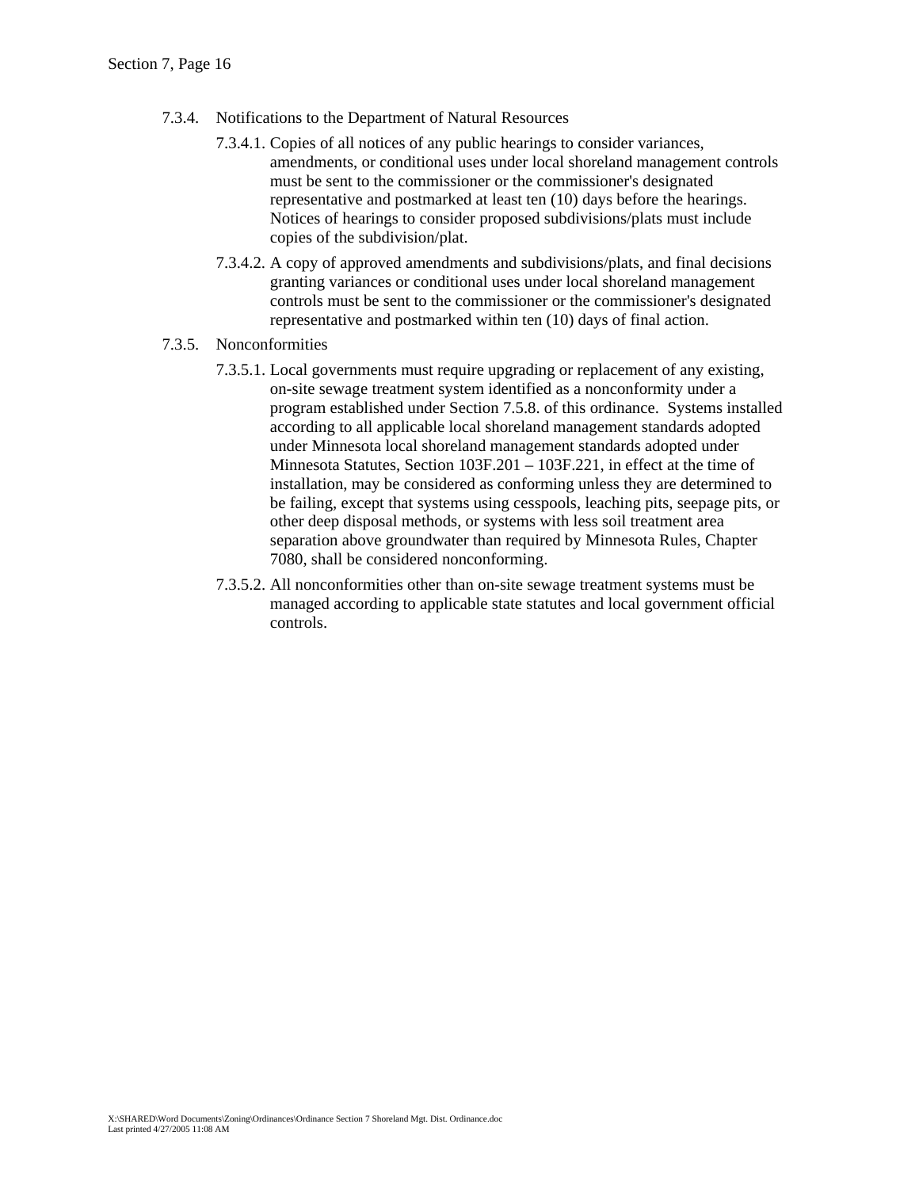7.3.4. Notifications to the Department of Natural Resources

7.3.4.1. Copies of all notices of any public hearings to consider variances, amendments, or conditional uses under local shoreland management controls must be sent to the commissioner or the commissioner's designated representative and postmarked at least ten (10) days before the hearings. Notices of hearings to consider proposed subdivisions/plats must include copies of the subdivision/plat.

7.3.4.2. A copy of approved amendments and subdivisions/plats, and final decisions granting variances or conditional uses under local shoreland management controls must be sent to the commissioner or the commissioner's designated representative and postmarked within ten (10) days of final action.

7.3.5. Nonconformities

7.3.5.1. Local governments must require upgrading or replacement of any existing, on-site sewage treatment system identified as a nonconformity under a program established under Section 7.5.8. of this ordinance. Systems installed according to all applicable local shoreland management standards adopted under Minnesota local shoreland management standards adopted under Minnesota Statutes, Section 103F.201 – 103F.221, in effect at the time of installation, may be considered as conforming unless they are determined to be failing, except that systems using cesspools, leaching pits, seepage pits, or other deep disposal methods, or systems with less soil treatment area separation above groundwater than required by Minnesota Rules, Chapter 7080, shall be considered nonconforming.

7.3.5.2. All nonconformities other than on-site sewage treatment systems must be managed according to applicable state statutes and local government official controls.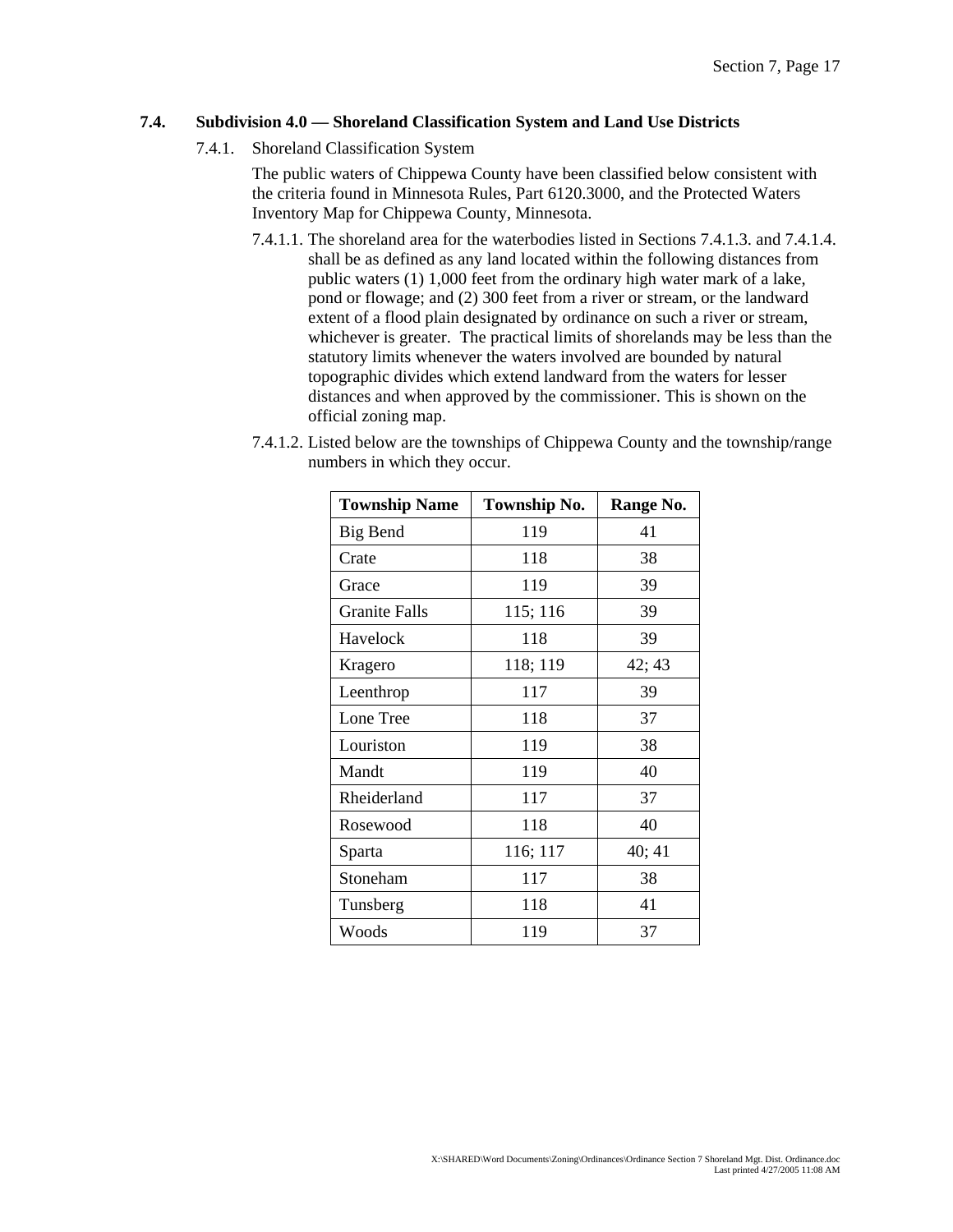## 7.4. Subdivision 4.0 — Shoreland Classification System and Land Use Districts

7.4.1. Shoreland Classification System

The public waters of Chippewa County have been classified below consistent with the criteria found in Minnesota Rules, Part 6120.3000, and the Protected Waters Inventory Map for Chippewa County, Minnesota.

7.4.1.1. The shoreland area for the waterbodies listed in Sections 7.4.1.3. and 7.4.1.4. shall be as defined as any land located within the following distances from public waters (1) 1,000 feet from the ordinary high water mark of a lake, pond or flowage; and (2) 300 feet from a river or stream, or the landward extent of a flood plain designated by ordinance on such a river or stream, whichever is greater. The practical limits of shorelands may be less than the statutory limits whenever the waters involved are bounded by natural topographic divides which extend landward from the waters for lesser distances and when approved by the commissioner. This is shown on the official zoning map.

7.4.1.2. Listed below are the townships of Chippewa County and the township/range numbers in which they occur.

| Township Name | Township No. | Range No. |
|---|---|---|
| Big Bend | 119 | 41 |
| Crate | 118 | 38 |
| Grace | 119 | 39 |
| Granite Falls | 115; 116 | 39 |
| Havelock | 118 | 39 |
| Kragero | 118; 119 | 42; 43 |
| Leenthrop | 117 | 39 |
| Lone Tree | 118 | 37 |
| Louriston | 119 | 38 |
| Mandt | 119 | 40 |
| Rheiderland | 117 | 37 |
| Rosewood | 118 | 40 |
| Sparta | 116; 117 | 40; 41 |
| Stoneham | 117 | 38 |
| Tunsberg | 118 | 41 |
| Woods | 119 | 37 |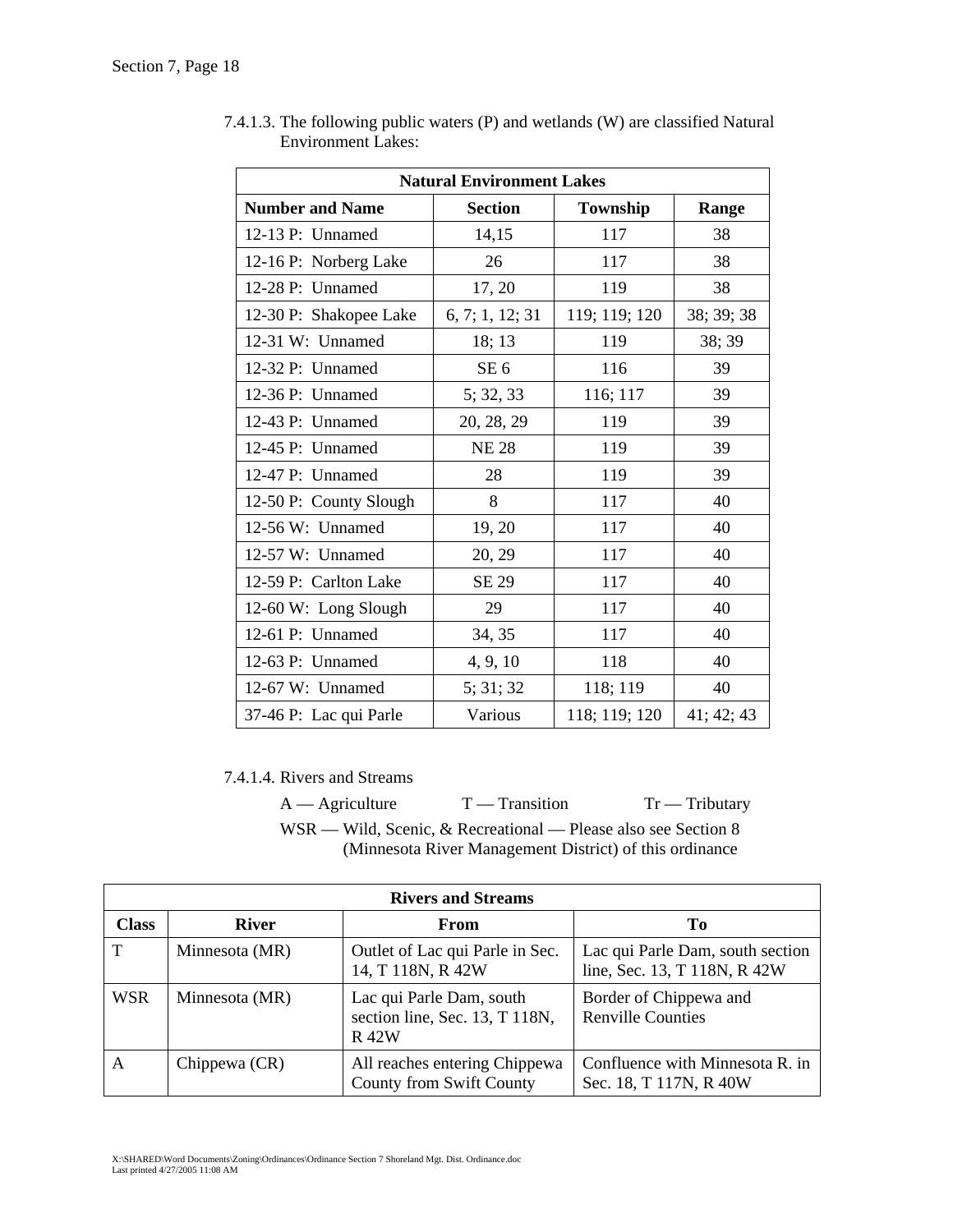7.4.1.3. The following public waters (P) and wetlands (W) are classified Natural Environment Lakes:

| Natural Environment Lakes | | | |
|---|---|---|---|
| **Number and Name** | **Section** | **Township** | **Range** |
| 12-13 P: Unnamed | 14,15 | 117 | 38 |
| 12-16 P: Norberg Lake | 26 | 117 | 38 |
| 12-28 P: Unnamed | 17, 20 | 119 | 38 |
| 12-30 P: Shakopee Lake | 6, 7; 1, 12; 31 | 119; 119; 120 | 38; 39; 38 |
| 12-31 W: Unnamed | 18; 13 | 119 | 38; 39 |
| 12-32 P: Unnamed | SE 6 | 116 | 39 |
| 12-36 P: Unnamed | 5; 32, 33 | 116; 117 | 39 |
| 12-43 P: Unnamed | 20, 28, 29 | 119 | 39 |
| 12-45 P: Unnamed | NE 28 | 119 | 39 |
| 12-47 P: Unnamed | 28 | 119 | 39 |
| 12-50 P: County Slough | 8 | 117 | 40 |
| 12-56 W: Unnamed | 19, 20 | 117 | 40 |
| 12-57 W: Unnamed | 20, 29 | 117 | 40 |
| 12-59 P: Carlton Lake | SE 29 | 117 | 40 |
| 12-60 W: Long Slough | 29 | 117 | 40 |
| 12-61 P: Unnamed | 34, 35 | 117 | 40 |
| 12-63 P: Unnamed | 4, 9, 10 | 118 | 40 |
| 12-67 W: Unnamed | 5; 31; 32 | 118; 119 | 40 |
| 37-46 P: Lac qui Parle | Various | 118; 119; 120 | 41; 42; 43 |

7.4.1.4. Rivers and Streams

A — Agriculture T — Transition Tr — Tributary

WSR — Wild, Scenic, & Recreational — Please also see Section 8 (Minnesota River Management District) of this ordinance

| Rivers and Streams | | | |
|---|---|---|---|
| **Class** | **River** | **From** | **To** |
| T | Minnesota (MR) | Outlet of Lac qui Parle in Sec. 14, T 118N, R 42W | Lac qui Parle Dam, south section line, Sec. 13, T 118N, R 42W |
| WSR | Minnesota (MR) | Lac qui Parle Dam, south section line, Sec. 13, T 118N, R 42W | Border of Chippewa and Renville Counties |
| A | Chippewa (CR) | All reaches entering Chippewa County from Swift County | Confluence with Minnesota R. in Sec. 18, T 117N, R 40W |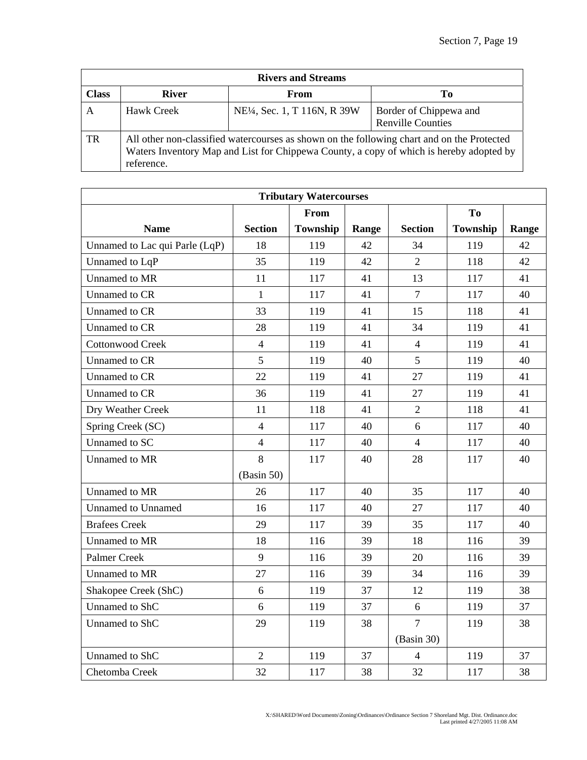| Rivers and Streams | | | |
|---|---|---|---|
| **Class** | **River** | **From** | **To** |
| A | Hawk Creek | NE¼, Sec. 1, T 116N, R 39W | Border of Chippewa and Renville Counties |
| TR | All other non-classified watercourses as shown on the following chart and on the Protected Waters Inventory Map and List for Chippewa County, a copy of which is hereby adopted by reference. | | |

| Tributary Watercourses | | | | | | |
|---|---|---|---|---|---|---|
| | | From | | | To | |
| **Name** | **Section** | **Township** | **Range** | **Section** | **Township** | **Range** |
| Unnamed to Lac qui Parle (LqP) | 18 | 119 | 42 | 34 | 119 | 42 |
| Unnamed to LqP | 35 | 119 | 42 | 2 | 118 | 42 |
| Unnamed to MR | 11 | 117 | 41 | 13 | 117 | 41 |
| Unnamed to CR | 1 | 117 | 41 | 7 | 117 | 40 |
| Unnamed to CR | 33 | 119 | 41 | 15 | 118 | 41 |
| Unnamed to CR | 28 | 119 | 41 | 34 | 119 | 41 |
| Cottonwood Creek | 4 | 119 | 41 | 4 | 119 | 41 |
| Unnamed to CR | 5 | 119 | 40 | 5 | 119 | 40 |
| Unnamed to CR | 22 | 119 | 41 | 27 | 119 | 41 |
| Unnamed to CR | 36 | 119 | 41 | 27 | 119 | 41 |
| Dry Weather Creek | 11 | 118 | 41 | 2 | 118 | 41 |
| Spring Creek (SC) | 4 | 117 | 40 | 6 | 117 | 40 |
| Unnamed to SC | 4 | 117 | 40 | 4 | 117 | 40 |
| Unnamed to MR | 8 (Basin 50) | 117 | 40 | 28 | 117 | 40 |
| Unnamed to MR | 26 | 117 | 40 | 35 | 117 | 40 |
| Unnamed to Unnamed | 16 | 117 | 40 | 27 | 117 | 40 |
| Brafees Creek | 29 | 117 | 39 | 35 | 117 | 40 |
| Unnamed to MR | 18 | 116 | 39 | 18 | 116 | 39 |
| Palmer Creek | 9 | 116 | 39 | 20 | 116 | 39 |
| Unnamed to MR | 27 | 116 | 39 | 34 | 116 | 39 |
| Shakopee Creek (ShC) | 6 | 119 | 37 | 12 | 119 | 38 |
| Unnamed to ShC | 6 | 119 | 37 | 6 | 119 | 37 |
| Unnamed to ShC | 29 | 119 | 38 | 7 (Basin 30) | 119 | 38 |
| Unnamed to ShC | 2 | 119 | 37 | 4 | 119 | 37 |
| Chetomba Creek | 32 | 117 | 38 | 32 | 117 | 38 |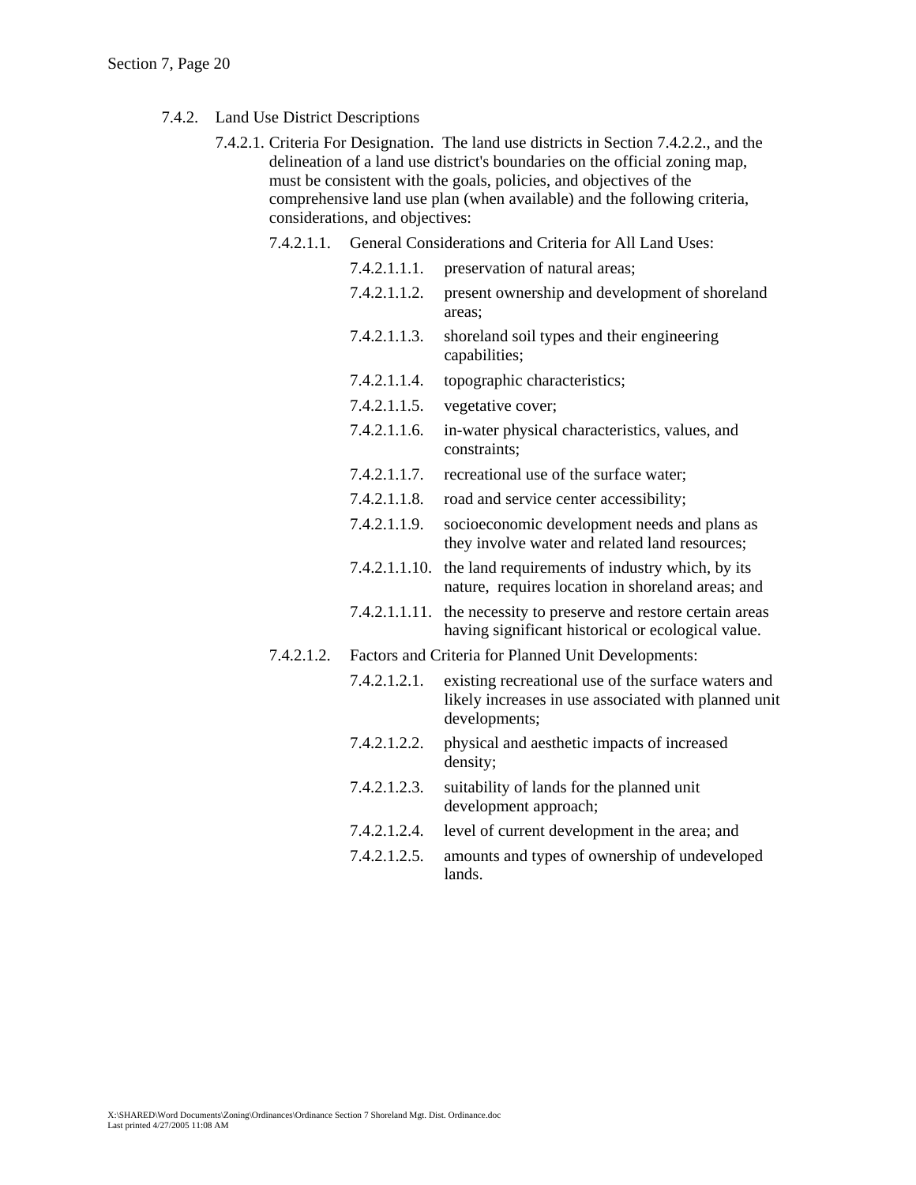7.4.2. Land Use District Descriptions

7.4.2.1. Criteria For Designation. The land use districts in Section 7.4.2.2., and the delineation of a land use district's boundaries on the official zoning map, must be consistent with the goals, policies, and objectives of the comprehensive land use plan (when available) and the following criteria, considerations, and objectives:

7.4.2.1.1. General Considerations and Criteria for All Land Uses:

- 7.4.2.1.1.1. preservation of natural areas;
- 7.4.2.1.1.2. present ownership and development of shoreland areas;
- 7.4.2.1.1.3. shoreland soil types and their engineering capabilities;
- 7.4.2.1.1.4. topographic characteristics;
- 7.4.2.1.1.5. vegetative cover;
- 7.4.2.1.1.6. in-water physical characteristics, values, and constraints;
- 7.4.2.1.1.7. recreational use of the surface water;
- 7.4.2.1.1.8. road and service center accessibility;
- 7.4.2.1.1.9. socioeconomic development needs and plans as they involve water and related land resources;
- 7.4.2.1.1.10. the land requirements of industry which, by its nature, requires location in shoreland areas; and
- 7.4.2.1.1.11. the necessity to preserve and restore certain areas having significant historical or ecological value.

7.4.2.1.2. Factors and Criteria for Planned Unit Developments:

- 7.4.2.1.2.1. existing recreational use of the surface waters and likely increases in use associated with planned unit developments;
- 7.4.2.1.2.2. physical and aesthetic impacts of increased density;
- 7.4.2.1.2.3. suitability of lands for the planned unit development approach;
- 7.4.2.1.2.4. level of current development in the area; and
- 7.4.2.1.2.5. amounts and types of ownership of undeveloped lands.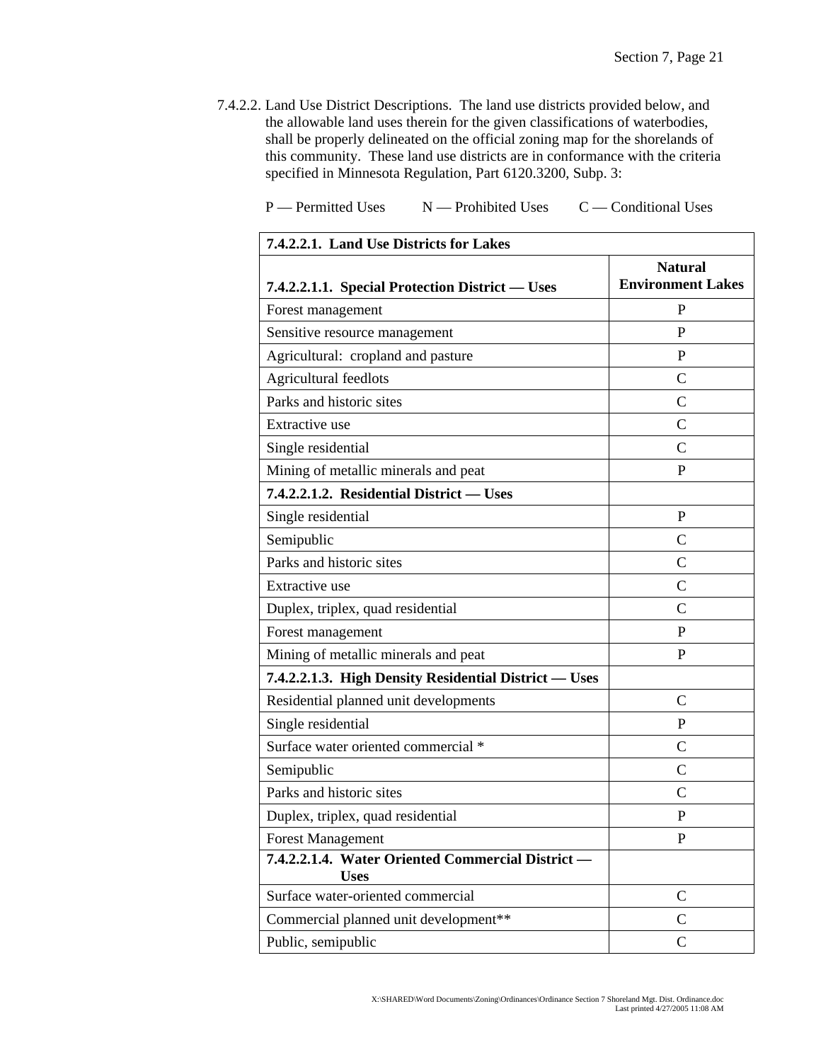7.4.2.2. Land Use District Descriptions. The land use districts provided below, and the allowable land uses therein for the given classifications of waterbodies, shall be properly delineated on the official zoning map for the shorelands of this community. These land use districts are in conformance with the criteria specified in Minnesota Regulation, Part 6120.3200, Subp. 3:

P — Permitted Uses N — Prohibited Uses C — Conditional Uses

| **7.4.2.2.1. Land Use Districts for Lakes** | |
|---|---|
| **7.4.2.2.1.1. Special Protection District — Uses** | **Natural Environment Lakes** |
| Forest management | P |
| Sensitive resource management | P |
| Agricultural: cropland and pasture | P |
| Agricultural feedlots | C |
| Parks and historic sites | C |
| Extractive use | C |
| Single residential | C |
| Mining of metallic minerals and peat | P |
| **7.4.2.2.1.2. Residential District — Uses** | |
| Single residential | P |
| Semipublic | C |
| Parks and historic sites | C |
| Extractive use | C |
| Duplex, triplex, quad residential | C |
| Forest management | P |
| Mining of metallic minerals and peat | P |
| **7.4.2.2.1.3. High Density Residential District — Uses** | |
| Residential planned unit developments | C |
| Single residential | P |
| Surface water oriented commercial * | C |
| Semipublic | C |
| Parks and historic sites | C |
| Duplex, triplex, quad residential | P |
| Forest Management | P |
| **7.4.2.2.1.4. Water Oriented Commercial District — Uses** | |
| Surface water-oriented commercial | C |
| Commercial planned unit development** | C |
| Public, semipublic | C |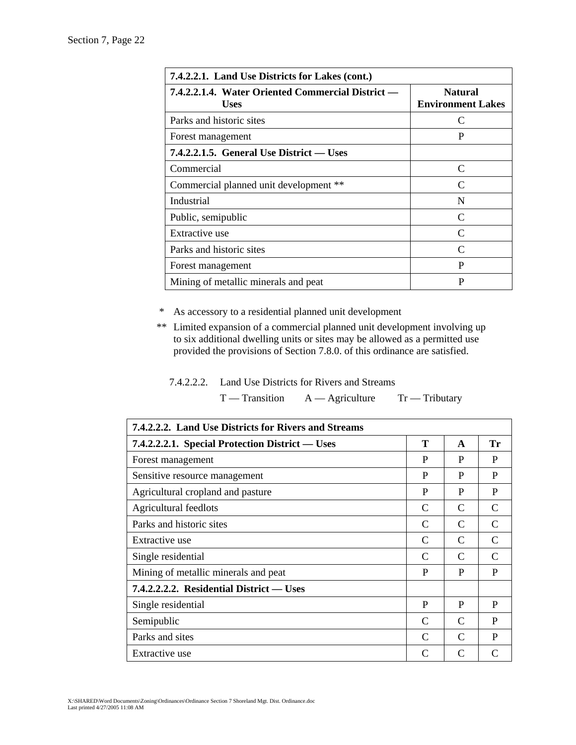| 7.4.2.2.1. Land Use Districts for Lakes (cont.) | |
|---|---|
| **7.4.2.2.1.4. Water Oriented Commercial District — Uses** | **Natural Environment Lakes** |
| Parks and historic sites | C |
| Forest management | P |
| **7.4.2.2.1.5. General Use District — Uses** | |
| Commercial | C |
| Commercial planned unit development ** | C |
| Industrial | N |
| Public, semipublic | C |
| Extractive use | C |
| Parks and historic sites | C |
| Forest management | P |
| Mining of metallic minerals and peat | P |

\* As accessory to a residential planned unit development

** Limited expansion of a commercial planned unit development involving up to six additional dwelling units or sites may be allowed as a permitted use provided the provisions of Section 7.8.0. of this ordinance are satisfied.

7.4.2.2.2. Land Use Districts for Rivers and Streams

T — Transition A — Agriculture Tr — Tributary

| 7.4.2.2.2. Land Use Districts for Rivers and Streams | | | |
|---|---|---|---|
| **7.4.2.2.2.1. Special Protection District — Uses** | **T** | **A** | **Tr** |
| Forest management | P | P | P |
| Sensitive resource management | P | P | P |
| Agricultural cropland and pasture | P | P | P |
| Agricultural feedlots | C | C | C |
| Parks and historic sites | C | C | C |
| Extractive use | C | C | C |
| Single residential | C | C | C |
| Mining of metallic minerals and peat | P | P | P |
| **7.4.2.2.2.2. Residential District — Uses** | | | |
| Single residential | P | P | P |
| Semipublic | C | C | P |
| Parks and sites | C | C | P |
| Extractive use | C | C | C |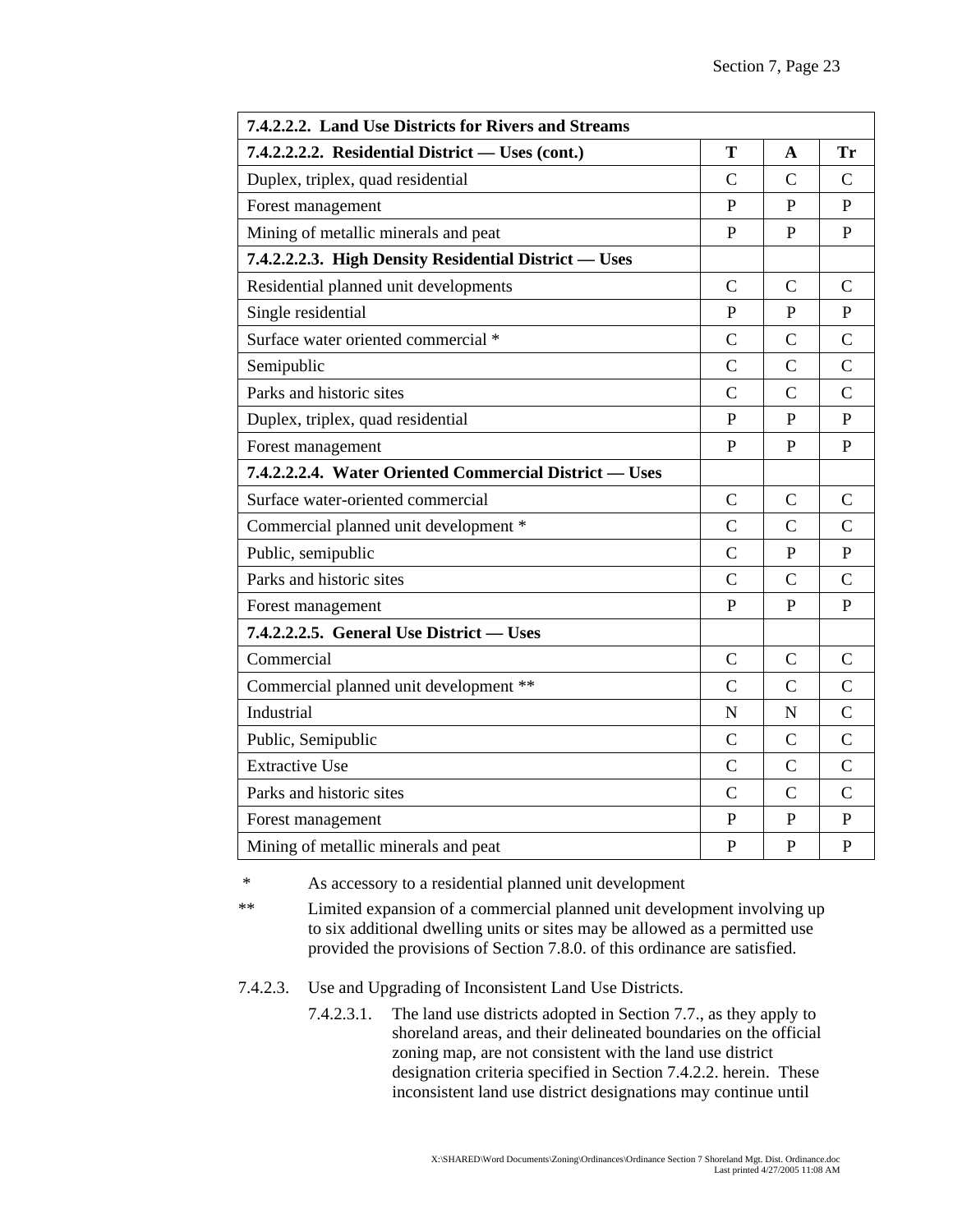| 7.4.2.2.2. Land Use Districts for Rivers and Streams | | | |
|---|---|---|---|
| **7.4.2.2.2.2. Residential District — Uses (cont.)** | **T** | **A** | **Tr** |
| Duplex, triplex, quad residential | C | C | C |
| Forest management | P | P | P |
| Mining of metallic minerals and peat | P | P | P |
| **7.4.2.2.2.3. High Density Residential District — Uses** | | | |
| Residential planned unit developments | C | C | C |
| Single residential | P | P | P |
| Surface water oriented commercial * | C | C | C |
| Semipublic | C | C | C |
| Parks and historic sites | C | C | C |
| Duplex, triplex, quad residential | P | P | P |
| Forest management | P | P | P |
| **7.4.2.2.2.4. Water Oriented Commercial District — Uses** | | | |
| Surface water-oriented commercial | C | C | C |
| Commercial planned unit development * | C | C | C |
| Public, semipublic | C | P | P |
| Parks and historic sites | C | C | C |
| Forest management | P | P | P |
| **7.4.2.2.2.5. General Use District — Uses** | | | |
| Commercial | C | C | C |
| Commercial planned unit development ** | C | C | C |
| Industrial | N | N | C |
| Public, Semipublic | C | C | C |
| Extractive Use | C | C | C |
| Parks and historic sites | C | C | C |
| Forest management | P | P | P |
| Mining of metallic minerals and peat | P | P | P |

\* As accessory to a residential planned unit development

** Limited expansion of a commercial planned unit development involving up to six additional dwelling units or sites may be allowed as a permitted use provided the provisions of Section 7.8.0. of this ordinance are satisfied.

7.4.2.3. Use and Upgrading of Inconsistent Land Use Districts.

7.4.2.3.1. The land use districts adopted in Section 7.7., as they apply to shoreland areas, and their delineated boundaries on the official zoning map, are not consistent with the land use district designation criteria specified in Section 7.4.2.2. herein. These inconsistent land use district designations may continue until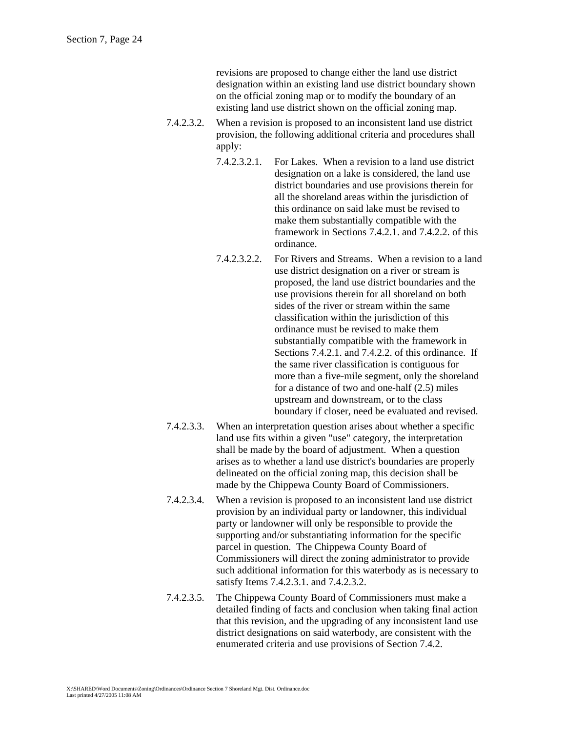revisions are proposed to change either the land use district designation within an existing land use district boundary shown on the official zoning map or to modify the boundary of an existing land use district shown on the official zoning map.

7.4.2.3.2. When a revision is proposed to an inconsistent land use district provision, the following additional criteria and procedures shall apply:

7.4.2.3.2.1. For Lakes. When a revision to a land use district designation on a lake is considered, the land use district boundaries and use provisions therein for all the shoreland areas within the jurisdiction of this ordinance on said lake must be revised to make them substantially compatible with the framework in Sections 7.4.2.1. and 7.4.2.2. of this ordinance.

7.4.2.3.2.2. For Rivers and Streams. When a revision to a land use district designation on a river or stream is proposed, the land use district boundaries and the use provisions therein for all shoreland on both sides of the river or stream within the same classification within the jurisdiction of this ordinance must be revised to make them substantially compatible with the framework in Sections 7.4.2.1. and 7.4.2.2. of this ordinance. If the same river classification is contiguous for more than a five-mile segment, only the shoreland for a distance of two and one-half (2.5) miles upstream and downstream, or to the class boundary if closer, need be evaluated and revised.

7.4.2.3.3. When an interpretation question arises about whether a specific land use fits within a given "use" category, the interpretation shall be made by the board of adjustment. When a question arises as to whether a land use district's boundaries are properly delineated on the official zoning map, this decision shall be made by the Chippewa County Board of Commissioners.

7.4.2.3.4. When a revision is proposed to an inconsistent land use district provision by an individual party or landowner, this individual party or landowner will only be responsible to provide the supporting and/or substantiating information for the specific parcel in question. The Chippewa County Board of Commissioners will direct the zoning administrator to provide such additional information for this waterbody as is necessary to satisfy Items 7.4.2.3.1. and 7.4.2.3.2.

7.4.2.3.5. The Chippewa County Board of Commissioners must make a detailed finding of facts and conclusion when taking final action that this revision, and the upgrading of any inconsistent land use district designations on said waterbody, are consistent with the enumerated criteria and use provisions of Section 7.4.2.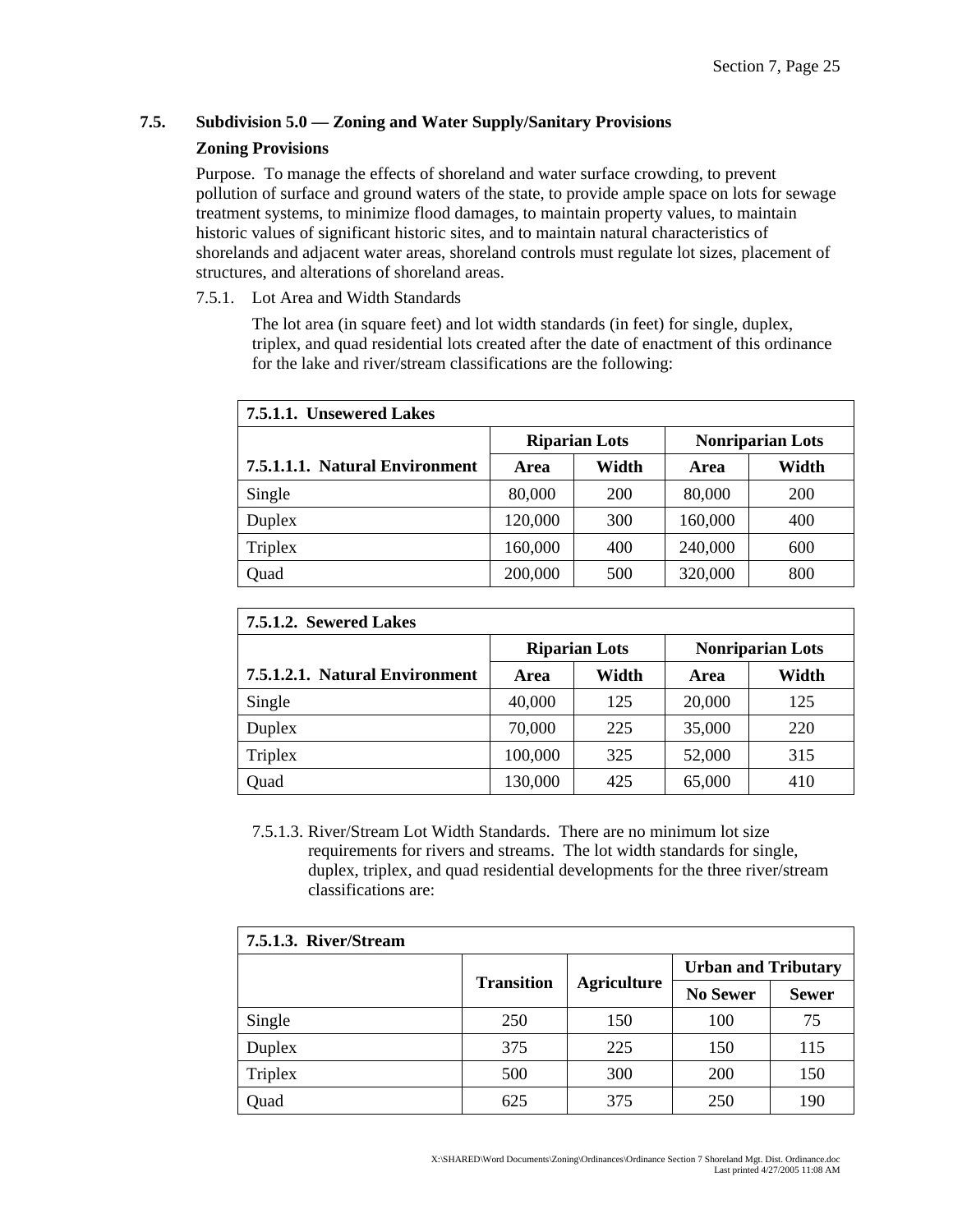## 7.5. Subdivision 5.0 — Zoning and Water Supply/Sanitary Provisions

### Zoning Provisions

Purpose. To manage the effects of shoreland and water surface crowding, to prevent pollution of surface and ground waters of the state, to provide ample space on lots for sewage treatment systems, to minimize flood damages, to maintain property values, to maintain historic values of significant historic sites, and to maintain natural characteristics of shorelands and adjacent water areas, shoreland controls must regulate lot sizes, placement of structures, and alterations of shoreland areas.

7.5.1. Lot Area and Width Standards

The lot area (in square feet) and lot width standards (in feet) for single, duplex, triplex, and quad residential lots created after the date of enactment of this ordinance for the lake and river/stream classifications are the following:

| **7.5.1.1. Unsewered Lakes** | | | | |
|---|---|---|---|---|
| | **Riparian Lots** | | **Nonriparian Lots** | |
| **7.5.1.1.1. Natural Environment** | **Area** | **Width** | **Area** | **Width** |
| Single | 80,000 | 200 | 80,000 | 200 |
| Duplex | 120,000 | 300 | 160,000 | 400 |
| Triplex | 160,000 | 400 | 240,000 | 600 |
| Quad | 200,000 | 500 | 320,000 | 800 |

| **7.5.1.2. Sewered Lakes** | | | | |
|---|---|---|---|---|
| | **Riparian Lots** | | **Nonriparian Lots** | |
| **7.5.1.2.1. Natural Environment** | **Area** | **Width** | **Area** | **Width** |
| Single | 40,000 | 125 | 20,000 | 125 |
| Duplex | 70,000 | 225 | 35,000 | 220 |
| Triplex | 100,000 | 325 | 52,000 | 315 |
| Quad | 130,000 | 425 | 65,000 | 410 |

7.5.1.3. River/Stream Lot Width Standards. There are no minimum lot size requirements for rivers and streams. The lot width standards for single, duplex, triplex, and quad residential developments for the three river/stream classifications are:

| **7.5.1.3. River/Stream** | | | | |
|---|---|---|---|---|
| | **Transition** | **Agriculture** | **Urban and Tributary** | |
| | | | **No Sewer** | **Sewer** |
| Single | 250 | 150 | 100 | 75 |
| Duplex | 375 | 225 | 150 | 115 |
| Triplex | 500 | 300 | 200 | 150 |
| Quad | 625 | 375 | 250 | 190 |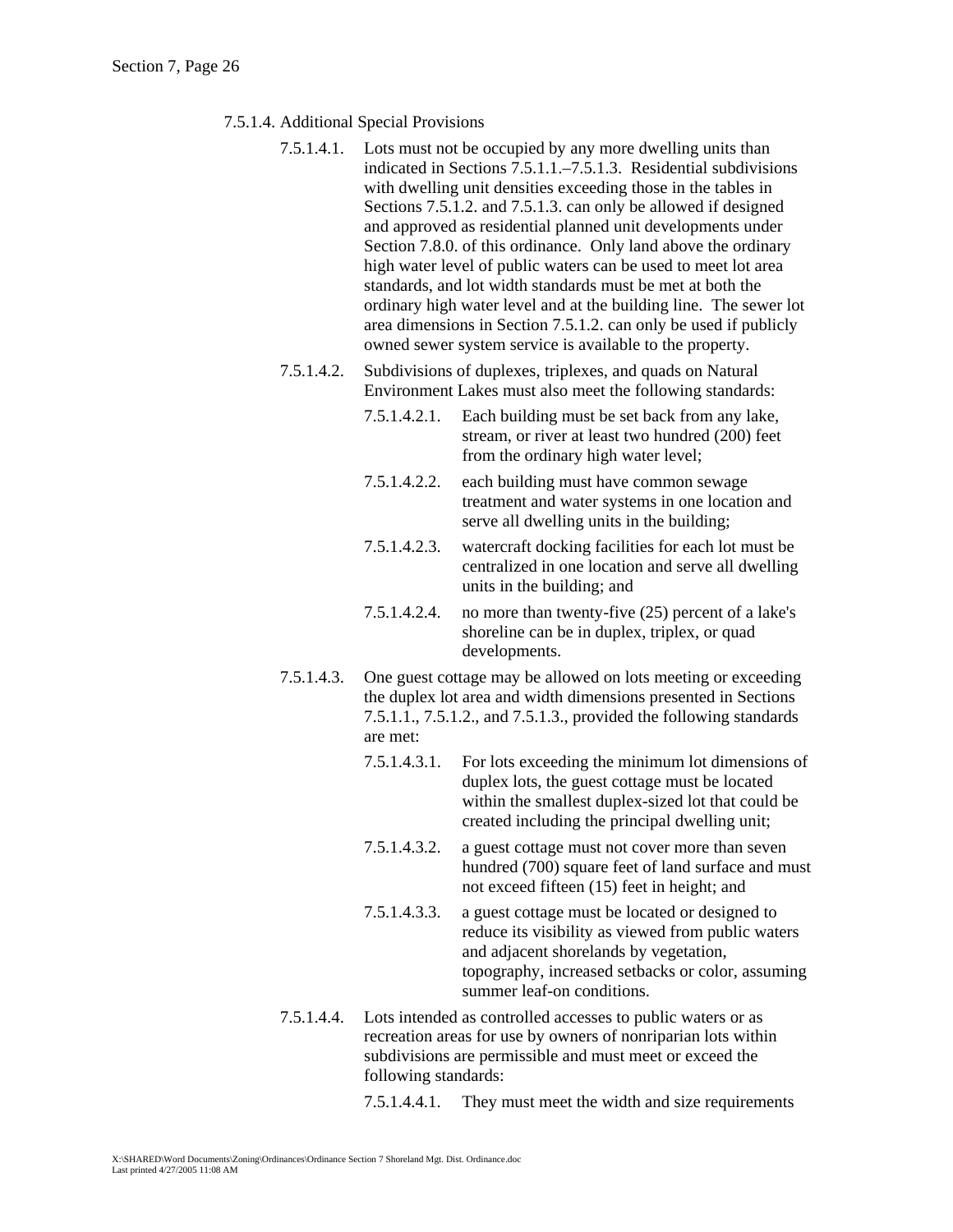7.5.1.4. Additional Special Provisions

7.5.1.4.1. Lots must not be occupied by any more dwelling units than indicated in Sections 7.5.1.1.–7.5.1.3. Residential subdivisions with dwelling unit densities exceeding those in the tables in Sections 7.5.1.2. and 7.5.1.3. can only be allowed if designed and approved as residential planned unit developments under Section 7.8.0. of this ordinance. Only land above the ordinary high water level of public waters can be used to meet lot area standards, and lot width standards must be met at both the ordinary high water level and at the building line. The sewer lot area dimensions in Section 7.5.1.2. can only be used if publicly owned sewer system service is available to the property.

7.5.1.4.2. Subdivisions of duplexes, triplexes, and quads on Natural Environment Lakes must also meet the following standards:

7.5.1.4.2.1. Each building must be set back from any lake, stream, or river at least two hundred (200) feet from the ordinary high water level;

7.5.1.4.2.2. each building must have common sewage treatment and water systems in one location and serve all dwelling units in the building;

7.5.1.4.2.3. watercraft docking facilities for each lot must be centralized in one location and serve all dwelling units in the building; and

7.5.1.4.2.4. no more than twenty-five (25) percent of a lake's shoreline can be in duplex, triplex, or quad developments.

7.5.1.4.3. One guest cottage may be allowed on lots meeting or exceeding the duplex lot area and width dimensions presented in Sections 7.5.1.1., 7.5.1.2., and 7.5.1.3., provided the following standards are met:

7.5.1.4.3.1. For lots exceeding the minimum lot dimensions of duplex lots, the guest cottage must be located within the smallest duplex-sized lot that could be created including the principal dwelling unit;

7.5.1.4.3.2. a guest cottage must not cover more than seven hundred (700) square feet of land surface and must not exceed fifteen (15) feet in height; and

7.5.1.4.3.3. a guest cottage must be located or designed to reduce its visibility as viewed from public waters and adjacent shorelands by vegetation, topography, increased setbacks or color, assuming summer leaf-on conditions.

7.5.1.4.4. Lots intended as controlled accesses to public waters or as recreation areas for use by owners of nonriparian lots within subdivisions are permissible and must meet or exceed the following standards:

7.5.1.4.4.1. They must meet the width and size requirements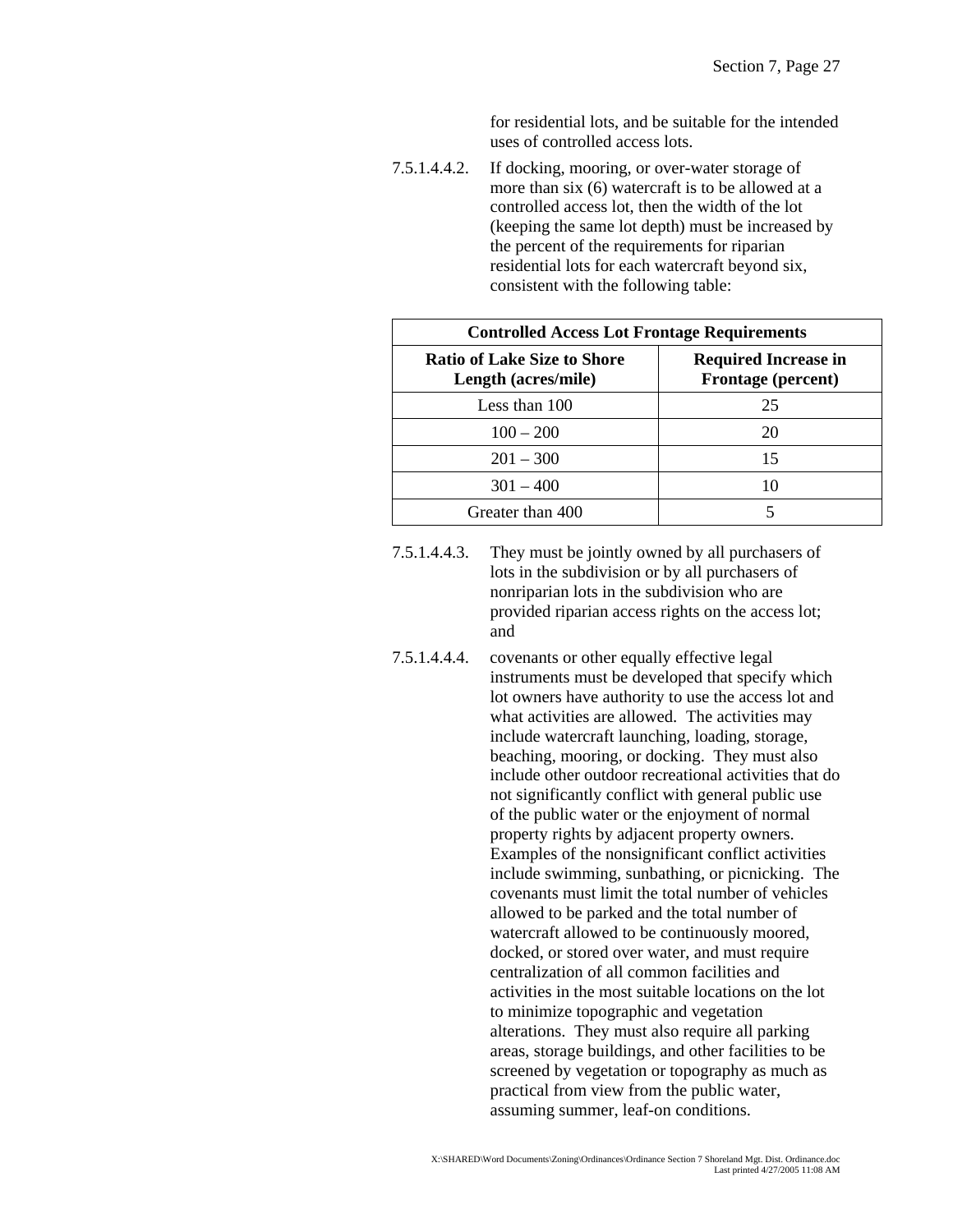for residential lots, and be suitable for the intended uses of controlled access lots.

7.5.1.4.4.2. If docking, mooring, or over-water storage of more than six (6) watercraft is to be allowed at a controlled access lot, then the width of the lot (keeping the same lot depth) must be increased by the percent of the requirements for riparian residential lots for each watercraft beyond six, consistent with the following table:

| **Controlled Access Lot Frontage Requirements** | |
|---|---|
| **Ratio of Lake Size to Shore Length (acres/mile)** | **Required Increase in Frontage (percent)** |
| Less than 100 | 25 |
| 100 – 200 | 20 |
| 201 – 300 | 15 |
| 301 – 400 | 10 |
| Greater than 400 | 5 |

7.5.1.4.4.3. They must be jointly owned by all purchasers of lots in the subdivision or by all purchasers of nonriparian lots in the subdivision who are provided riparian access rights on the access lot; and

7.5.1.4.4.4. covenants or other equally effective legal instruments must be developed that specify which lot owners have authority to use the access lot and what activities are allowed. The activities may include watercraft launching, loading, storage, beaching, mooring, or docking. They must also include other outdoor recreational activities that do not significantly conflict with general public use of the public water or the enjoyment of normal property rights by adjacent property owners. Examples of the nonsignificant conflict activities include swimming, sunbathing, or picnicking. The covenants must limit the total number of vehicles allowed to be parked and the total number of watercraft allowed to be continuously moored, docked, or stored over water, and must require centralization of all common facilities and activities in the most suitable locations on the lot to minimize topographic and vegetation alterations. They must also require all parking areas, storage buildings, and other facilities to be screened by vegetation or topography as much as practical from view from the public water, assuming summer, leaf-on conditions.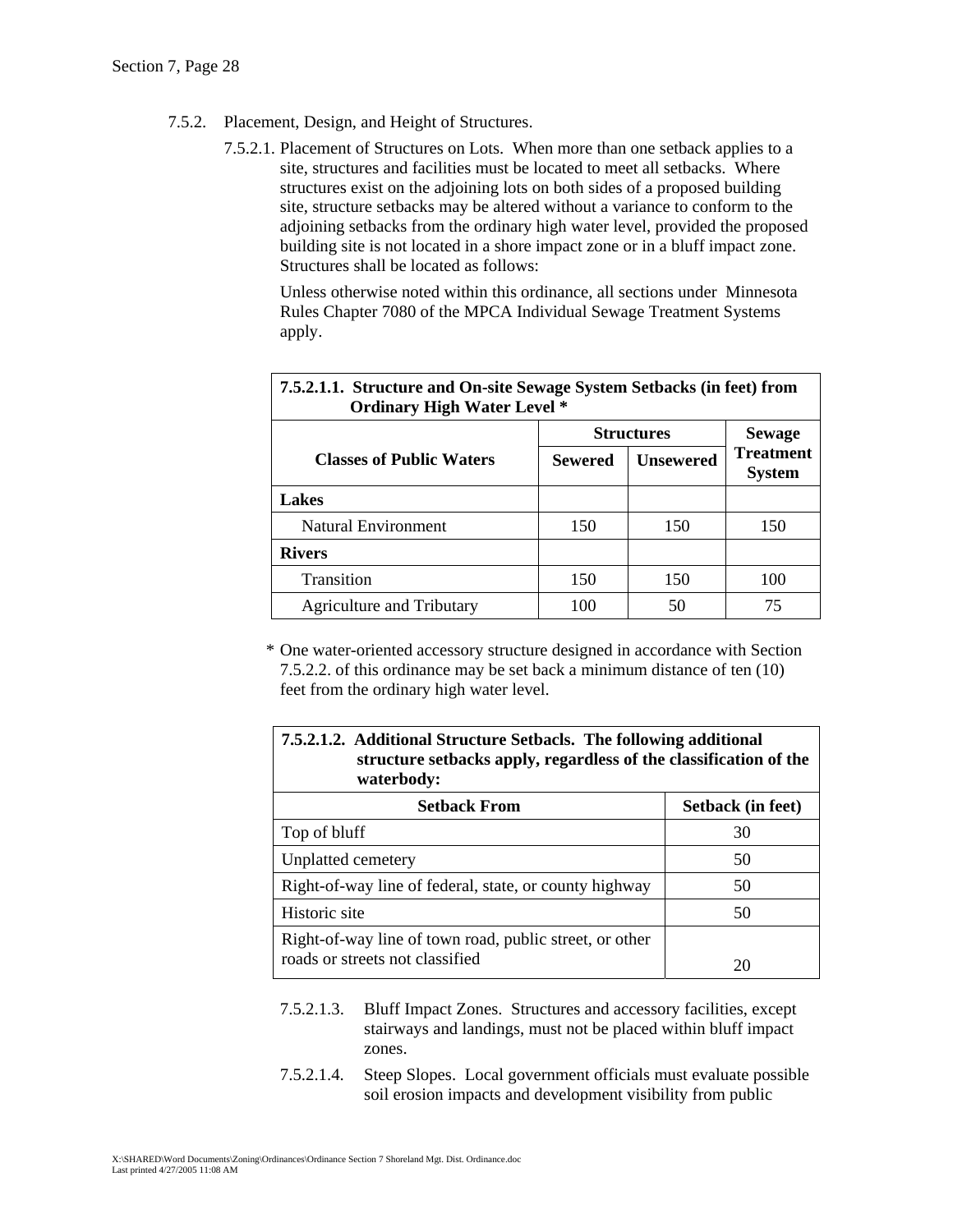7.5.2. Placement, Design, and Height of Structures.

7.5.2.1. Placement of Structures on Lots. When more than one setback applies to a site, structures and facilities must be located to meet all setbacks. Where structures exist on the adjoining lots on both sides of a proposed building site, structure setbacks may be altered without a variance to conform to the adjoining setbacks from the ordinary high water level, provided the proposed building site is not located in a shore impact zone or in a bluff impact zone. Structures shall be located as follows:

Unless otherwise noted within this ordinance, all sections under Minnesota Rules Chapter 7080 of the MPCA Individual Sewage Treatment Systems apply.

**7.5.2.1.1. Structure and On-site Sewage System Setbacks (in feet) from Ordinary High Water Level \***

| Classes of Public Waters | Structures | | Sewage Treatment System |
|---|---|---|---|
| | Sewered | Unsewered | |
| **Lakes** | | | |
| Natural Environment | 150 | 150 | 150 |
| **Rivers** | | | |
| Transition | 150 | 150 | 100 |
| Agriculture and Tributary | 100 | 50 | 75 |

\* One water-oriented accessory structure designed in accordance with Section 7.5.2.2. of this ordinance may be set back a minimum distance of ten (10) feet from the ordinary high water level.

**7.5.2.1.2. Additional Structure Setbacls. The following additional structure setbacks apply, regardless of the classification of the waterbody:**

| Setback From | Setback (in feet) |
|---|---|
| Top of bluff | 30 |
| Unplatted cemetery | 50 |
| Right-of-way line of federal, state, or county highway | 50 |
| Historic site | 50 |
| Right-of-way line of town road, public street, or other roads or streets not classified | 20 |

7.5.2.1.3. Bluff Impact Zones. Structures and accessory facilities, except stairways and landings, must not be placed within bluff impact zones.

7.5.2.1.4. Steep Slopes. Local government officials must evaluate possible soil erosion impacts and development visibility from public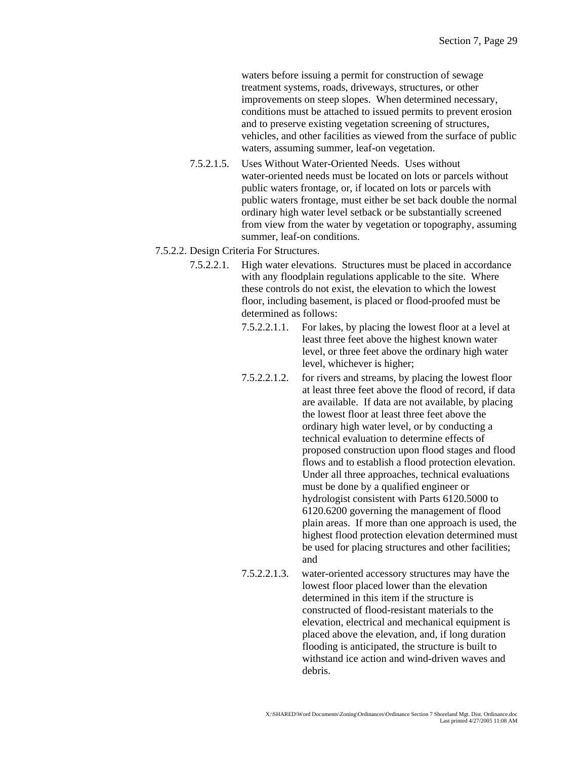waters before issuing a permit for construction of sewage treatment systems, roads, driveways, structures, or other improvements on steep slopes. When determined necessary, conditions must be attached to issued permits to prevent erosion and to preserve existing vegetation screening of structures, vehicles, and other facilities as viewed from the surface of public waters, assuming summer, leaf-on vegetation.

7.5.2.1.5. Uses Without Water-Oriented Needs. Uses without water-oriented needs must be located on lots or parcels without public waters frontage, or, if located on lots or parcels with public waters frontage, must either be set back double the normal ordinary high water level setback or be substantially screened from view from the water by vegetation or topography, assuming summer, leaf-on conditions.

7.5.2.2. Design Criteria For Structures.

7.5.2.2.1. High water elevations. Structures must be placed in accordance with any floodplain regulations applicable to the site. Where these controls do not exist, the elevation to which the lowest floor, including basement, is placed or flood-proofed must be determined as follows:

7.5.2.2.1.1. For lakes, by placing the lowest floor at a level at least three feet above the highest known water level, or three feet above the ordinary high water level, whichever is higher;

7.5.2.2.1.2. for rivers and streams, by placing the lowest floor at least three feet above the flood of record, if data are available. If data are not available, by placing the lowest floor at least three feet above the ordinary high water level, or by conducting a technical evaluation to determine effects of proposed construction upon flood stages and flood flows and to establish a flood protection elevation. Under all three approaches, technical evaluations must be done by a qualified engineer or hydrologist consistent with Parts 6120.5000 to 6120.6200 governing the management of flood plain areas. If more than one approach is used, the highest flood protection elevation determined must be used for placing structures and other facilities; and

7.5.2.2.1.3. water-oriented accessory structures may have the lowest floor placed lower than the elevation determined in this item if the structure is constructed of flood-resistant materials to the elevation, electrical and mechanical equipment is placed above the elevation, and, if long duration flooding is anticipated, the structure is built to withstand ice action and wind-driven waves and debris.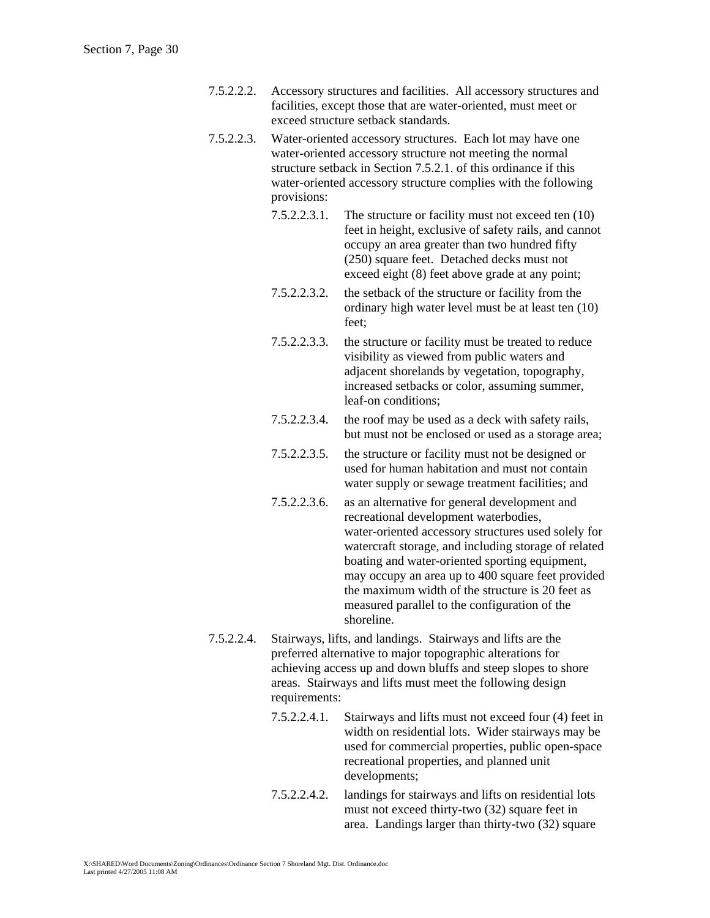7.5.2.2.2. Accessory structures and facilities. All accessory structures and facilities, except those that are water-oriented, must meet or exceed structure setback standards.

7.5.2.2.3. Water-oriented accessory structures. Each lot may have one water-oriented accessory structure not meeting the normal structure setback in Section 7.5.2.1. of this ordinance if this water-oriented accessory structure complies with the following provisions:

- 7.5.2.2.3.1. The structure or facility must not exceed ten (10) feet in height, exclusive of safety rails, and cannot occupy an area greater than two hundred fifty (250) square feet. Detached decks must not exceed eight (8) feet above grade at any point;
- 7.5.2.2.3.2. the setback of the structure or facility from the ordinary high water level must be at least ten (10) feet;
- 7.5.2.2.3.3. the structure or facility must be treated to reduce visibility as viewed from public waters and adjacent shorelands by vegetation, topography, increased setbacks or color, assuming summer, leaf-on conditions;
- 7.5.2.2.3.4. the roof may be used as a deck with safety rails, but must not be enclosed or used as a storage area;
- 7.5.2.2.3.5. the structure or facility must not be designed or used for human habitation and must not contain water supply or sewage treatment facilities; and
- 7.5.2.2.3.6. as an alternative for general development and recreational development waterbodies, water-oriented accessory structures used solely for watercraft storage, and including storage of related boating and water-oriented sporting equipment, may occupy an area up to 400 square feet provided the maximum width of the structure is 20 feet as measured parallel to the configuration of the shoreline.

7.5.2.2.4. Stairways, lifts, and landings. Stairways and lifts are the preferred alternative to major topographic alterations for achieving access up and down bluffs and steep slopes to shore areas. Stairways and lifts must meet the following design requirements:

- 7.5.2.2.4.1. Stairways and lifts must not exceed four (4) feet in width on residential lots. Wider stairways may be used for commercial properties, public open-space recreational properties, and planned unit developments;
- 7.5.2.2.4.2. landings for stairways and lifts on residential lots must not exceed thirty-two (32) square feet in area. Landings larger than thirty-two (32) square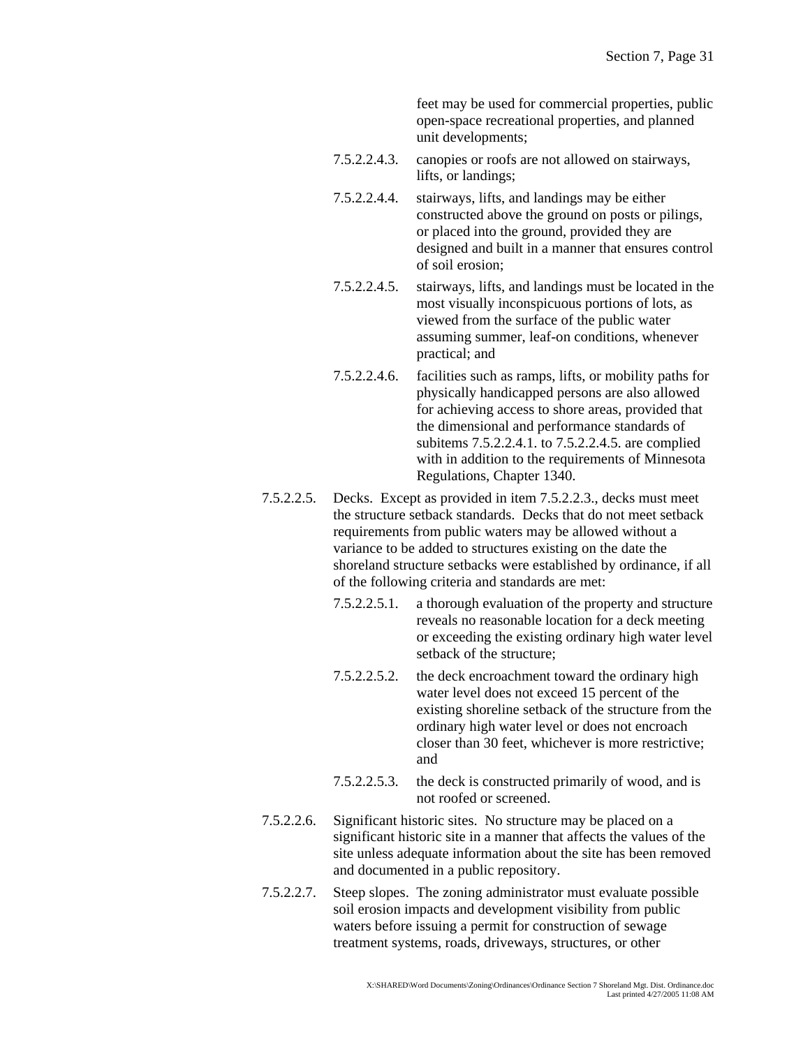feet may be used for commercial properties, public open-space recreational properties, and planned unit developments;

7.5.2.2.4.3. canopies or roofs are not allowed on stairways, lifts, or landings;

7.5.2.2.4.4. stairways, lifts, and landings may be either constructed above the ground on posts or pilings, or placed into the ground, provided they are designed and built in a manner that ensures control of soil erosion;

7.5.2.2.4.5. stairways, lifts, and landings must be located in the most visually inconspicuous portions of lots, as viewed from the surface of the public water assuming summer, leaf-on conditions, whenever practical; and

7.5.2.2.4.6. facilities such as ramps, lifts, or mobility paths for physically handicapped persons are also allowed for achieving access to shore areas, provided that the dimensional and performance standards of subitems 7.5.2.2.4.1. to 7.5.2.2.4.5. are complied with in addition to the requirements of Minnesota Regulations, Chapter 1340.

7.5.2.2.5. Decks. Except as provided in item 7.5.2.2.3., decks must meet the structure setback standards. Decks that do not meet setback requirements from public waters may be allowed without a variance to be added to structures existing on the date the shoreland structure setbacks were established by ordinance, if all of the following criteria and standards are met:

7.5.2.2.5.1. a thorough evaluation of the property and structure reveals no reasonable location for a deck meeting or exceeding the existing ordinary high water level setback of the structure;

7.5.2.2.5.2. the deck encroachment toward the ordinary high water level does not exceed 15 percent of the existing shoreline setback of the structure from the ordinary high water level or does not encroach closer than 30 feet, whichever is more restrictive; and

7.5.2.2.5.3. the deck is constructed primarily of wood, and is not roofed or screened.

7.5.2.2.6. Significant historic sites. No structure may be placed on a significant historic site in a manner that affects the values of the site unless adequate information about the site has been removed and documented in a public repository.

7.5.2.2.7. Steep slopes. The zoning administrator must evaluate possible soil erosion impacts and development visibility from public waters before issuing a permit for construction of sewage treatment systems, roads, driveways, structures, or other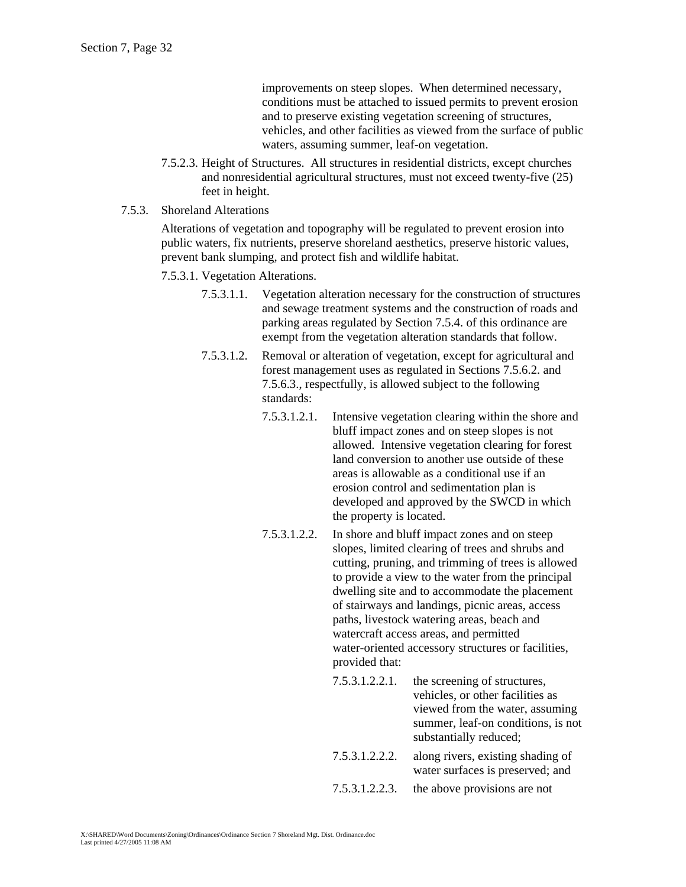improvements on steep slopes. When determined necessary, conditions must be attached to issued permits to prevent erosion and to preserve existing vegetation screening of structures, vehicles, and other facilities as viewed from the surface of public waters, assuming summer, leaf-on vegetation.

7.5.2.3. Height of Structures. All structures in residential districts, except churches and nonresidential agricultural structures, must not exceed twenty-five (25) feet in height.

7.5.3. Shoreland Alterations

Alterations of vegetation and topography will be regulated to prevent erosion into public waters, fix nutrients, preserve shoreland aesthetics, preserve historic values, prevent bank slumping, and protect fish and wildlife habitat.

7.5.3.1. Vegetation Alterations.

7.5.3.1.1. Vegetation alteration necessary for the construction of structures and sewage treatment systems and the construction of roads and parking areas regulated by Section 7.5.4. of this ordinance are exempt from the vegetation alteration standards that follow.

7.5.3.1.2. Removal or alteration of vegetation, except for agricultural and forest management uses as regulated in Sections 7.5.6.2. and 7.5.6.3., respectfully, is allowed subject to the following standards:

7.5.3.1.2.1. Intensive vegetation clearing within the shore and bluff impact zones and on steep slopes is not allowed. Intensive vegetation clearing for forest land conversion to another use outside of these areas is allowable as a conditional use if an erosion control and sedimentation plan is developed and approved by the SWCD in which the property is located.

7.5.3.1.2.2. In shore and bluff impact zones and on steep slopes, limited clearing of trees and shrubs and cutting, pruning, and trimming of trees is allowed to provide a view to the water from the principal dwelling site and to accommodate the placement of stairways and landings, picnic areas, access paths, livestock watering areas, beach and watercraft access areas, and permitted water-oriented accessory structures or facilities, provided that:

7.5.3.1.2.2.1. the screening of structures, vehicles, or other facilities as viewed from the water, assuming summer, leaf-on conditions, is not substantially reduced;

7.5.3.1.2.2.2. along rivers, existing shading of water surfaces is preserved; and

7.5.3.1.2.2.3. the above provisions are not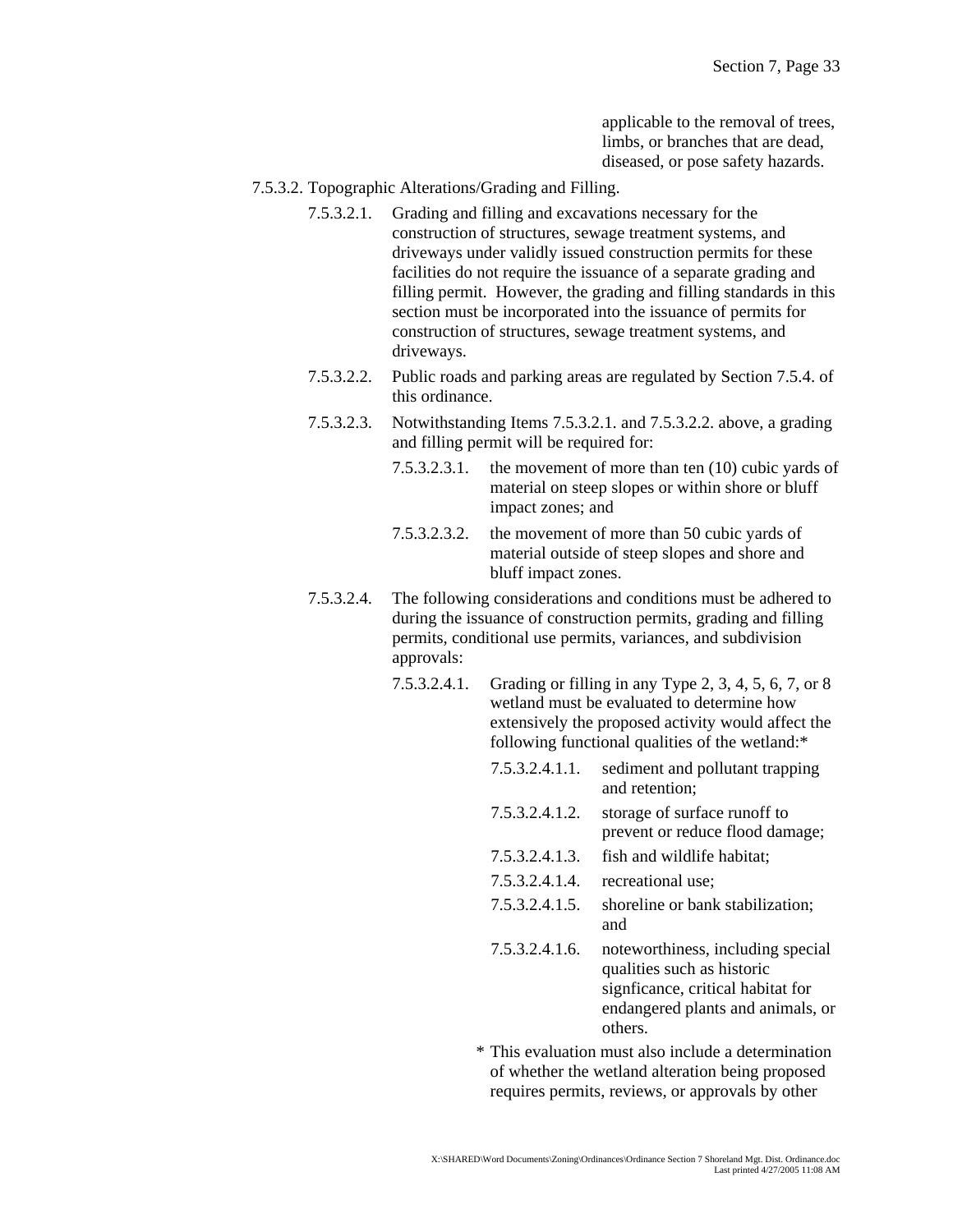applicable to the removal of trees, limbs, or branches that are dead, diseased, or pose safety hazards.

7.5.3.2. Topographic Alterations/Grading and Filling.

7.5.3.2.1. Grading and filling and excavations necessary for the construction of structures, sewage treatment systems, and driveways under validly issued construction permits for these facilities do not require the issuance of a separate grading and filling permit. However, the grading and filling standards in this section must be incorporated into the issuance of permits for construction of structures, sewage treatment systems, and driveways.

7.5.3.2.2. Public roads and parking areas are regulated by Section 7.5.4. of this ordinance.

7.5.3.2.3. Notwithstanding Items 7.5.3.2.1. and 7.5.3.2.2. above, a grading and filling permit will be required for:

7.5.3.2.3.1. the movement of more than ten (10) cubic yards of material on steep slopes or within shore or bluff impact zones; and

7.5.3.2.3.2. the movement of more than 50 cubic yards of material outside of steep slopes and shore and bluff impact zones.

7.5.3.2.4. The following considerations and conditions must be adhered to during the issuance of construction permits, grading and filling permits, conditional use permits, variances, and subdivision approvals:

7.5.3.2.4.1. Grading or filling in any Type 2, 3, 4, 5, 6, 7, or 8 wetland must be evaluated to determine how extensively the proposed activity would affect the following functional qualities of the wetland:*

7.5.3.2.4.1.1. sediment and pollutant trapping and retention;

7.5.3.2.4.1.2. storage of surface runoff to prevent or reduce flood damage;

7.5.3.2.4.1.3. fish and wildlife habitat;

7.5.3.2.4.1.4. recreational use;

7.5.3.2.4.1.5. shoreline or bank stabilization; and

7.5.3.2.4.1.6. noteworthiness, including special qualities such as historic signficance, critical habitat for endangered plants and animals, or others.

* This evaluation must also include a determination of whether the wetland alteration being proposed requires permits, reviews, or approvals by other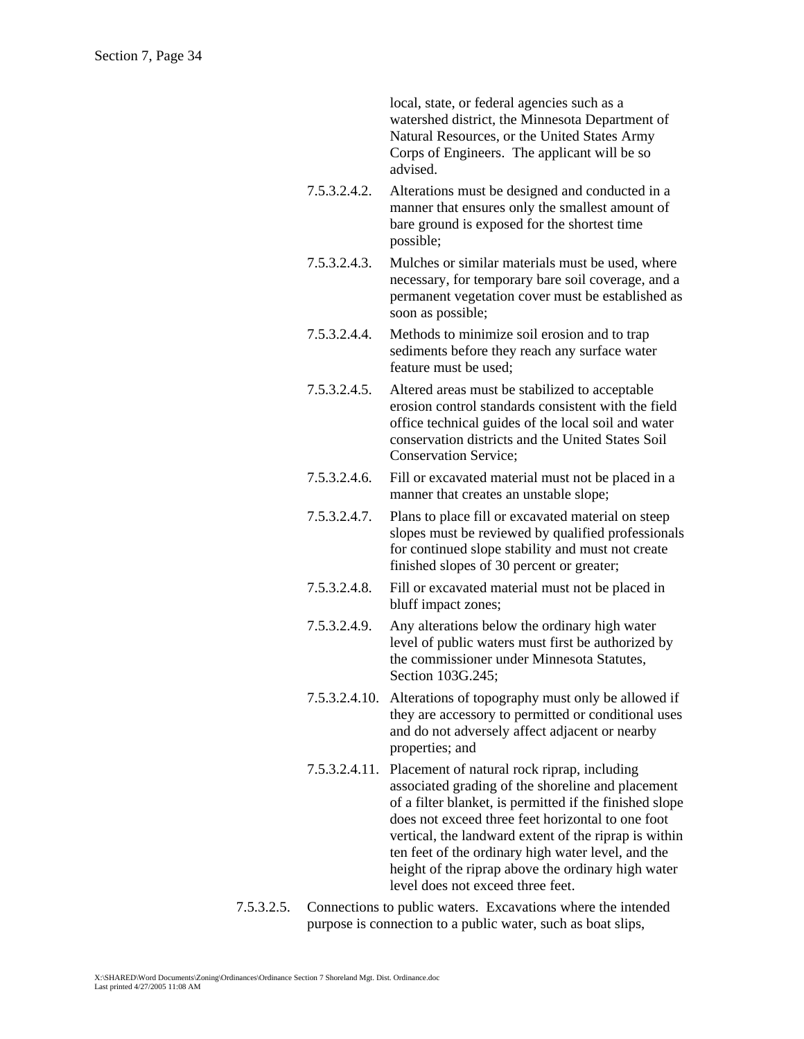local, state, or federal agencies such as a watershed district, the Minnesota Department of Natural Resources, or the United States Army Corps of Engineers. The applicant will be so advised.

7.5.3.2.4.2. Alterations must be designed and conducted in a manner that ensures only the smallest amount of bare ground is exposed for the shortest time possible;

7.5.3.2.4.3. Mulches or similar materials must be used, where necessary, for temporary bare soil coverage, and a permanent vegetation cover must be established as soon as possible;

7.5.3.2.4.4. Methods to minimize soil erosion and to trap sediments before they reach any surface water feature must be used;

7.5.3.2.4.5. Altered areas must be stabilized to acceptable erosion control standards consistent with the field office technical guides of the local soil and water conservation districts and the United States Soil Conservation Service;

7.5.3.2.4.6. Fill or excavated material must not be placed in a manner that creates an unstable slope;

7.5.3.2.4.7. Plans to place fill or excavated material on steep slopes must be reviewed by qualified professionals for continued slope stability and must not create finished slopes of 30 percent or greater;

7.5.3.2.4.8. Fill or excavated material must not be placed in bluff impact zones;

7.5.3.2.4.9. Any alterations below the ordinary high water level of public waters must first be authorized by the commissioner under Minnesota Statutes, Section 103G.245;

7.5.3.2.4.10. Alterations of topography must only be allowed if they are accessory to permitted or conditional uses and do not adversely affect adjacent or nearby properties; and

7.5.3.2.4.11. Placement of natural rock riprap, including associated grading of the shoreline and placement of a filter blanket, is permitted if the finished slope does not exceed three feet horizontal to one foot vertical, the landward extent of the riprap is within ten feet of the ordinary high water level, and the height of the riprap above the ordinary high water level does not exceed three feet.

7.5.3.2.5. Connections to public waters. Excavations where the intended purpose is connection to a public water, such as boat slips,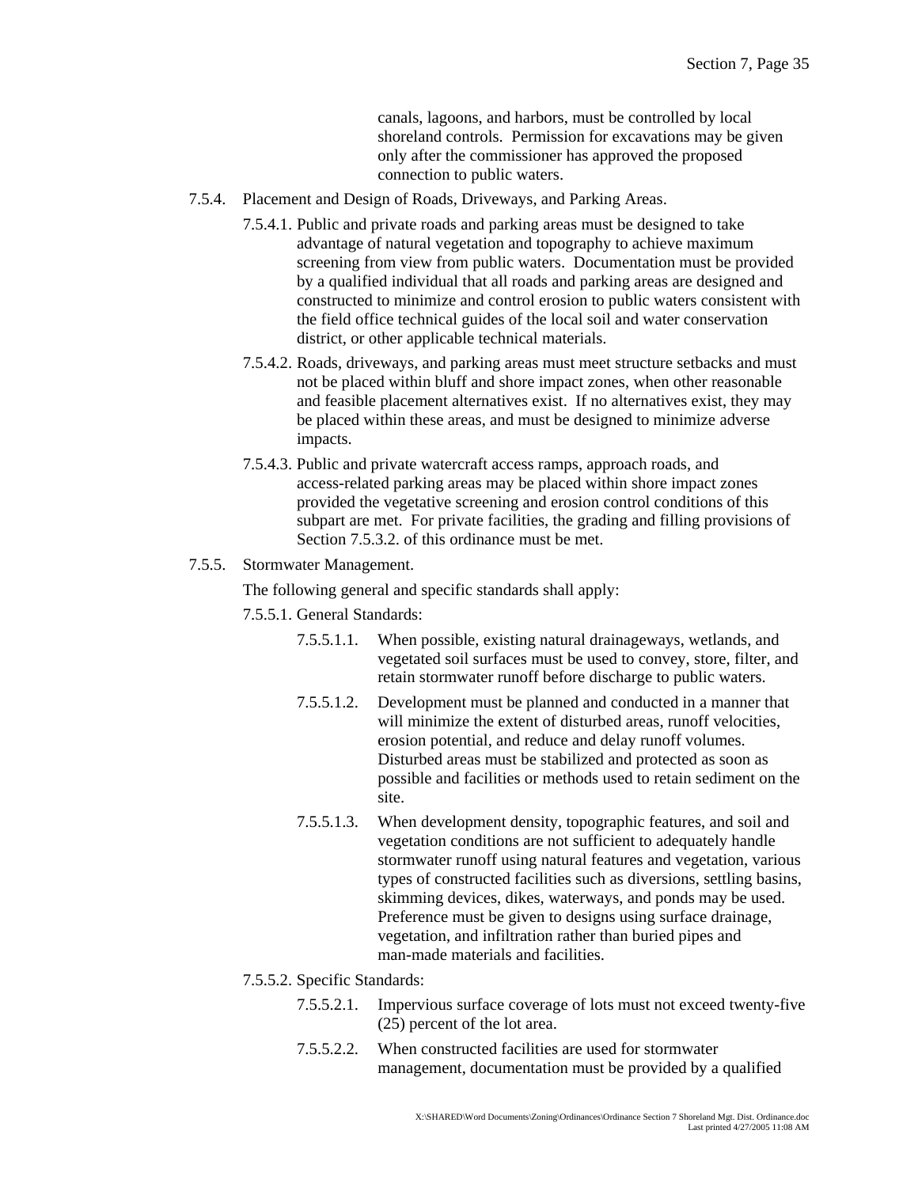canals, lagoons, and harbors, must be controlled by local shoreland controls. Permission for excavations may be given only after the commissioner has approved the proposed connection to public waters.

7.5.4. Placement and Design of Roads, Driveways, and Parking Areas.

7.5.4.1. Public and private roads and parking areas must be designed to take advantage of natural vegetation and topography to achieve maximum screening from view from public waters. Documentation must be provided by a qualified individual that all roads and parking areas are designed and constructed to minimize and control erosion to public waters consistent with the field office technical guides of the local soil and water conservation district, or other applicable technical materials.

7.5.4.2. Roads, driveways, and parking areas must meet structure setbacks and must not be placed within bluff and shore impact zones, when other reasonable and feasible placement alternatives exist. If no alternatives exist, they may be placed within these areas, and must be designed to minimize adverse impacts.

7.5.4.3. Public and private watercraft access ramps, approach roads, and access-related parking areas may be placed within shore impact zones provided the vegetative screening and erosion control conditions of this subpart are met. For private facilities, the grading and filling provisions of Section 7.5.3.2. of this ordinance must be met.

7.5.5. Stormwater Management.

The following general and specific standards shall apply:

7.5.5.1. General Standards:

7.5.5.1.1. When possible, existing natural drainageways, wetlands, and vegetated soil surfaces must be used to convey, store, filter, and retain stormwater runoff before discharge to public waters.

7.5.5.1.2. Development must be planned and conducted in a manner that will minimize the extent of disturbed areas, runoff velocities, erosion potential, and reduce and delay runoff volumes. Disturbed areas must be stabilized and protected as soon as possible and facilities or methods used to retain sediment on the site.

7.5.5.1.3. When development density, topographic features, and soil and vegetation conditions are not sufficient to adequately handle stormwater runoff using natural features and vegetation, various types of constructed facilities such as diversions, settling basins, skimming devices, dikes, waterways, and ponds may be used. Preference must be given to designs using surface drainage, vegetation, and infiltration rather than buried pipes and man-made materials and facilities.

7.5.5.2. Specific Standards:

7.5.5.2.1. Impervious surface coverage of lots must not exceed twenty-five (25) percent of the lot area.

7.5.5.2.2. When constructed facilities are used for stormwater management, documentation must be provided by a qualified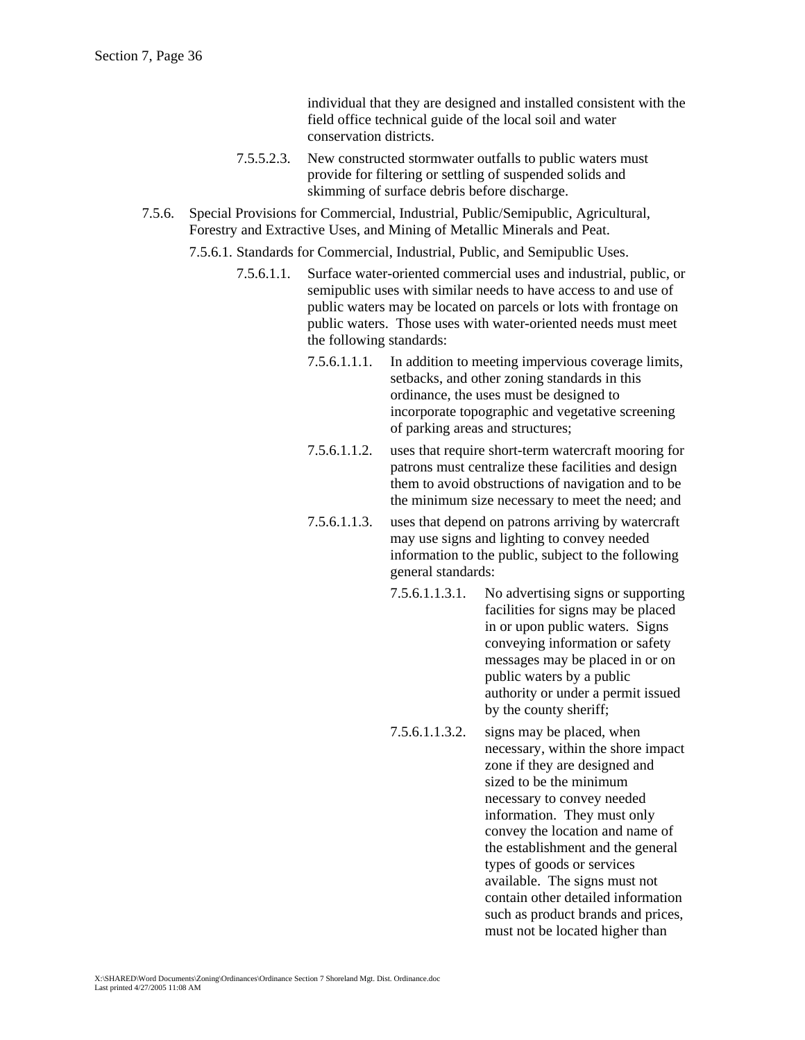individual that they are designed and installed consistent with the field office technical guide of the local soil and water conservation districts.

7.5.5.2.3. New constructed stormwater outfalls to public waters must provide for filtering or settling of suspended solids and skimming of surface debris before discharge.

7.5.6. Special Provisions for Commercial, Industrial, Public/Semipublic, Agricultural, Forestry and Extractive Uses, and Mining of Metallic Minerals and Peat.

7.5.6.1. Standards for Commercial, Industrial, Public, and Semipublic Uses.

7.5.6.1.1. Surface water-oriented commercial uses and industrial, public, or semipublic uses with similar needs to have access to and use of public waters may be located on parcels or lots with frontage on public waters. Those uses with water-oriented needs must meet the following standards:

7.5.6.1.1.1. In addition to meeting impervious coverage limits, setbacks, and other zoning standards in this ordinance, the uses must be designed to incorporate topographic and vegetative screening of parking areas and structures;

7.5.6.1.1.2. uses that require short-term watercraft mooring for patrons must centralize these facilities and design them to avoid obstructions of navigation and to be the minimum size necessary to meet the need; and

7.5.6.1.1.3. uses that depend on patrons arriving by watercraft may use signs and lighting to convey needed information to the public, subject to the following general standards:

7.5.6.1.1.3.1. No advertising signs or supporting facilities for signs may be placed in or upon public waters. Signs conveying information or safety messages may be placed in or on public waters by a public authority or under a permit issued by the county sheriff;

7.5.6.1.1.3.2. signs may be placed, when necessary, within the shore impact zone if they are designed and sized to be the minimum necessary to convey needed information. They must only convey the location and name of the establishment and the general types of goods or services available. The signs must not contain other detailed information such as product brands and prices, must not be located higher than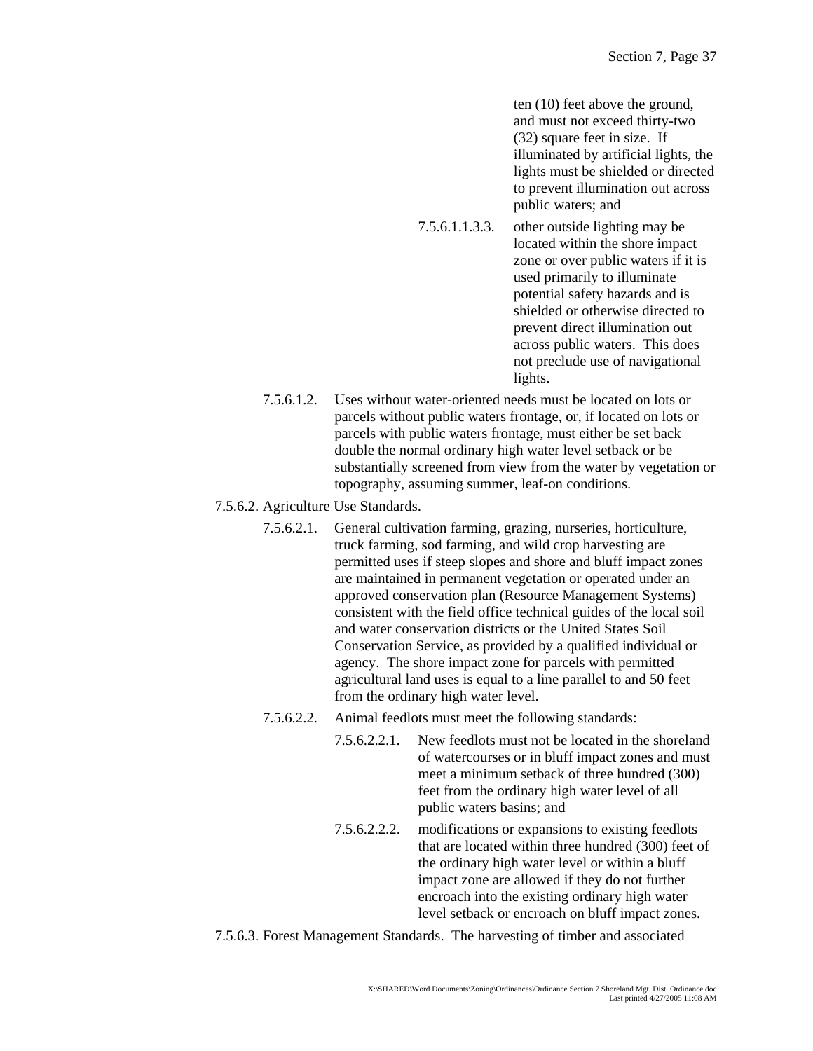ten (10) feet above the ground, and must not exceed thirty-two (32) square feet in size. If illuminated by artificial lights, the lights must be shielded or directed to prevent illumination out across public waters; and

7.5.6.1.1.3.3. other outside lighting may be located within the shore impact zone or over public waters if it is used primarily to illuminate potential safety hazards and is shielded or otherwise directed to prevent direct illumination out across public waters. This does not preclude use of navigational lights.

7.5.6.1.2. Uses without water-oriented needs must be located on lots or parcels without public waters frontage, or, if located on lots or parcels with public waters frontage, must either be set back double the normal ordinary high water level setback or be substantially screened from view from the water by vegetation or topography, assuming summer, leaf-on conditions.

7.5.6.2. Agriculture Use Standards.

7.5.6.2.1. General cultivation farming, grazing, nurseries, horticulture, truck farming, sod farming, and wild crop harvesting are permitted uses if steep slopes and shore and bluff impact zones are maintained in permanent vegetation or operated under an approved conservation plan (Resource Management Systems) consistent with the field office technical guides of the local soil and water conservation districts or the United States Soil Conservation Service, as provided by a qualified individual or agency. The shore impact zone for parcels with permitted agricultural land uses is equal to a line parallel to and 50 feet from the ordinary high water level.

7.5.6.2.2. Animal feedlots must meet the following standards:

7.5.6.2.2.1. New feedlots must not be located in the shoreland of watercourses or in bluff impact zones and must meet a minimum setback of three hundred (300) feet from the ordinary high water level of all public waters basins; and

7.5.6.2.2.2. modifications or expansions to existing feedlots that are located within three hundred (300) feet of the ordinary high water level or within a bluff impact zone are allowed if they do not further encroach into the existing ordinary high water level setback or encroach on bluff impact zones.

7.5.6.3. Forest Management Standards. The harvesting of timber and associated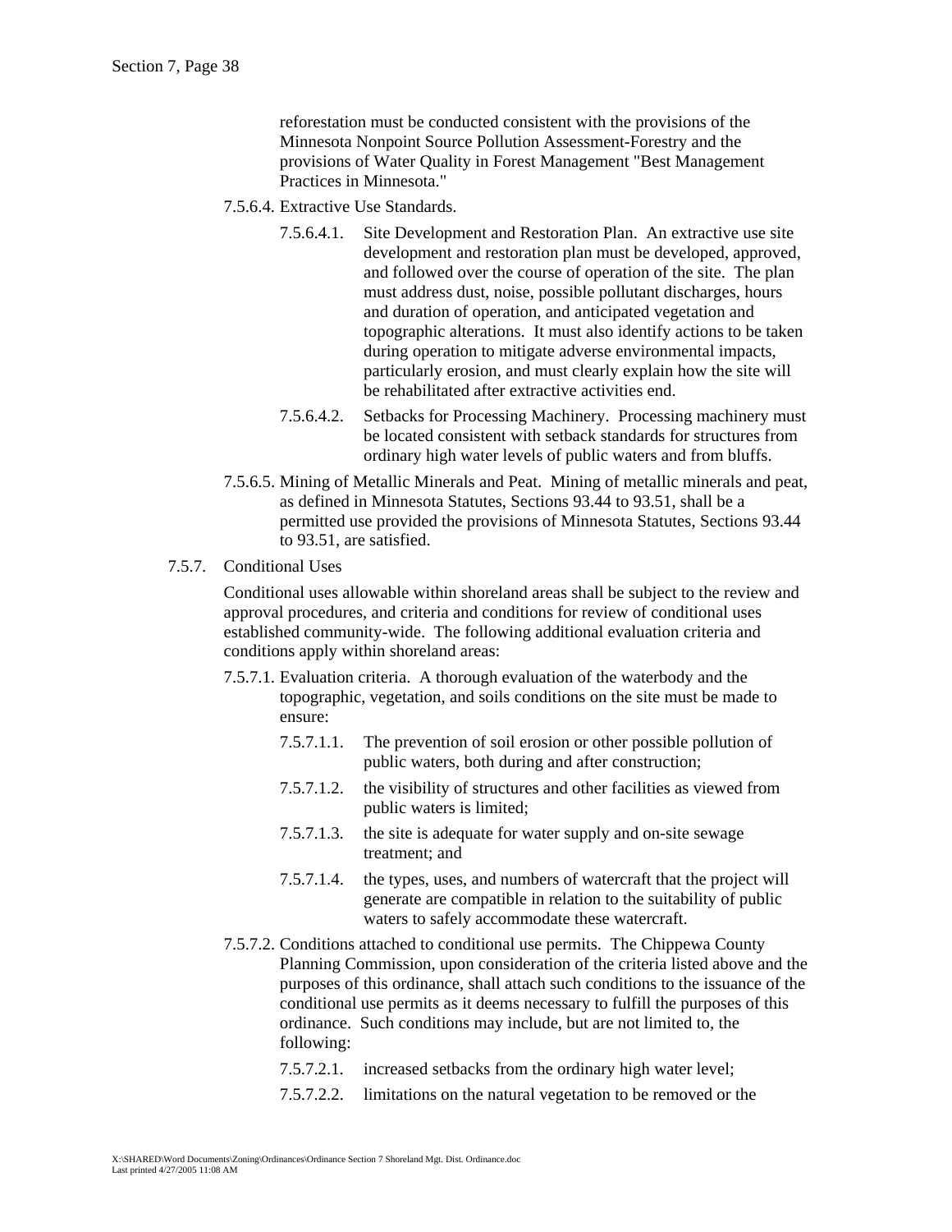reforestation must be conducted consistent with the provisions of the Minnesota Nonpoint Source Pollution Assessment-Forestry and the provisions of Water Quality in Forest Management "Best Management Practices in Minnesota."

7.5.6.4. Extractive Use Standards.

7.5.6.4.1. Site Development and Restoration Plan. An extractive use site development and restoration plan must be developed, approved, and followed over the course of operation of the site. The plan must address dust, noise, possible pollutant discharges, hours and duration of operation, and anticipated vegetation and topographic alterations. It must also identify actions to be taken during operation to mitigate adverse environmental impacts, particularly erosion, and must clearly explain how the site will be rehabilitated after extractive activities end.

7.5.6.4.2. Setbacks for Processing Machinery. Processing machinery must be located consistent with setback standards for structures from ordinary high water levels of public waters and from bluffs.

7.5.6.5. Mining of Metallic Minerals and Peat. Mining of metallic minerals and peat, as defined in Minnesota Statutes, Sections 93.44 to 93.51, shall be a permitted use provided the provisions of Minnesota Statutes, Sections 93.44 to 93.51, are satisfied.

7.5.7. Conditional Uses

Conditional uses allowable within shoreland areas shall be subject to the review and approval procedures, and criteria and conditions for review of conditional uses established community-wide. The following additional evaluation criteria and conditions apply within shoreland areas:

7.5.7.1. Evaluation criteria. A thorough evaluation of the waterbody and the topographic, vegetation, and soils conditions on the site must be made to ensure:

7.5.7.1.1. The prevention of soil erosion or other possible pollution of public waters, both during and after construction;

7.5.7.1.2. the visibility of structures and other facilities as viewed from public waters is limited;

7.5.7.1.3. the site is adequate for water supply and on-site sewage treatment; and

7.5.7.1.4. the types, uses, and numbers of watercraft that the project will generate are compatible in relation to the suitability of public waters to safely accommodate these watercraft.

7.5.7.2. Conditions attached to conditional use permits. The Chippewa County Planning Commission, upon consideration of the criteria listed above and the purposes of this ordinance, shall attach such conditions to the issuance of the conditional use permits as it deems necessary to fulfill the purposes of this ordinance. Such conditions may include, but are not limited to, the following:

7.5.7.2.1. increased setbacks from the ordinary high water level;

7.5.7.2.2. limitations on the natural vegetation to be removed or the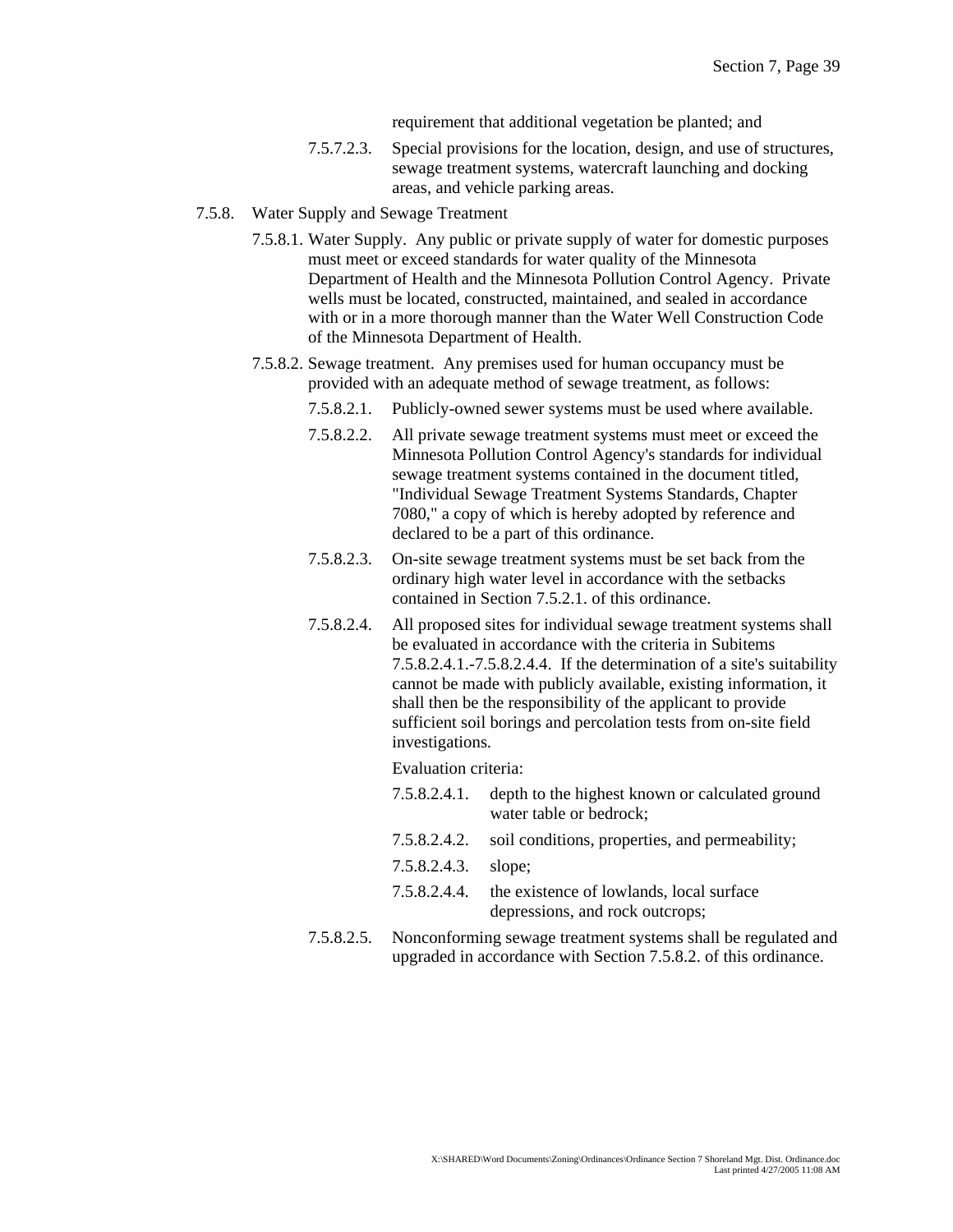requirement that additional vegetation be planted; and

7.5.7.2.3. Special provisions for the location, design, and use of structures, sewage treatment systems, watercraft launching and docking areas, and vehicle parking areas.

7.5.8. Water Supply and Sewage Treatment

7.5.8.1. Water Supply. Any public or private supply of water for domestic purposes must meet or exceed standards for water quality of the Minnesota Department of Health and the Minnesota Pollution Control Agency. Private wells must be located, constructed, maintained, and sealed in accordance with or in a more thorough manner than the Water Well Construction Code of the Minnesota Department of Health.

7.5.8.2. Sewage treatment. Any premises used for human occupancy must be provided with an adequate method of sewage treatment, as follows:

7.5.8.2.1. Publicly-owned sewer systems must be used where available.

7.5.8.2.2. All private sewage treatment systems must meet or exceed the Minnesota Pollution Control Agency's standards for individual sewage treatment systems contained in the document titled, "Individual Sewage Treatment Systems Standards, Chapter 7080," a copy of which is hereby adopted by reference and declared to be a part of this ordinance.

7.5.8.2.3. On-site sewage treatment systems must be set back from the ordinary high water level in accordance with the setbacks contained in Section 7.5.2.1. of this ordinance.

7.5.8.2.4. All proposed sites for individual sewage treatment systems shall be evaluated in accordance with the criteria in Subitems 7.5.8.2.4.1.-7.5.8.2.4.4. If the determination of a site's suitability cannot be made with publicly available, existing information, it shall then be the responsibility of the applicant to provide sufficient soil borings and percolation tests from on-site field investigations.

Evaluation criteria:

7.5.8.2.4.1. depth to the highest known or calculated ground water table or bedrock;

7.5.8.2.4.2. soil conditions, properties, and permeability;

7.5.8.2.4.3. slope;

7.5.8.2.4.4. the existence of lowlands, local surface depressions, and rock outcrops;

7.5.8.2.5. Nonconforming sewage treatment systems shall be regulated and upgraded in accordance with Section 7.5.8.2. of this ordinance.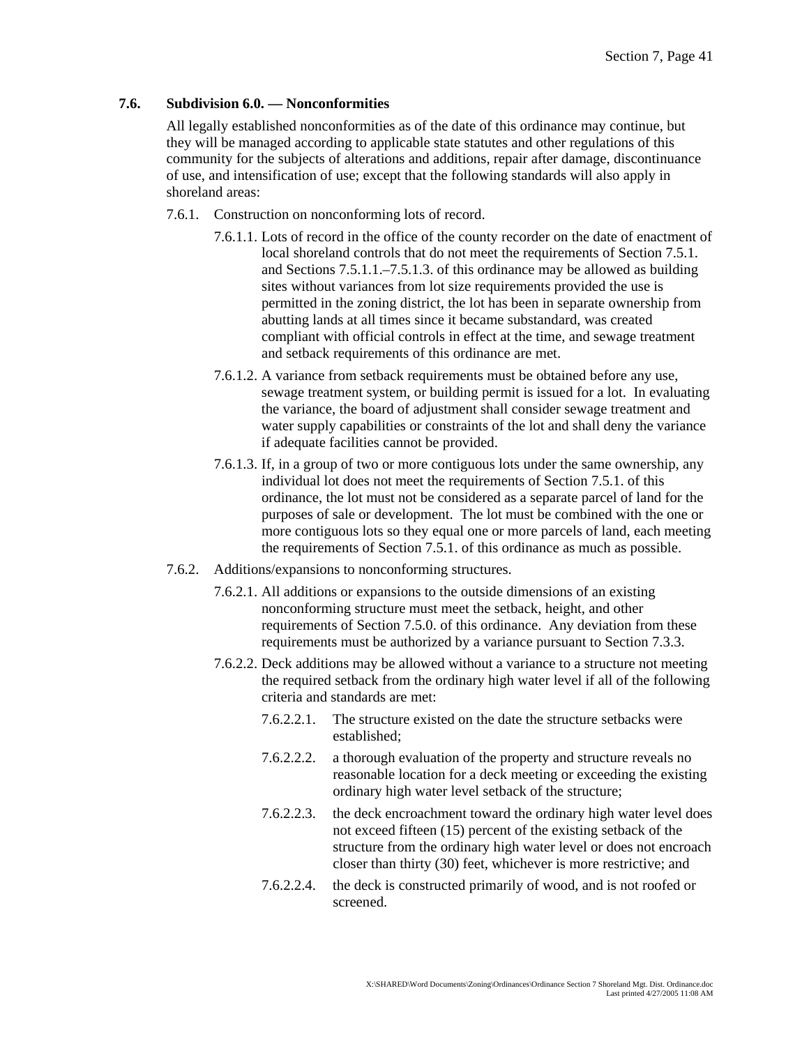### 7.6. Subdivision 6.0. — Nonconformities

All legally established nonconformities as of the date of this ordinance may continue, but they will be managed according to applicable state statutes and other regulations of this community for the subjects of alterations and additions, repair after damage, discontinuance of use, and intensification of use; except that the following standards will also apply in shoreland areas:

7.6.1. Construction on nonconforming lots of record.

7.6.1.1. Lots of record in the office of the county recorder on the date of enactment of local shoreland controls that do not meet the requirements of Section 7.5.1. and Sections 7.5.1.1.–7.5.1.3. of this ordinance may be allowed as building sites without variances from lot size requirements provided the use is permitted in the zoning district, the lot has been in separate ownership from abutting lands at all times since it became substandard, was created compliant with official controls in effect at the time, and sewage treatment and setback requirements of this ordinance are met.

7.6.1.2. A variance from setback requirements must be obtained before any use, sewage treatment system, or building permit is issued for a lot. In evaluating the variance, the board of adjustment shall consider sewage treatment and water supply capabilities or constraints of the lot and shall deny the variance if adequate facilities cannot be provided.

7.6.1.3. If, in a group of two or more contiguous lots under the same ownership, any individual lot does not meet the requirements of Section 7.5.1. of this ordinance, the lot must not be considered as a separate parcel of land for the purposes of sale or development. The lot must be combined with the one or more contiguous lots so they equal one or more parcels of land, each meeting the requirements of Section 7.5.1. of this ordinance as much as possible.

7.6.2. Additions/expansions to nonconforming structures.

7.6.2.1. All additions or expansions to the outside dimensions of an existing nonconforming structure must meet the setback, height, and other requirements of Section 7.5.0. of this ordinance. Any deviation from these requirements must be authorized by a variance pursuant to Section 7.3.3.

7.6.2.2. Deck additions may be allowed without a variance to a structure not meeting the required setback from the ordinary high water level if all of the following criteria and standards are met:

7.6.2.2.1. The structure existed on the date the structure setbacks were established;

7.6.2.2.2. a thorough evaluation of the property and structure reveals no reasonable location for a deck meeting or exceeding the existing ordinary high water level setback of the structure;

7.6.2.2.3. the deck encroachment toward the ordinary high water level does not exceed fifteen (15) percent of the existing setback of the structure from the ordinary high water level or does not encroach closer than thirty (30) feet, whichever is more restrictive; and

7.6.2.2.4. the deck is constructed primarily of wood, and is not roofed or screened.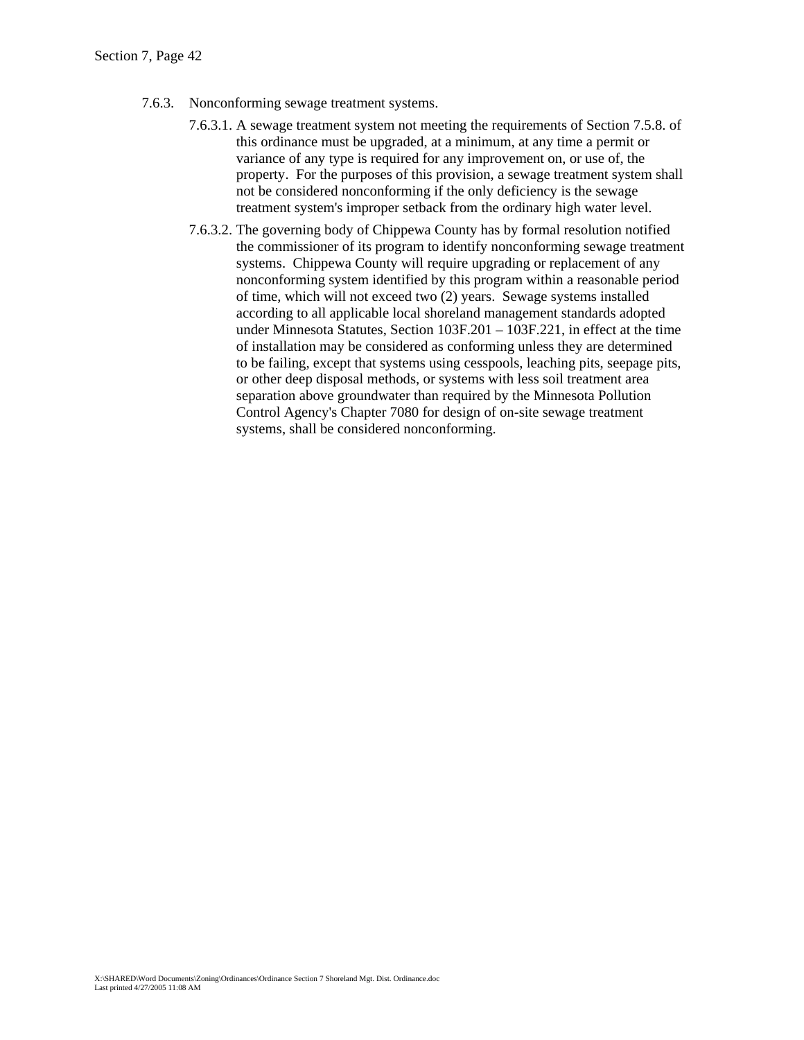7.6.3. Nonconforming sewage treatment systems.

7.6.3.1. A sewage treatment system not meeting the requirements of Section 7.5.8. of this ordinance must be upgraded, at a minimum, at any time a permit or variance of any type is required for any improvement on, or use of, the property. For the purposes of this provision, a sewage treatment system shall not be considered nonconforming if the only deficiency is the sewage treatment system's improper setback from the ordinary high water level.

7.6.3.2. The governing body of Chippewa County has by formal resolution notified the commissioner of its program to identify nonconforming sewage treatment systems. Chippewa County will require upgrading or replacement of any nonconforming system identified by this program within a reasonable period of time, which will not exceed two (2) years. Sewage systems installed according to all applicable local shoreland management standards adopted under Minnesota Statutes, Section 103F.201 – 103F.221, in effect at the time of installation may be considered as conforming unless they are determined to be failing, except that systems using cesspools, leaching pits, seepage pits, or other deep disposal methods, or systems with less soil treatment area separation above groundwater than required by the Minnesota Pollution Control Agency's Chapter 7080 for design of on-site sewage treatment systems, shall be considered nonconforming.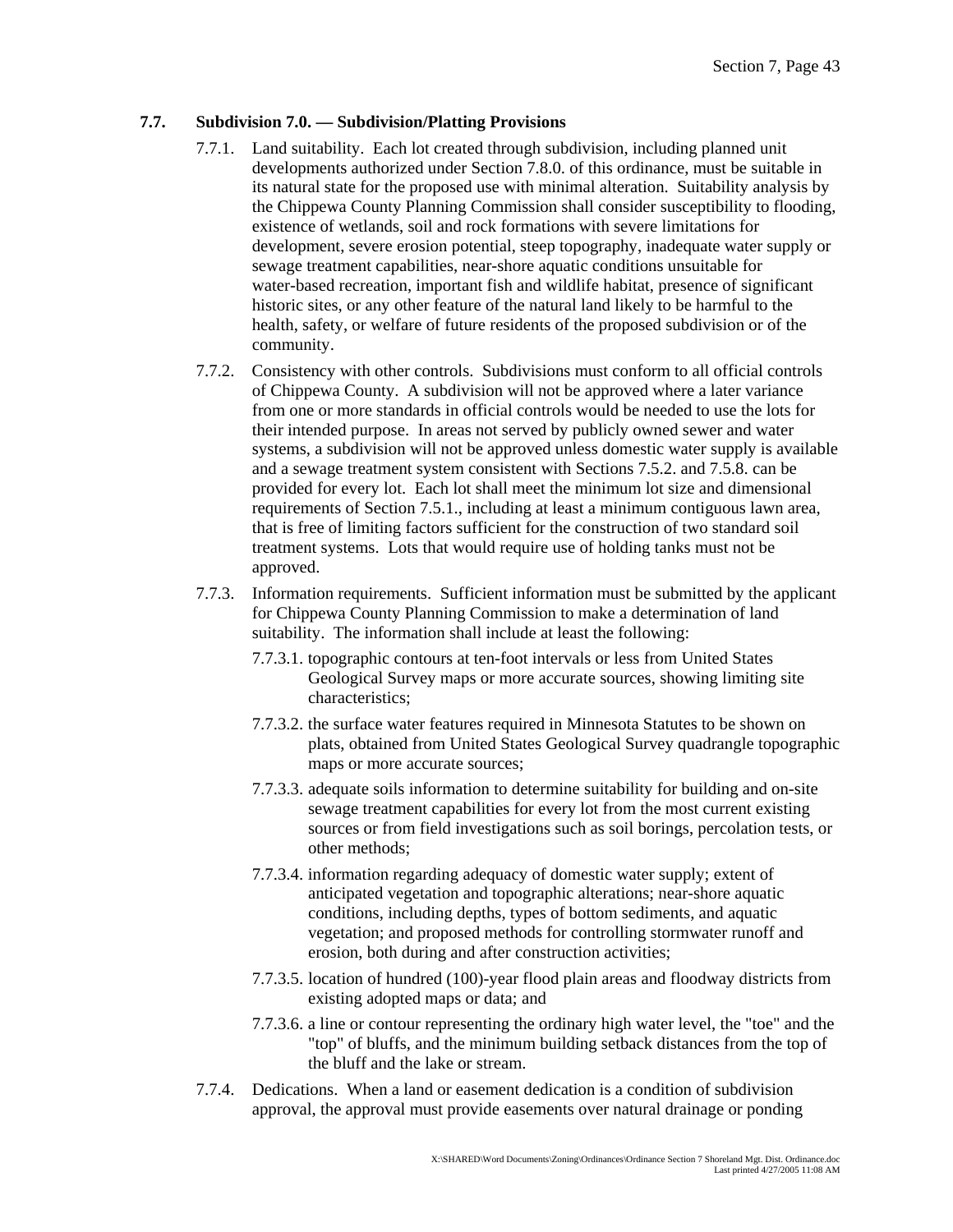### 7.7. Subdivision 7.0. — Subdivision/Platting Provisions

7.7.1. Land suitability. Each lot created through subdivision, including planned unit developments authorized under Section 7.8.0. of this ordinance, must be suitable in its natural state for the proposed use with minimal alteration. Suitability analysis by the Chippewa County Planning Commission shall consider susceptibility to flooding, existence of wetlands, soil and rock formations with severe limitations for development, severe erosion potential, steep topography, inadequate water supply or sewage treatment capabilities, near-shore aquatic conditions unsuitable for water-based recreation, important fish and wildlife habitat, presence of significant historic sites, or any other feature of the natural land likely to be harmful to the health, safety, or welfare of future residents of the proposed subdivision or of the community.

7.7.2. Consistency with other controls. Subdivisions must conform to all official controls of Chippewa County. A subdivision will not be approved where a later variance from one or more standards in official controls would be needed to use the lots for their intended purpose. In areas not served by publicly owned sewer and water systems, a subdivision will not be approved unless domestic water supply is available and a sewage treatment system consistent with Sections 7.5.2. and 7.5.8. can be provided for every lot. Each lot shall meet the minimum lot size and dimensional requirements of Section 7.5.1., including at least a minimum contiguous lawn area, that is free of limiting factors sufficient for the construction of two standard soil treatment systems. Lots that would require use of holding tanks must not be approved.

7.7.3. Information requirements. Sufficient information must be submitted by the applicant for Chippewa County Planning Commission to make a determination of land suitability. The information shall include at least the following:

7.7.3.1. topographic contours at ten-foot intervals or less from United States Geological Survey maps or more accurate sources, showing limiting site characteristics;

7.7.3.2. the surface water features required in Minnesota Statutes to be shown on plats, obtained from United States Geological Survey quadrangle topographic maps or more accurate sources;

7.7.3.3. adequate soils information to determine suitability for building and on-site sewage treatment capabilities for every lot from the most current existing sources or from field investigations such as soil borings, percolation tests, or other methods;

7.7.3.4. information regarding adequacy of domestic water supply; extent of anticipated vegetation and topographic alterations; near-shore aquatic conditions, including depths, types of bottom sediments, and aquatic vegetation; and proposed methods for controlling stormwater runoff and erosion, both during and after construction activities;

7.7.3.5. location of hundred (100)-year flood plain areas and floodway districts from existing adopted maps or data; and

7.7.3.6. a line or contour representing the ordinary high water level, the "toe" and the "top" of bluffs, and the minimum building setback distances from the top of the bluff and the lake or stream.

7.7.4. Dedications. When a land or easement dedication is a condition of subdivision approval, the approval must provide easements over natural drainage or ponding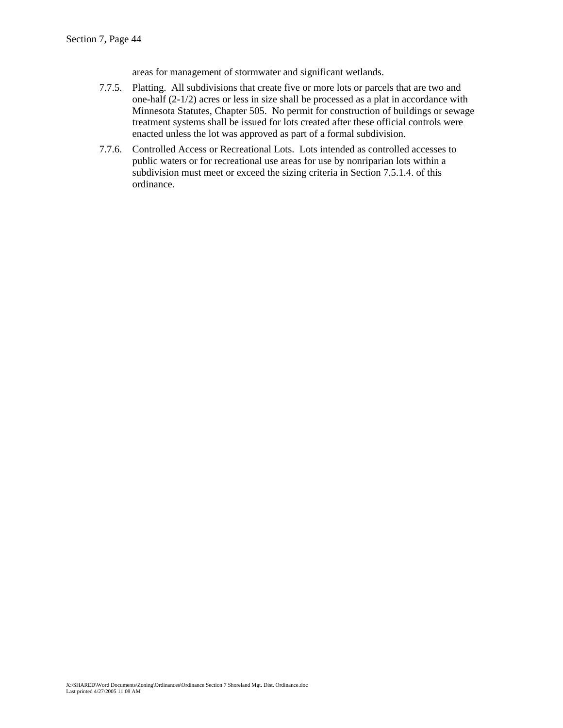areas for management of stormwater and significant wetlands.

7.7.5. Platting. All subdivisions that create five or more lots or parcels that are two and one-half (2-1/2) acres or less in size shall be processed as a plat in accordance with Minnesota Statutes, Chapter 505. No permit for construction of buildings or sewage treatment systems shall be issued for lots created after these official controls were enacted unless the lot was approved as part of a formal subdivision.

7.7.6. Controlled Access or Recreational Lots. Lots intended as controlled accesses to public waters or for recreational use areas for use by nonriparian lots within a subdivision must meet or exceed the sizing criteria in Section 7.5.1.4. of this ordinance.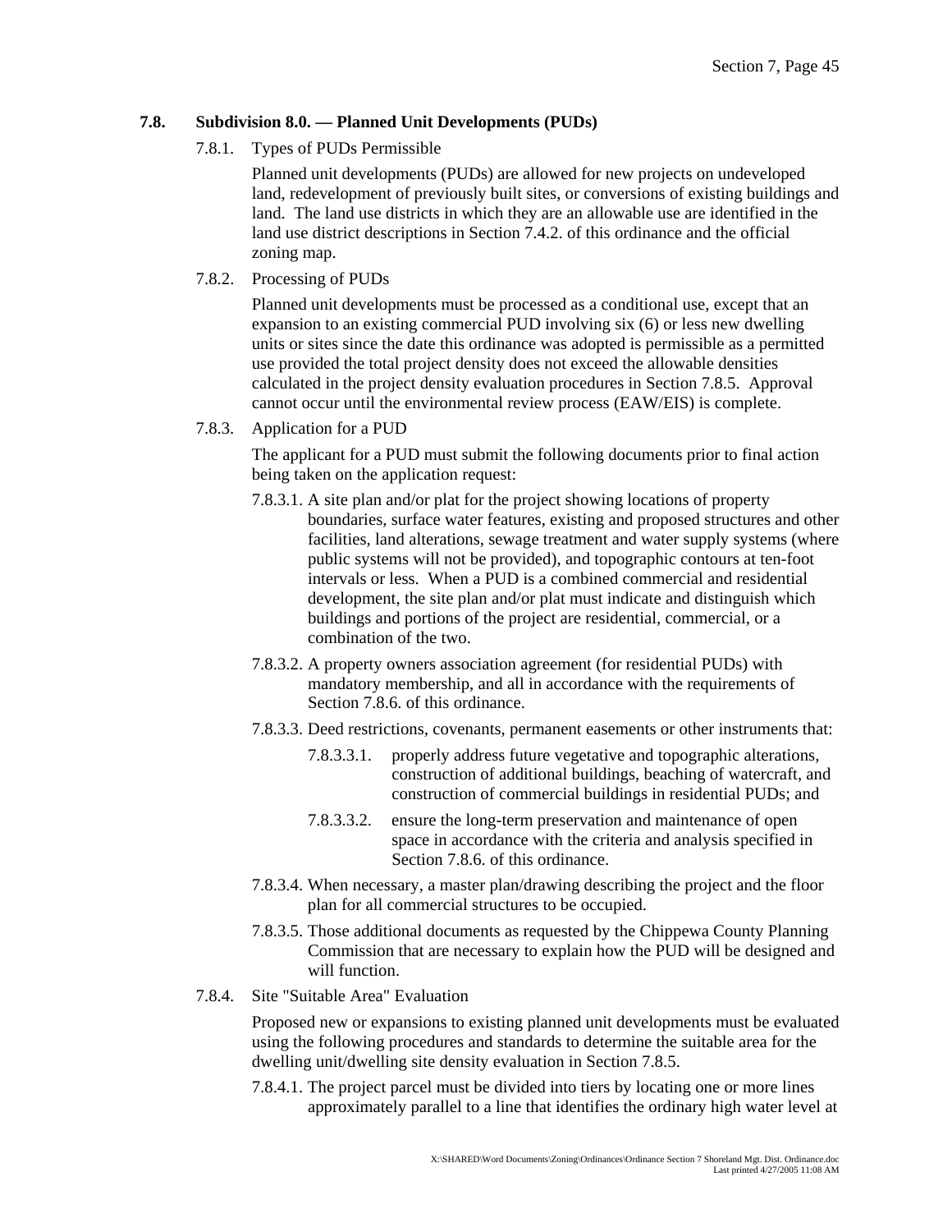### 7.8. Subdivision 8.0. — Planned Unit Developments (PUDs)

7.8.1. Types of PUDs Permissible

Planned unit developments (PUDs) are allowed for new projects on undeveloped land, redevelopment of previously built sites, or conversions of existing buildings and land. The land use districts in which they are an allowable use are identified in the land use district descriptions in Section 7.4.2. of this ordinance and the official zoning map.

7.8.2. Processing of PUDs

Planned unit developments must be processed as a conditional use, except that an expansion to an existing commercial PUD involving six (6) or less new dwelling units or sites since the date this ordinance was adopted is permissible as a permitted use provided the total project density does not exceed the allowable densities calculated in the project density evaluation procedures in Section 7.8.5. Approval cannot occur until the environmental review process (EAW/EIS) is complete.

7.8.3. Application for a PUD

The applicant for a PUD must submit the following documents prior to final action being taken on the application request:

7.8.3.1. A site plan and/or plat for the project showing locations of property boundaries, surface water features, existing and proposed structures and other facilities, land alterations, sewage treatment and water supply systems (where public systems will not be provided), and topographic contours at ten-foot intervals or less. When a PUD is a combined commercial and residential development, the site plan and/or plat must indicate and distinguish which buildings and portions of the project are residential, commercial, or a combination of the two.

7.8.3.2. A property owners association agreement (for residential PUDs) with mandatory membership, and all in accordance with the requirements of Section 7.8.6. of this ordinance.

7.8.3.3. Deed restrictions, covenants, permanent easements or other instruments that:

7.8.3.3.1. properly address future vegetative and topographic alterations, construction of additional buildings, beaching of watercraft, and construction of commercial buildings in residential PUDs; and

7.8.3.3.2. ensure the long-term preservation and maintenance of open space in accordance with the criteria and analysis specified in Section 7.8.6. of this ordinance.

7.8.3.4. When necessary, a master plan/drawing describing the project and the floor plan for all commercial structures to be occupied.

7.8.3.5. Those additional documents as requested by the Chippewa County Planning Commission that are necessary to explain how the PUD will be designed and will function.

7.8.4. Site "Suitable Area" Evaluation

Proposed new or expansions to existing planned unit developments must be evaluated using the following procedures and standards to determine the suitable area for the dwelling unit/dwelling site density evaluation in Section 7.8.5.

7.8.4.1. The project parcel must be divided into tiers by locating one or more lines approximately parallel to a line that identifies the ordinary high water level at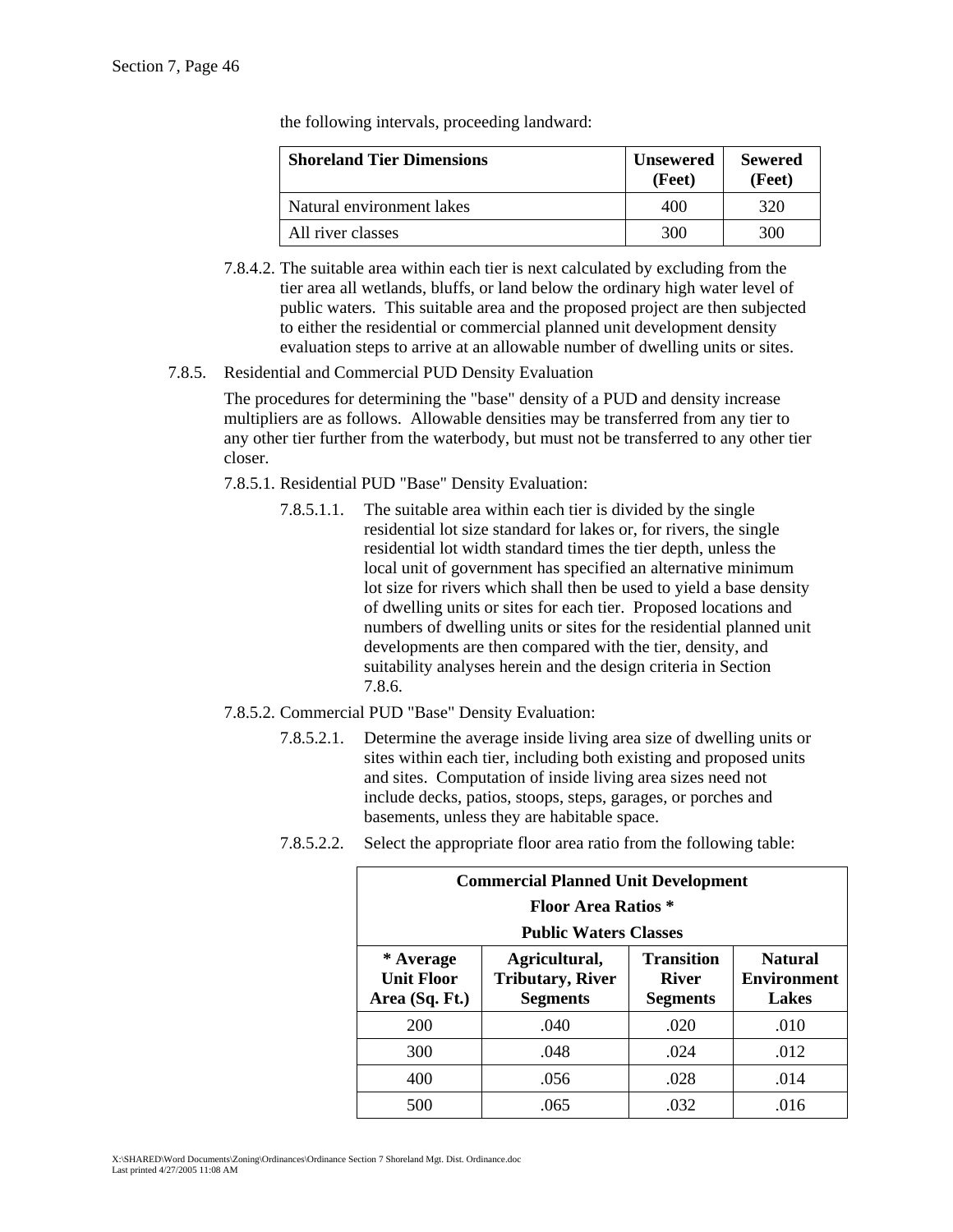the following intervals, proceeding landward:

| Shoreland Tier Dimensions | Unsewered (Feet) | Sewered (Feet) |
|---|---|---|
| Natural environment lakes | 400 | 320 |
| All river classes | 300 | 300 |

7.8.4.2. The suitable area within each tier is next calculated by excluding from the tier area all wetlands, bluffs, or land below the ordinary high water level of public waters. This suitable area and the proposed project are then subjected to either the residential or commercial planned unit development density evaluation steps to arrive at an allowable number of dwelling units or sites.

7.8.5. Residential and Commercial PUD Density Evaluation

The procedures for determining the "base" density of a PUD and density increase multipliers are as follows. Allowable densities may be transferred from any tier to any other tier further from the waterbody, but must not be transferred to any other tier closer.

7.8.5.1. Residential PUD "Base" Density Evaluation:

7.8.5.1.1. The suitable area within each tier is divided by the single residential lot size standard for lakes or, for rivers, the single residential lot width standard times the tier depth, unless the local unit of government has specified an alternative minimum lot size for rivers which shall then be used to yield a base density of dwelling units or sites for each tier. Proposed locations and numbers of dwelling units or sites for the residential planned unit developments are then compared with the tier, density, and suitability analyses herein and the design criteria in Section 7.8.6.

7.8.5.2. Commercial PUD "Base" Density Evaluation:

7.8.5.2.1. Determine the average inside living area size of dwelling units or sites within each tier, including both existing and proposed units and sites. Computation of inside living area sizes need not include decks, patios, stoops, steps, garages, or porches and basements, unless they are habitable space.

7.8.5.2.2. Select the appropriate floor area ratio from the following table:

| Commercial Planned Unit Development Floor Area Ratios * Public Waters Classes | | | |
|---|---|---|---|
| * Average Unit Floor Area (Sq. Ft.) | Agricultural, Tributary, River Segments | Transition River Segments | Natural Environment Lakes |
| 200 | .040 | .020 | .010 |
| 300 | .048 | .024 | .012 |
| 400 | .056 | .028 | .014 |
| 500 | .065 | .032 | .016 |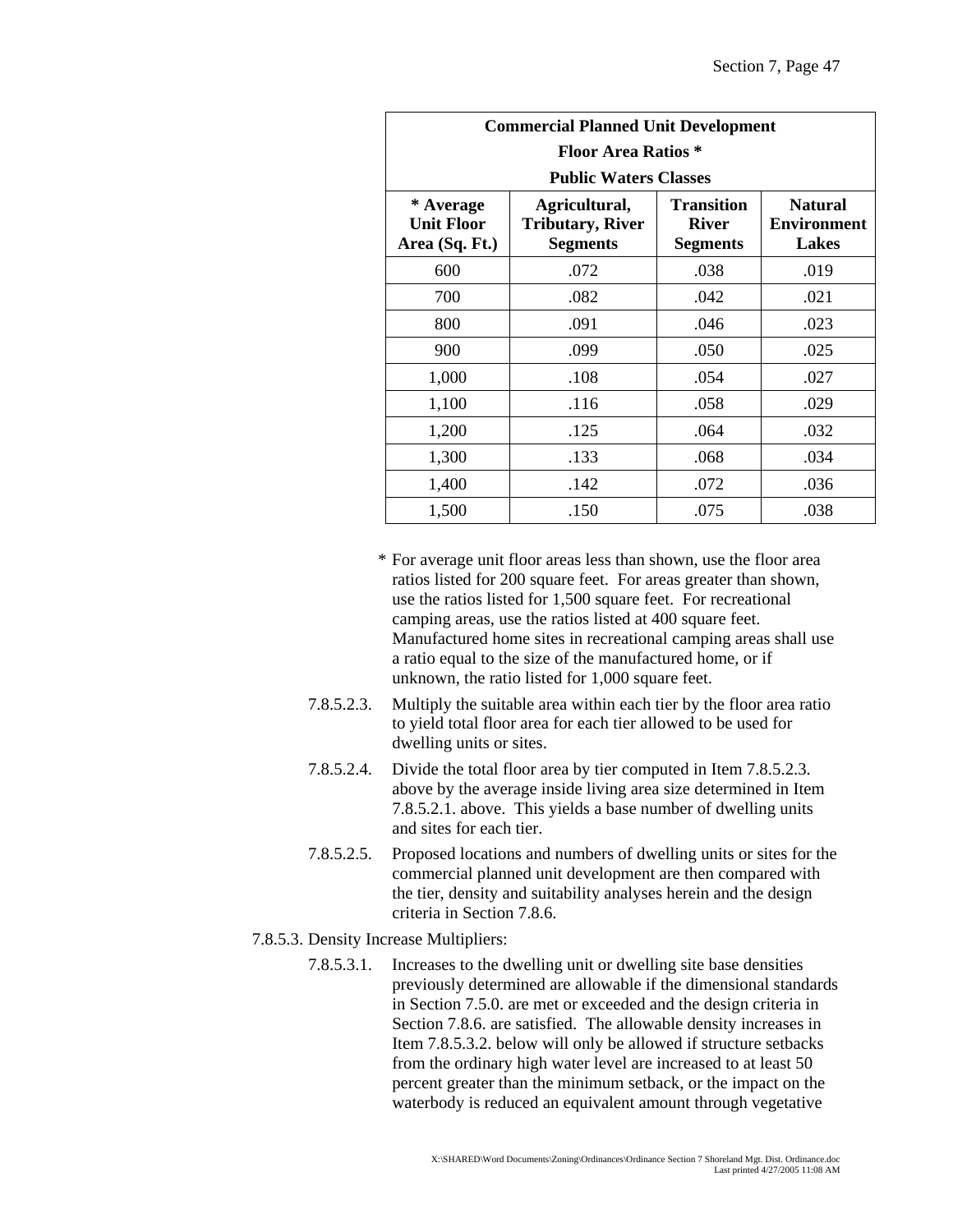| Commercial Planned Unit Development Floor Area Ratios * Public Waters Classes | | | |
|---|---|---|---|
| **\* Average Unit Floor Area (Sq. Ft.)** | **Agricultural, Tributary, River Segments** | **Transition River Segments** | **Natural Environment Lakes** |
| 600 | .072 | .038 | .019 |
| 700 | .082 | .042 | .021 |
| 800 | .091 | .046 | .023 |
| 900 | .099 | .050 | .025 |
| 1,000 | .108 | .054 | .027 |
| 1,100 | .116 | .058 | .029 |
| 1,200 | .125 | .064 | .032 |
| 1,300 | .133 | .068 | .034 |
| 1,400 | .142 | .072 | .036 |
| 1,500 | .150 | .075 | .038 |

\* For average unit floor areas less than shown, use the floor area ratios listed for 200 square feet. For areas greater than shown, use the ratios listed for 1,500 square feet. For recreational camping areas, use the ratios listed at 400 square feet. Manufactured home sites in recreational camping areas shall use a ratio equal to the size of the manufactured home, or if unknown, the ratio listed for 1,000 square feet.

7.8.5.2.3. Multiply the suitable area within each tier by the floor area ratio to yield total floor area for each tier allowed to be used for dwelling units or sites.

7.8.5.2.4. Divide the total floor area by tier computed in Item 7.8.5.2.3. above by the average inside living area size determined in Item 7.8.5.2.1. above. This yields a base number of dwelling units and sites for each tier.

7.8.5.2.5. Proposed locations and numbers of dwelling units or sites for the commercial planned unit development are then compared with the tier, density and suitability analyses herein and the design criteria in Section 7.8.6.

7.8.5.3. Density Increase Multipliers:

7.8.5.3.1. Increases to the dwelling unit or dwelling site base densities previously determined are allowable if the dimensional standards in Section 7.5.0. are met or exceeded and the design criteria in Section 7.8.6. are satisfied. The allowable density increases in Item 7.8.5.3.2. below will only be allowed if structure setbacks from the ordinary high water level are increased to at least 50 percent greater than the minimum setback, or the impact on the waterbody is reduced an equivalent amount through vegetative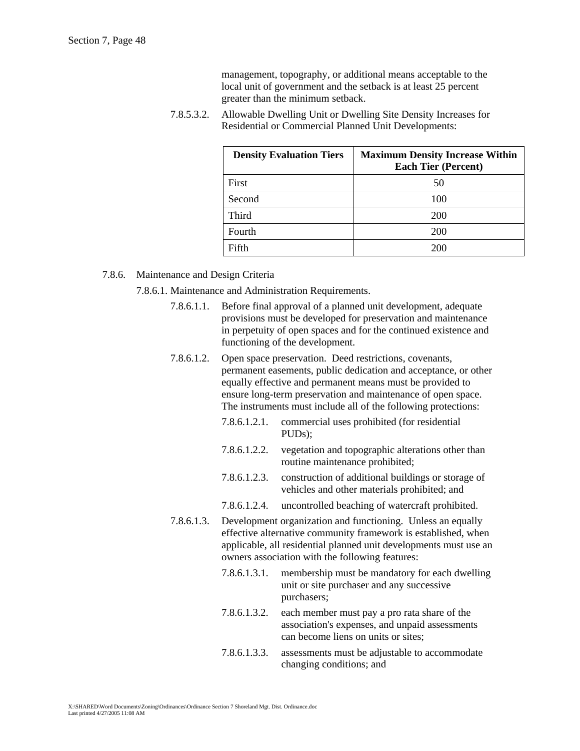management, topography, or additional means acceptable to the local unit of government and the setback is at least 25 percent greater than the minimum setback.

7.8.5.3.2. Allowable Dwelling Unit or Dwelling Site Density Increases for Residential or Commercial Planned Unit Developments:

| Density Evaluation Tiers | Maximum Density Increase Within Each Tier (Percent) |
|---|---|
| First | 50 |
| Second | 100 |
| Third | 200 |
| Fourth | 200 |
| Fifth | 200 |

7.8.6. Maintenance and Design Criteria

7.8.6.1. Maintenance and Administration Requirements.

7.8.6.1.1. Before final approval of a planned unit development, adequate provisions must be developed for preservation and maintenance in perpetuity of open spaces and for the continued existence and functioning of the development.

7.8.6.1.2. Open space preservation. Deed restrictions, covenants, permanent easements, public dedication and acceptance, or other equally effective and permanent means must be provided to ensure long-term preservation and maintenance of open space. The instruments must include all of the following protections:

7.8.6.1.2.1. commercial uses prohibited (for residential PUDs);

7.8.6.1.2.2. vegetation and topographic alterations other than routine maintenance prohibited;

7.8.6.1.2.3. construction of additional buildings or storage of vehicles and other materials prohibited; and

7.8.6.1.2.4. uncontrolled beaching of watercraft prohibited.

7.8.6.1.3. Development organization and functioning. Unless an equally effective alternative community framework is established, when applicable, all residential planned unit developments must use an owners association with the following features:

7.8.6.1.3.1. membership must be mandatory for each dwelling unit or site purchaser and any successive purchasers;

7.8.6.1.3.2. each member must pay a pro rata share of the association's expenses, and unpaid assessments can become liens on units or sites;

7.8.6.1.3.3. assessments must be adjustable to accommodate changing conditions; and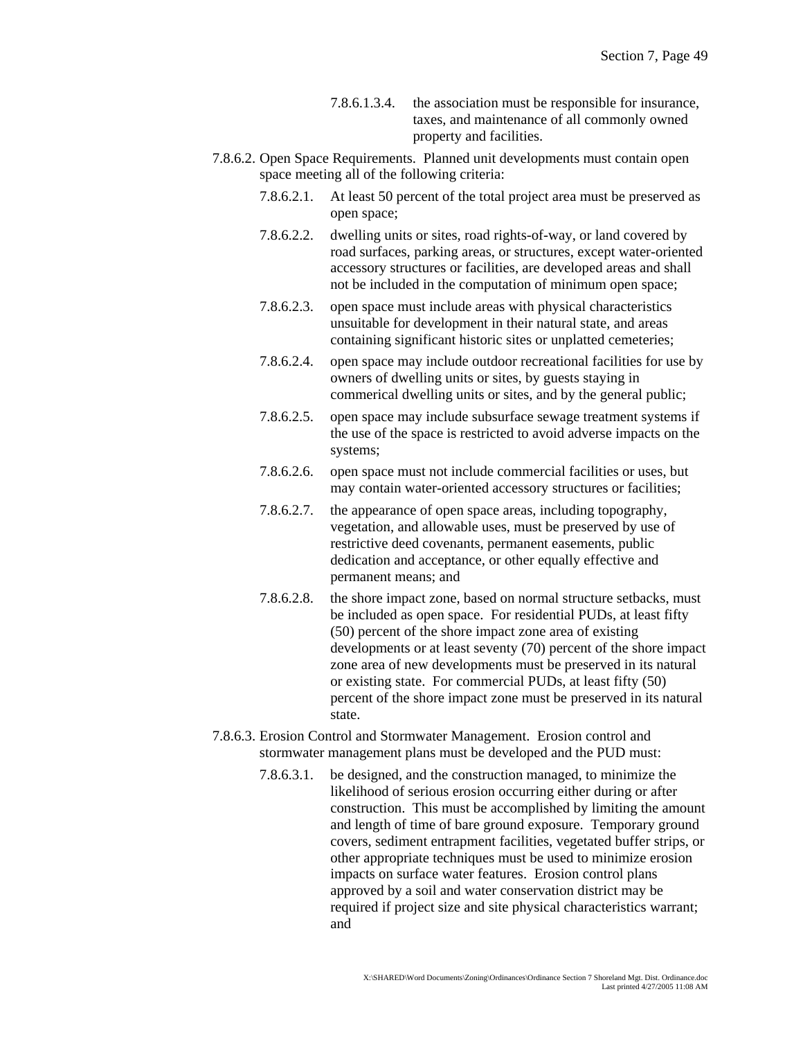7.8.6.1.3.4. the association must be responsible for insurance, taxes, and maintenance of all commonly owned property and facilities.

7.8.6.2. Open Space Requirements. Planned unit developments must contain open space meeting all of the following criteria:

7.8.6.2.1. At least 50 percent of the total project area must be preserved as open space;

7.8.6.2.2. dwelling units or sites, road rights-of-way, or land covered by road surfaces, parking areas, or structures, except water-oriented accessory structures or facilities, are developed areas and shall not be included in the computation of minimum open space;

7.8.6.2.3. open space must include areas with physical characteristics unsuitable for development in their natural state, and areas containing significant historic sites or unplatted cemeteries;

7.8.6.2.4. open space may include outdoor recreational facilities for use by owners of dwelling units or sites, by guests staying in commerical dwelling units or sites, and by the general public;

7.8.6.2.5. open space may include subsurface sewage treatment systems if the use of the space is restricted to avoid adverse impacts on the systems;

7.8.6.2.6. open space must not include commercial facilities or uses, but may contain water-oriented accessory structures or facilities;

7.8.6.2.7. the appearance of open space areas, including topography, vegetation, and allowable uses, must be preserved by use of restrictive deed covenants, permanent easements, public dedication and acceptance, or other equally effective and permanent means; and

7.8.6.2.8. the shore impact zone, based on normal structure setbacks, must be included as open space. For residential PUDs, at least fifty (50) percent of the shore impact zone area of existing developments or at least seventy (70) percent of the shore impact zone area of new developments must be preserved in its natural or existing state. For commercial PUDs, at least fifty (50) percent of the shore impact zone must be preserved in its natural state.

7.8.6.3. Erosion Control and Stormwater Management. Erosion control and stormwater management plans must be developed and the PUD must:

7.8.6.3.1. be designed, and the construction managed, to minimize the likelihood of serious erosion occurring either during or after construction. This must be accomplished by limiting the amount and length of time of bare ground exposure. Temporary ground covers, sediment entrapment facilities, vegetated buffer strips, or other appropriate techniques must be used to minimize erosion impacts on surface water features. Erosion control plans approved by a soil and water conservation district may be required if project size and site physical characteristics warrant; and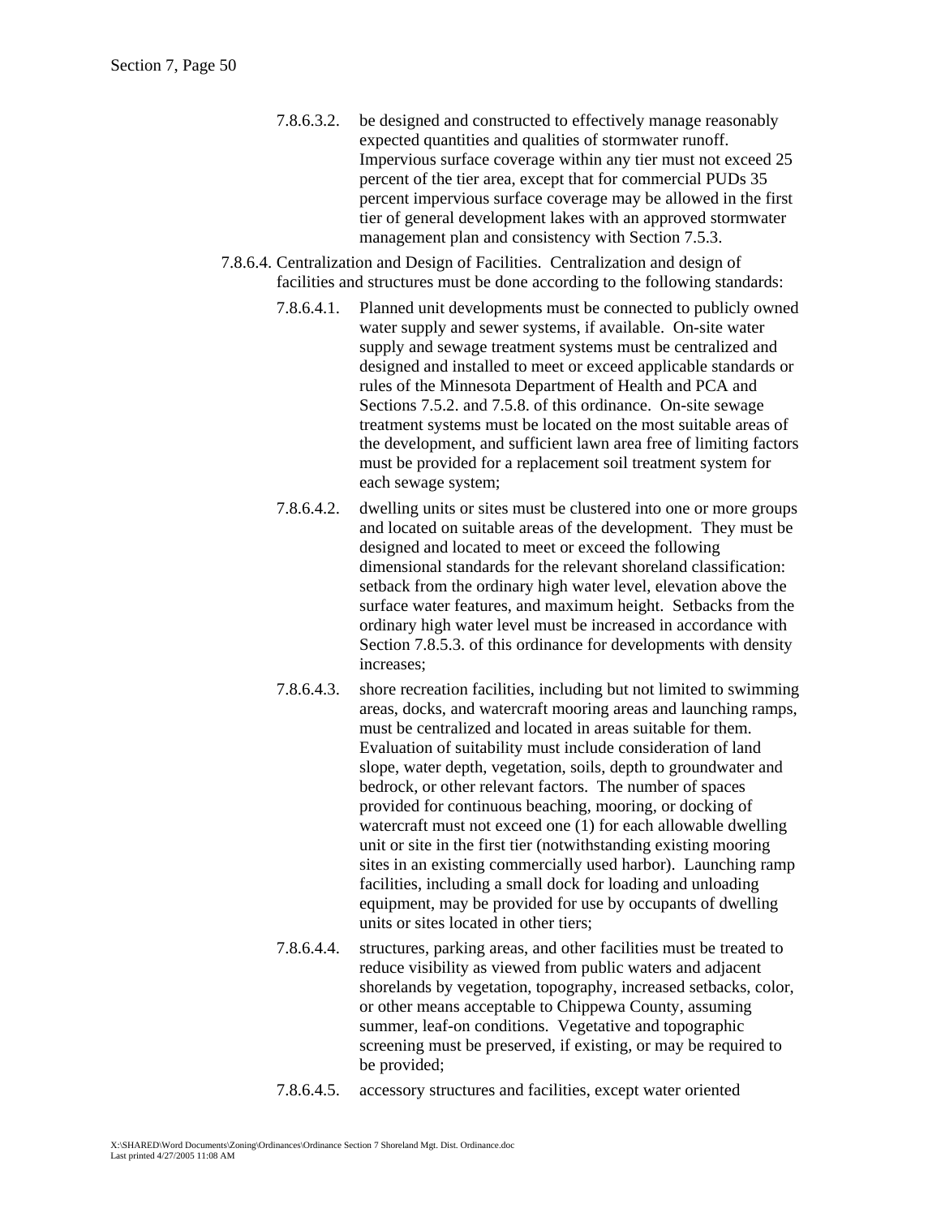7.8.6.3.2. be designed and constructed to effectively manage reasonably expected quantities and qualities of stormwater runoff. Impervious surface coverage within any tier must not exceed 25 percent of the tier area, except that for commercial PUDs 35 percent impervious surface coverage may be allowed in the first tier of general development lakes with an approved stormwater management plan and consistency with Section 7.5.3.

7.8.6.4. Centralization and Design of Facilities. Centralization and design of facilities and structures must be done according to the following standards:

7.8.6.4.1. Planned unit developments must be connected to publicly owned water supply and sewer systems, if available. On-site water supply and sewage treatment systems must be centralized and designed and installed to meet or exceed applicable standards or rules of the Minnesota Department of Health and PCA and Sections 7.5.2. and 7.5.8. of this ordinance. On-site sewage treatment systems must be located on the most suitable areas of the development, and sufficient lawn area free of limiting factors must be provided for a replacement soil treatment system for each sewage system;

7.8.6.4.2. dwelling units or sites must be clustered into one or more groups and located on suitable areas of the development. They must be designed and located to meet or exceed the following dimensional standards for the relevant shoreland classification: setback from the ordinary high water level, elevation above the surface water features, and maximum height. Setbacks from the ordinary high water level must be increased in accordance with Section 7.8.5.3. of this ordinance for developments with density increases;

7.8.6.4.3. shore recreation facilities, including but not limited to swimming areas, docks, and watercraft mooring areas and launching ramps, must be centralized and located in areas suitable for them. Evaluation of suitability must include consideration of land slope, water depth, vegetation, soils, depth to groundwater and bedrock, or other relevant factors. The number of spaces provided for continuous beaching, mooring, or docking of watercraft must not exceed one (1) for each allowable dwelling unit or site in the first tier (notwithstanding existing mooring sites in an existing commercially used harbor). Launching ramp facilities, including a small dock for loading and unloading equipment, may be provided for use by occupants of dwelling units or sites located in other tiers;

7.8.6.4.4. structures, parking areas, and other facilities must be treated to reduce visibility as viewed from public waters and adjacent shorelands by vegetation, topography, increased setbacks, color, or other means acceptable to Chippewa County, assuming summer, leaf-on conditions. Vegetative and topographic screening must be preserved, if existing, or may be required to be provided;

7.8.6.4.5. accessory structures and facilities, except water oriented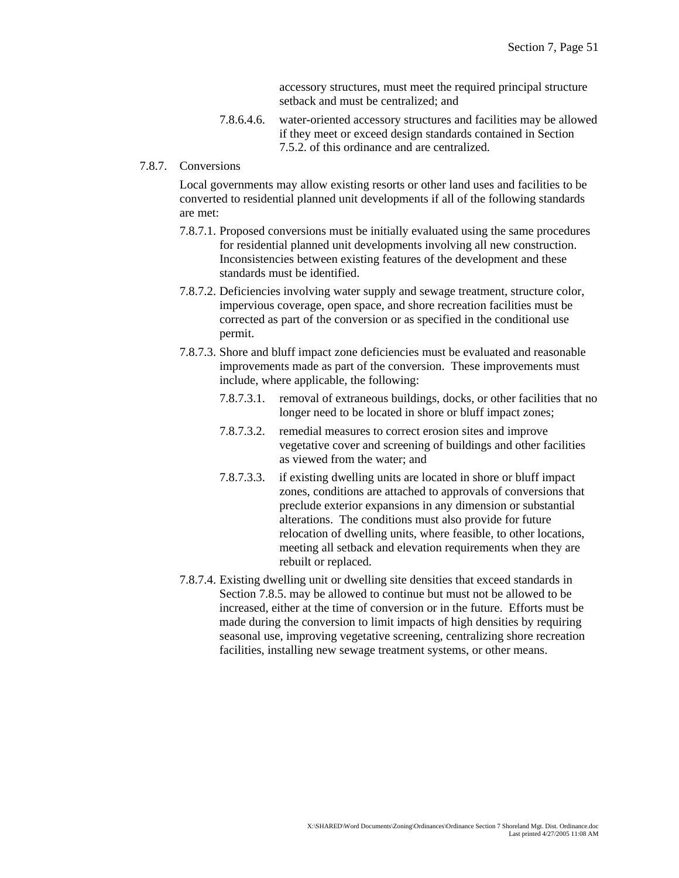accessory structures, must meet the required principal structure setback and must be centralized; and

7.8.6.4.6. water-oriented accessory structures and facilities may be allowed if they meet or exceed design standards contained in Section 7.5.2. of this ordinance and are centralized.

### 7.8.7. Conversions

Local governments may allow existing resorts or other land uses and facilities to be converted to residential planned unit developments if all of the following standards are met:

7.8.7.1. Proposed conversions must be initially evaluated using the same procedures for residential planned unit developments involving all new construction. Inconsistencies between existing features of the development and these standards must be identified.

7.8.7.2. Deficiencies involving water supply and sewage treatment, structure color, impervious coverage, open space, and shore recreation facilities must be corrected as part of the conversion or as specified in the conditional use permit.

7.8.7.3. Shore and bluff impact zone deficiencies must be evaluated and reasonable improvements made as part of the conversion. These improvements must include, where applicable, the following:

7.8.7.3.1. removal of extraneous buildings, docks, or other facilities that no longer need to be located in shore or bluff impact zones;

7.8.7.3.2. remedial measures to correct erosion sites and improve vegetative cover and screening of buildings and other facilities as viewed from the water; and

7.8.7.3.3. if existing dwelling units are located in shore or bluff impact zones, conditions are attached to approvals of conversions that preclude exterior expansions in any dimension or substantial alterations. The conditions must also provide for future relocation of dwelling units, where feasible, to other locations, meeting all setback and elevation requirements when they are rebuilt or replaced.

7.8.7.4. Existing dwelling unit or dwelling site densities that exceed standards in Section 7.8.5. may be allowed to continue but must not be allowed to be increased, either at the time of conversion or in the future. Efforts must be made during the conversion to limit impacts of high densities by requiring seasonal use, improving vegetative screening, centralizing shore recreation facilities, installing new sewage treatment systems, or other means.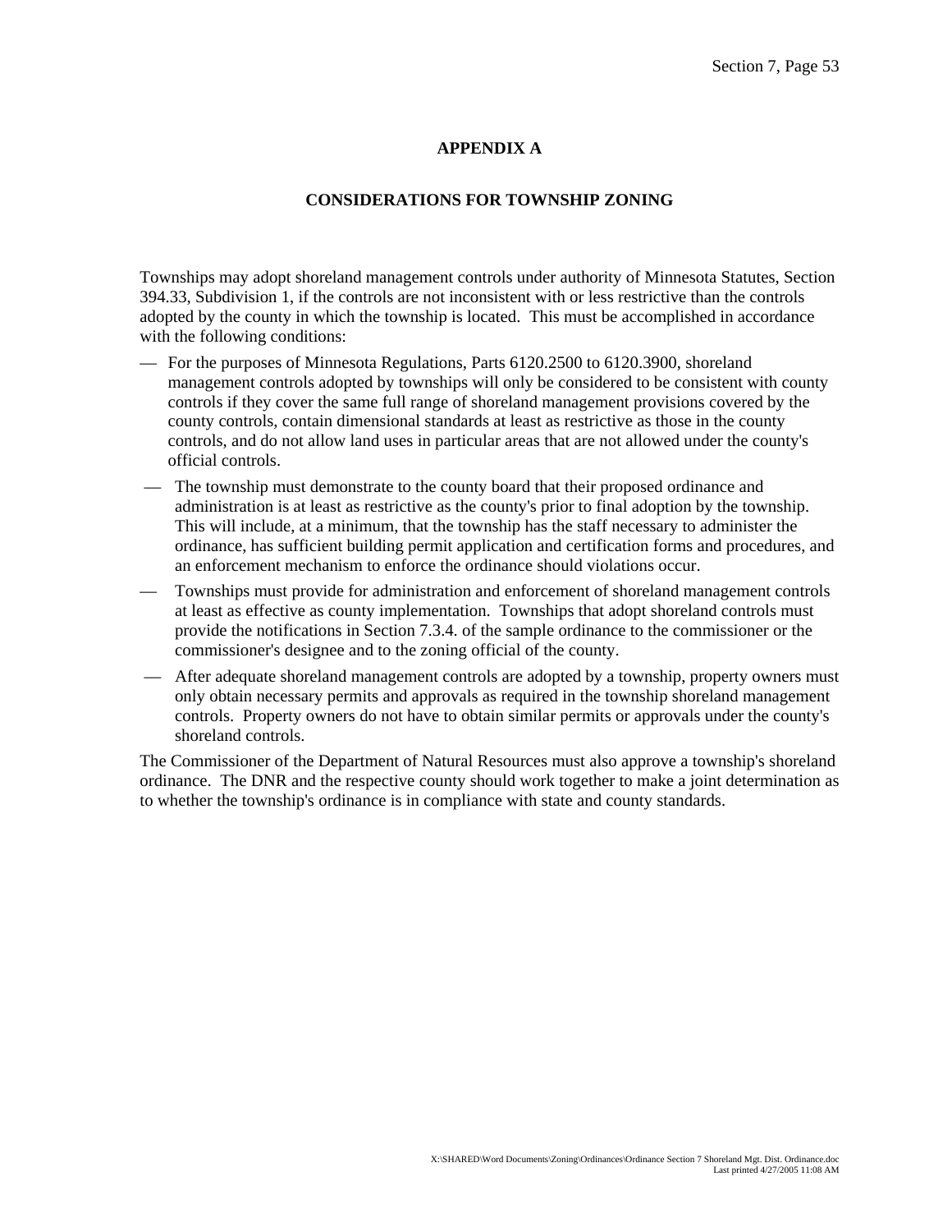# APPENDIX A

## CONSIDERATIONS FOR TOWNSHIP ZONING

Townships may adopt shoreland management controls under authority of Minnesota Statutes, Section 394.33, Subdivision 1, if the controls are not inconsistent with or less restrictive than the controls adopted by the county in which the township is located. This must be accomplished in accordance with the following conditions:

- For the purposes of Minnesota Regulations, Parts 6120.2500 to 6120.3900, shoreland management controls adopted by townships will only be considered to be consistent with county controls if they cover the same full range of shoreland management provisions covered by the county controls, contain dimensional standards at least as restrictive as those in the county controls, and do not allow land uses in particular areas that are not allowed under the county's official controls.
- The township must demonstrate to the county board that their proposed ordinance and administration is at least as restrictive as the county's prior to final adoption by the township. This will include, at a minimum, that the township has the staff necessary to administer the ordinance, has sufficient building permit application and certification forms and procedures, and an enforcement mechanism to enforce the ordinance should violations occur.
- Townships must provide for administration and enforcement of shoreland management controls at least as effective as county implementation. Townships that adopt shoreland controls must provide the notifications in Section 7.3.4. of the sample ordinance to the commissioner or the commissioner's designee and to the zoning official of the county.
- After adequate shoreland management controls are adopted by a township, property owners must only obtain necessary permits and approvals as required in the township shoreland management controls. Property owners do not have to obtain similar permits or approvals under the county's shoreland controls.

The Commissioner of the Department of Natural Resources must also approve a township's shoreland ordinance. The DNR and the respective county should work together to make a joint determination as to whether the township's ordinance is in compliance with state and county standards.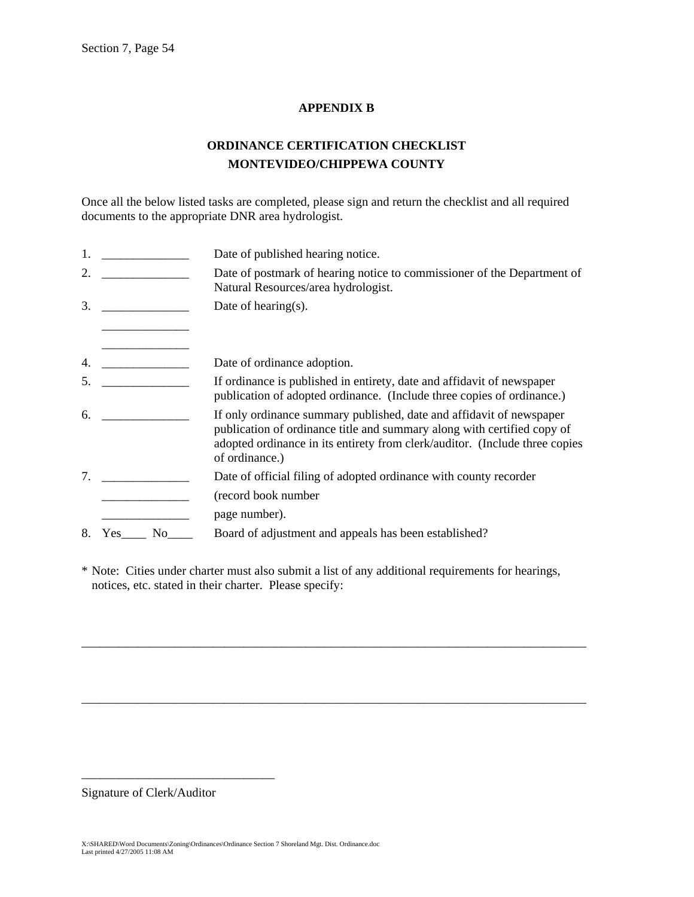## APPENDIX B

### ORDINANCE CERTIFICATION CHECKLIST
### MONTEVIDEO/CHIPPEWA COUNTY

Once all the below listed tasks are completed, please sign and return the checklist and all required documents to the appropriate DNR area hydrologist.

| | | |
|---|---|---|
| 1. | ______________ | Date of published hearing notice. |
| 2. | ______________ | Date of postmark of hearing notice to commissioner of the Department of Natural Resources/area hydrologist. |
| 3. | ______________ | Date of hearing(s). |
| | ______________ | |
| | ______________ | |
| 4. | ______________ | Date of ordinance adoption. |
| 5. | ______________ | If ordinance is published in entirety, date and affidavit of newspaper publication of adopted ordinance. (Include three copies of ordinance.) |
| 6. | ______________ | If only ordinance summary published, date and affidavit of newspaper publication of ordinance title and summary along with certified copy of adopted ordinance in its entirety from clerk/auditor. (Include three copies of ordinance.) |
| 7. | ______________ | Date of official filing of adopted ordinance with county recorder |
| | ______________ | (record book number |
| | ______________ | page number). |
| 8. | Yes____ No____ | Board of adjustment and appeals has been established? |

\* Note: Cities under charter must also submit a list of any additional requirements for hearings, notices, etc. stated in their charter. Please specify:

_____________________________________________________________________________________

_____________________________________________________________________________________

______________________________
Signature of Clerk/Auditor